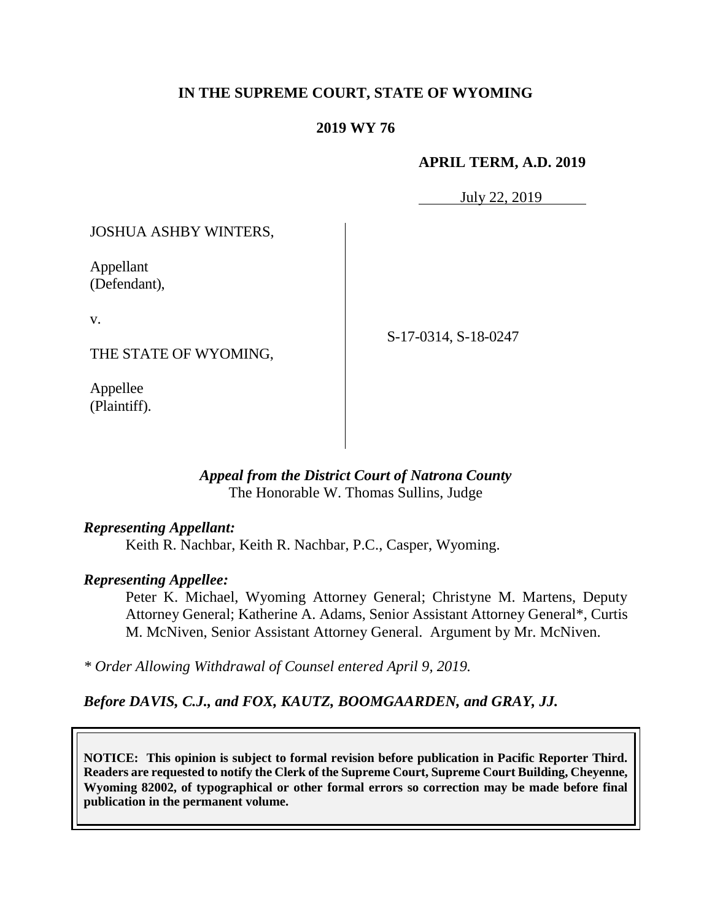**IN THE SUPREME COURT, STATE OF WYOMING**

**2019 WY 76**

**APRIL TERM, A.D. 2019**

July 22, 2019

JOSHUA ASHBY WINTERS,

Appellant
(Defendant),

v.

THE STATE OF WYOMING,

Appellee
(Plaintiff).

S-17-0314, S-18-0247

***Appeal from the District Court of Natrona County***
The Honorable W. Thomas Sullins, Judge

***Representing Appellant:***

Keith R. Nachbar, Keith R. Nachbar, P.C., Casper, Wyoming.

***Representing Appellee:***

Peter K. Michael, Wyoming Attorney General; Christyne M. Martens, Deputy Attorney General; Katherine A. Adams, Senior Assistant Attorney General\*, Curtis M. McNiven, Senior Assistant Attorney General. Argument by Mr. McNiven.

*\* Order Allowing Withdrawal of Counsel entered April 9, 2019.*

***Before DAVIS, C.J., and FOX, KAUTZ, BOOMGAARDEN, and GRAY, JJ.***

**NOTICE: This opinion is subject to formal revision before publication in Pacific Reporter Third. Readers are requested to notify the Clerk of the Supreme Court, Supreme Court Building, Cheyenne, Wyoming 82002, of typographical or other formal errors so correction may be made before final publication in the permanent volume.**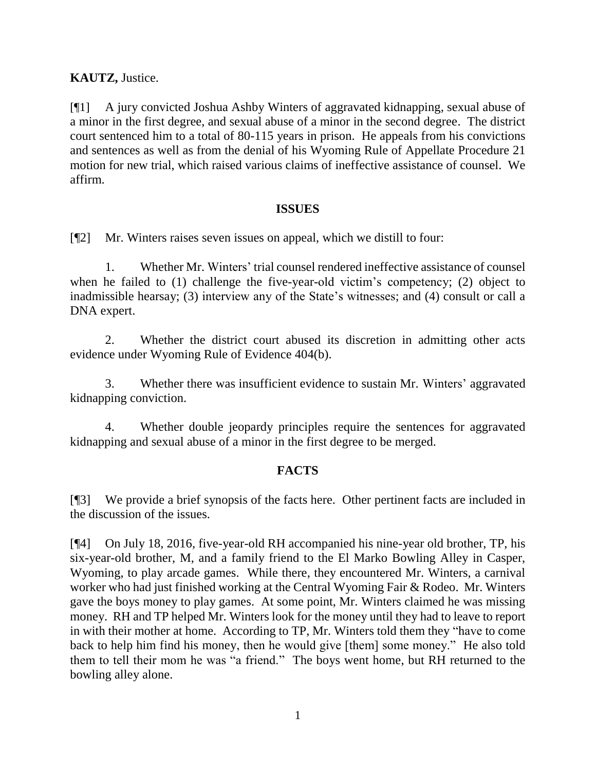**KAUTZ,** Justice.

[¶1] A jury convicted Joshua Ashby Winters of aggravated kidnapping, sexual abuse of a minor in the first degree, and sexual abuse of a minor in the second degree. The district court sentenced him to a total of 80-115 years in prison. He appeals from his convictions and sentences as well as from the denial of his Wyoming Rule of Appellate Procedure 21 motion for new trial, which raised various claims of ineffective assistance of counsel. We affirm.

## ISSUES

[¶2] Mr. Winters raises seven issues on appeal, which we distill to four:

1. Whether Mr. Winters' trial counsel rendered ineffective assistance of counsel when he failed to (1) challenge the five-year-old victim's competency; (2) object to inadmissible hearsay; (3) interview any of the State's witnesses; and (4) consult or call a DNA expert.

2. Whether the district court abused its discretion in admitting other acts evidence under Wyoming Rule of Evidence 404(b).

3. Whether there was insufficient evidence to sustain Mr. Winters' aggravated kidnapping conviction.

4. Whether double jeopardy principles require the sentences for aggravated kidnapping and sexual abuse of a minor in the first degree to be merged.

## FACTS

[¶3] We provide a brief synopsis of the facts here. Other pertinent facts are included in the discussion of the issues.

[¶4] On July 18, 2016, five-year-old RH accompanied his nine-year old brother, TP, his six-year-old brother, M, and a family friend to the El Marko Bowling Alley in Casper, Wyoming, to play arcade games. While there, they encountered Mr. Winters, a carnival worker who had just finished working at the Central Wyoming Fair & Rodeo. Mr. Winters gave the boys money to play games. At some point, Mr. Winters claimed he was missing money. RH and TP helped Mr. Winters look for the money until they had to leave to report in with their mother at home. According to TP, Mr. Winters told them they "have to come back to help him find his money, then he would give [them] some money." He also told them to tell their mom he was "a friend." The boys went home, but RH returned to the bowling alley alone.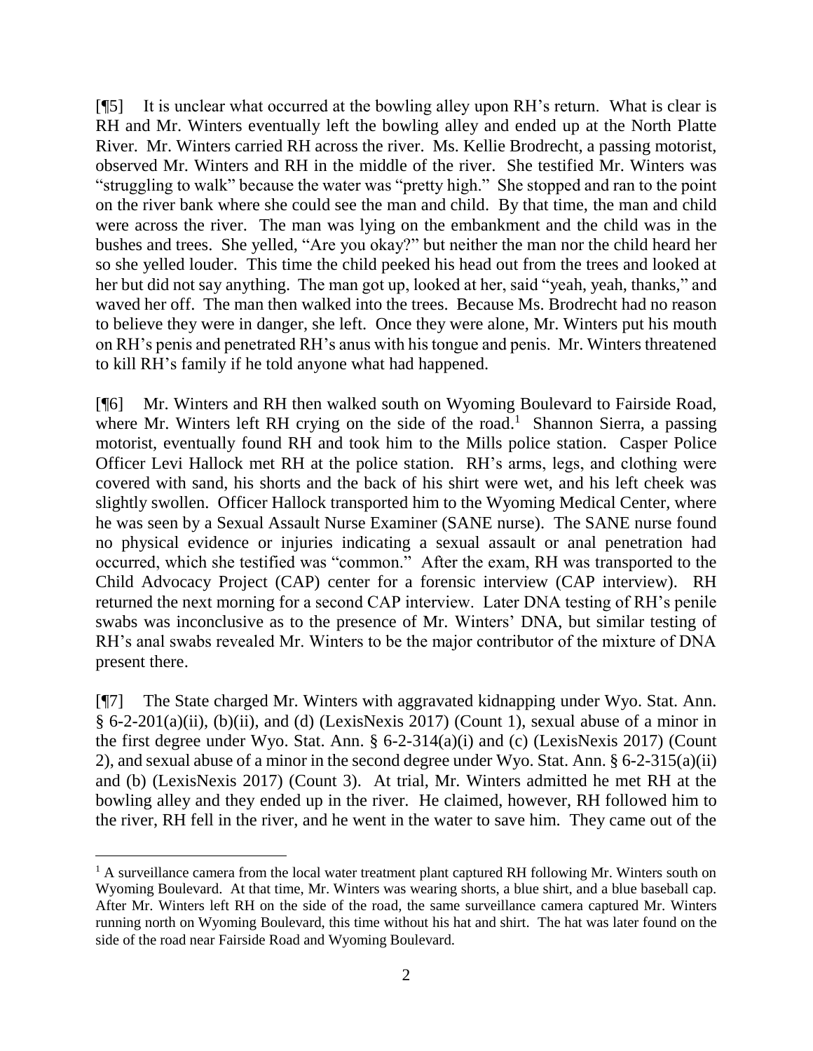[¶5] It is unclear what occurred at the bowling alley upon RH's return. What is clear is RH and Mr. Winters eventually left the bowling alley and ended up at the North Platte River. Mr. Winters carried RH across the river. Ms. Kellie Brodrecht, a passing motorist, observed Mr. Winters and RH in the middle of the river. She testified Mr. Winters was "struggling to walk" because the water was "pretty high." She stopped and ran to the point on the river bank where she could see the man and child. By that time, the man and child were across the river. The man was lying on the embankment and the child was in the bushes and trees. She yelled, "Are you okay?" but neither the man nor the child heard her so she yelled louder. This time the child peeked his head out from the trees and looked at her but did not say anything. The man got up, looked at her, said "yeah, yeah, thanks," and waved her off. The man then walked into the trees. Because Ms. Brodrecht had no reason to believe they were in danger, she left. Once they were alone, Mr. Winters put his mouth on RH's penis and penetrated RH's anus with his tongue and penis. Mr. Winters threatened to kill RH's family if he told anyone what had happened.

[¶6] Mr. Winters and RH then walked south on Wyoming Boulevard to Fairside Road, where Mr. Winters left RH crying on the side of the road.[1] Shannon Sierra, a passing motorist, eventually found RH and took him to the Mills police station. Casper Police Officer Levi Hallock met RH at the police station. RH's arms, legs, and clothing were covered with sand, his shorts and the back of his shirt were wet, and his left cheek was slightly swollen. Officer Hallock transported him to the Wyoming Medical Center, where he was seen by a Sexual Assault Nurse Examiner (SANE nurse). The SANE nurse found no physical evidence or injuries indicating a sexual assault or anal penetration had occurred, which she testified was "common." After the exam, RH was transported to the Child Advocacy Project (CAP) center for a forensic interview (CAP interview). RH returned the next morning for a second CAP interview. Later DNA testing of RH's penile swabs was inconclusive as to the presence of Mr. Winters' DNA, but similar testing of RH's anal swabs revealed Mr. Winters to be the major contributor of the mixture of DNA present there.

[¶7] The State charged Mr. Winters with aggravated kidnapping under Wyo. Stat. Ann. § 6-2-201(a)(ii), (b)(ii), and (d) (LexisNexis 2017) (Count 1), sexual abuse of a minor in the first degree under Wyo. Stat. Ann. § 6-2-314(a)(i) and (c) (LexisNexis 2017) (Count 2), and sexual abuse of a minor in the second degree under Wyo. Stat. Ann. § 6-2-315(a)(ii) and (b) (LexisNexis 2017) (Count 3). At trial, Mr. Winters admitted he met RH at the bowling alley and they ended up in the river. He claimed, however, RH followed him to the river, RH fell in the river, and he went in the water to save him. They came out of the

---

[1] A surveillance camera from the local water treatment plant captured RH following Mr. Winters south on Wyoming Boulevard. At that time, Mr. Winters was wearing shorts, a blue shirt, and a blue baseball cap. After Mr. Winters left RH on the side of the road, the same surveillance camera captured Mr. Winters running north on Wyoming Boulevard, this time without his hat and shirt. The hat was later found on the side of the road near Fairside Road and Wyoming Boulevard.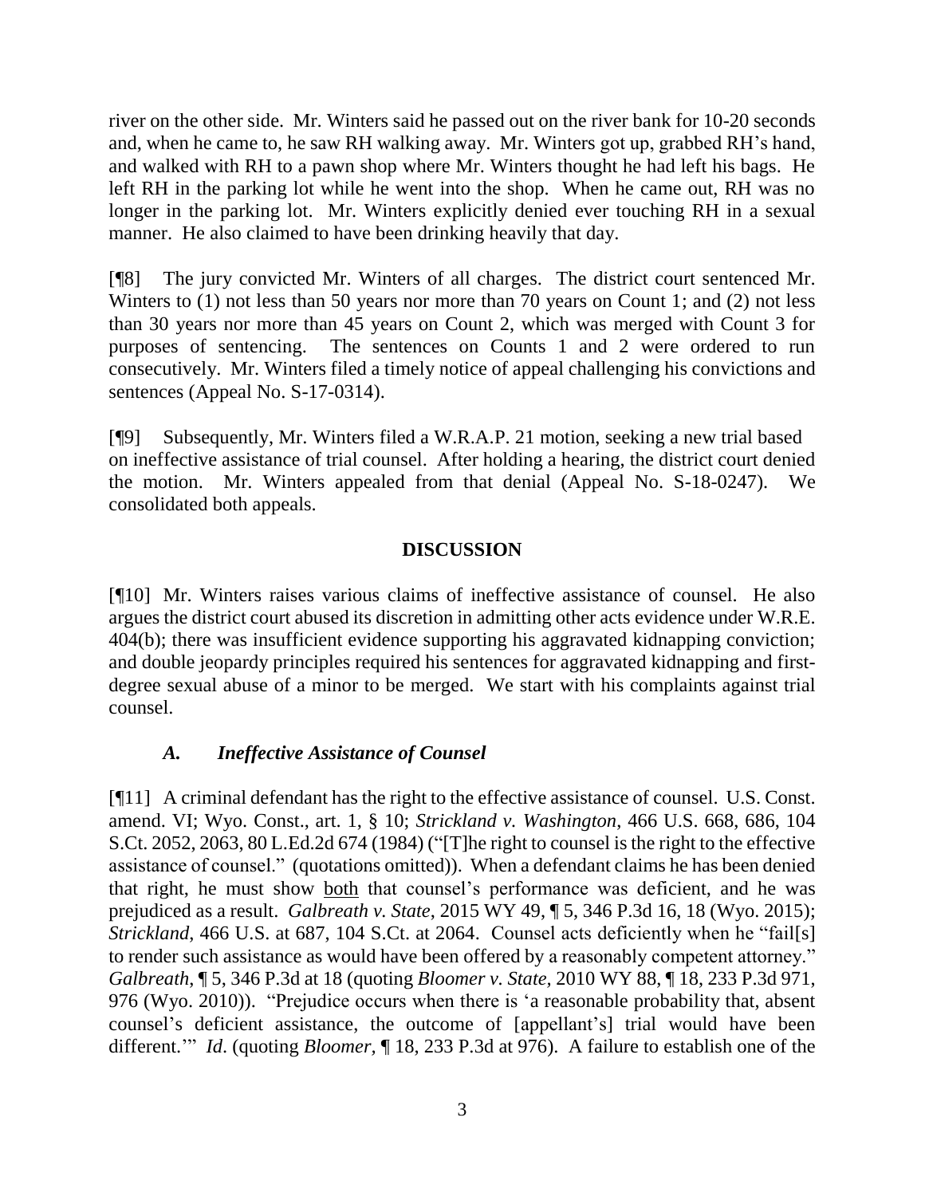river on the other side. Mr. Winters said he passed out on the river bank for 10-20 seconds and, when he came to, he saw RH walking away. Mr. Winters got up, grabbed RH's hand, and walked with RH to a pawn shop where Mr. Winters thought he had left his bags. He left RH in the parking lot while he went into the shop. When he came out, RH was no longer in the parking lot. Mr. Winters explicitly denied ever touching RH in a sexual manner. He also claimed to have been drinking heavily that day.

[¶8] The jury convicted Mr. Winters of all charges. The district court sentenced Mr. Winters to (1) not less than 50 years nor more than 70 years on Count 1; and (2) not less than 30 years nor more than 45 years on Count 2, which was merged with Count 3 for purposes of sentencing. The sentences on Counts 1 and 2 were ordered to run consecutively. Mr. Winters filed a timely notice of appeal challenging his convictions and sentences (Appeal No. S-17-0314).

[¶9] Subsequently, Mr. Winters filed a W.R.A.P. 21 motion, seeking a new trial based on ineffective assistance of trial counsel. After holding a hearing, the district court denied the motion. Mr. Winters appealed from that denial (Appeal No. S-18-0247). We consolidated both appeals.

## DISCUSSION

[¶10] Mr. Winters raises various claims of ineffective assistance of counsel. He also argues the district court abused its discretion in admitting other acts evidence under W.R.E. 404(b); there was insufficient evidence supporting his aggravated kidnapping conviction; and double jeopardy principles required his sentences for aggravated kidnapping and first-degree sexual abuse of a minor to be merged. We start with his complaints against trial counsel.

### *A. Ineffective Assistance of Counsel*

[¶11] A criminal defendant has the right to the effective assistance of counsel. U.S. Const. amend. VI; Wyo. Const., art. 1, § 10; *Strickland v. Washington*, 466 U.S. 668, 686, 104 S.Ct. 2052, 2063, 80 L.Ed.2d 674 (1984) ("[T]he right to counsel is the right to the effective assistance of counsel." (quotations omitted)). When a defendant claims he has been denied that right, he must show both that counsel's performance was deficient, and he was prejudiced as a result. *Galbreath v. State*, 2015 WY 49, ¶ 5, 346 P.3d 16, 18 (Wyo. 2015); *Strickland*, 466 U.S. at 687, 104 S.Ct. at 2064. Counsel acts deficiently when he "fail[s] to render such assistance as would have been offered by a reasonably competent attorney." *Galbreath*, ¶ 5, 346 P.3d at 18 (quoting *Bloomer v. State*, 2010 WY 88, ¶ 18, 233 P.3d 971, 976 (Wyo. 2010)). "Prejudice occurs when there is 'a reasonable probability that, absent counsel's deficient assistance, the outcome of [appellant's] trial would have been different.'" *Id*. (quoting *Bloomer*, ¶ 18, 233 P.3d at 976). A failure to establish one of the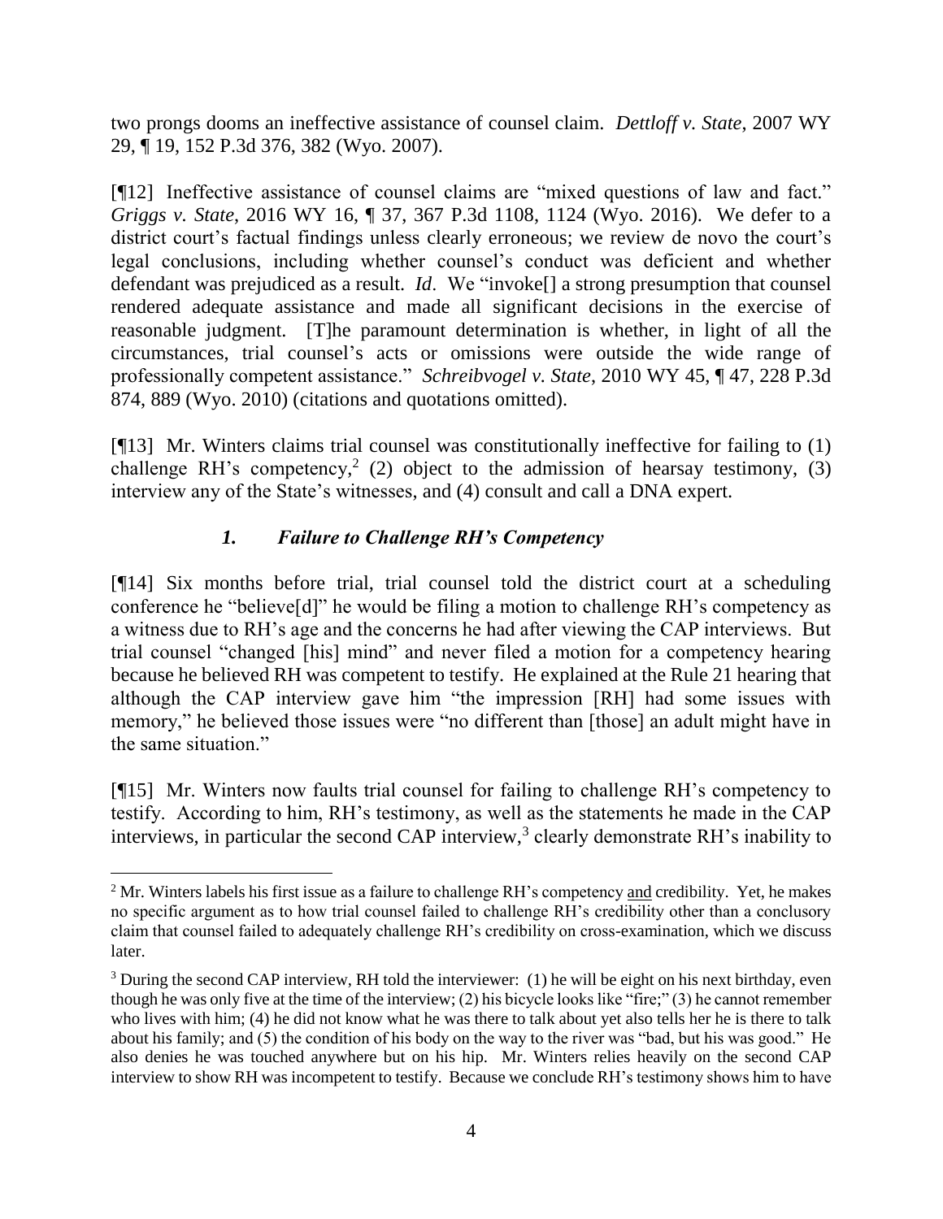two prongs dooms an ineffective assistance of counsel claim. *Dettloff v. State*, 2007 WY 29, ¶ 19, 152 P.3d 376, 382 (Wyo. 2007).

[¶12] Ineffective assistance of counsel claims are "mixed questions of law and fact." *Griggs v. State*, 2016 WY 16, ¶ 37, 367 P.3d 1108, 1124 (Wyo. 2016). We defer to a district court's factual findings unless clearly erroneous; we review de novo the court's legal conclusions, including whether counsel's conduct was deficient and whether defendant was prejudiced as a result. *Id*. We "invoke[] a strong presumption that counsel rendered adequate assistance and made all significant decisions in the exercise of reasonable judgment. [T]he paramount determination is whether, in light of all the circumstances, trial counsel's acts or omissions were outside the wide range of professionally competent assistance." *Schreibvogel v. State*, 2010 WY 45, ¶ 47, 228 P.3d 874, 889 (Wyo. 2010) (citations and quotations omitted).

[¶13] Mr. Winters claims trial counsel was constitutionally ineffective for failing to (1) challenge RH's competency,[2] (2) object to the admission of hearsay testimony, (3) interview any of the State's witnesses, and (4) consult and call a DNA expert.

### *1. Failure to Challenge RH's Competency*

[¶14] Six months before trial, trial counsel told the district court at a scheduling conference he "believe[d]" he would be filing a motion to challenge RH's competency as a witness due to RH's age and the concerns he had after viewing the CAP interviews. But trial counsel "changed [his] mind" and never filed a motion for a competency hearing because he believed RH was competent to testify. He explained at the Rule 21 hearing that although the CAP interview gave him "the impression [RH] had some issues with memory," he believed those issues were "no different than [those] an adult might have in the same situation."

[¶15] Mr. Winters now faults trial counsel for failing to challenge RH's competency to testify. According to him, RH's testimony, as well as the statements he made in the CAP interviews, in particular the second CAP interview,[3] clearly demonstrate RH's inability to

---

[2] Mr. Winters labels his first issue as a failure to challenge RH's competency <u>and</u> credibility. Yet, he makes no specific argument as to how trial counsel failed to challenge RH's credibility other than a conclusory claim that counsel failed to adequately challenge RH's credibility on cross-examination, which we discuss later.

[3] During the second CAP interview, RH told the interviewer: (1) he will be eight on his next birthday, even though he was only five at the time of the interview; (2) his bicycle looks like "fire;" (3) he cannot remember who lives with him; (4) he did not know what he was there to talk about yet also tells her he is there to talk about his family; and (5) the condition of his body on the way to the river was "bad, but his was good." He also denies he was touched anywhere but on his hip. Mr. Winters relies heavily on the second CAP interview to show RH was incompetent to testify. Because we conclude RH's testimony shows him to have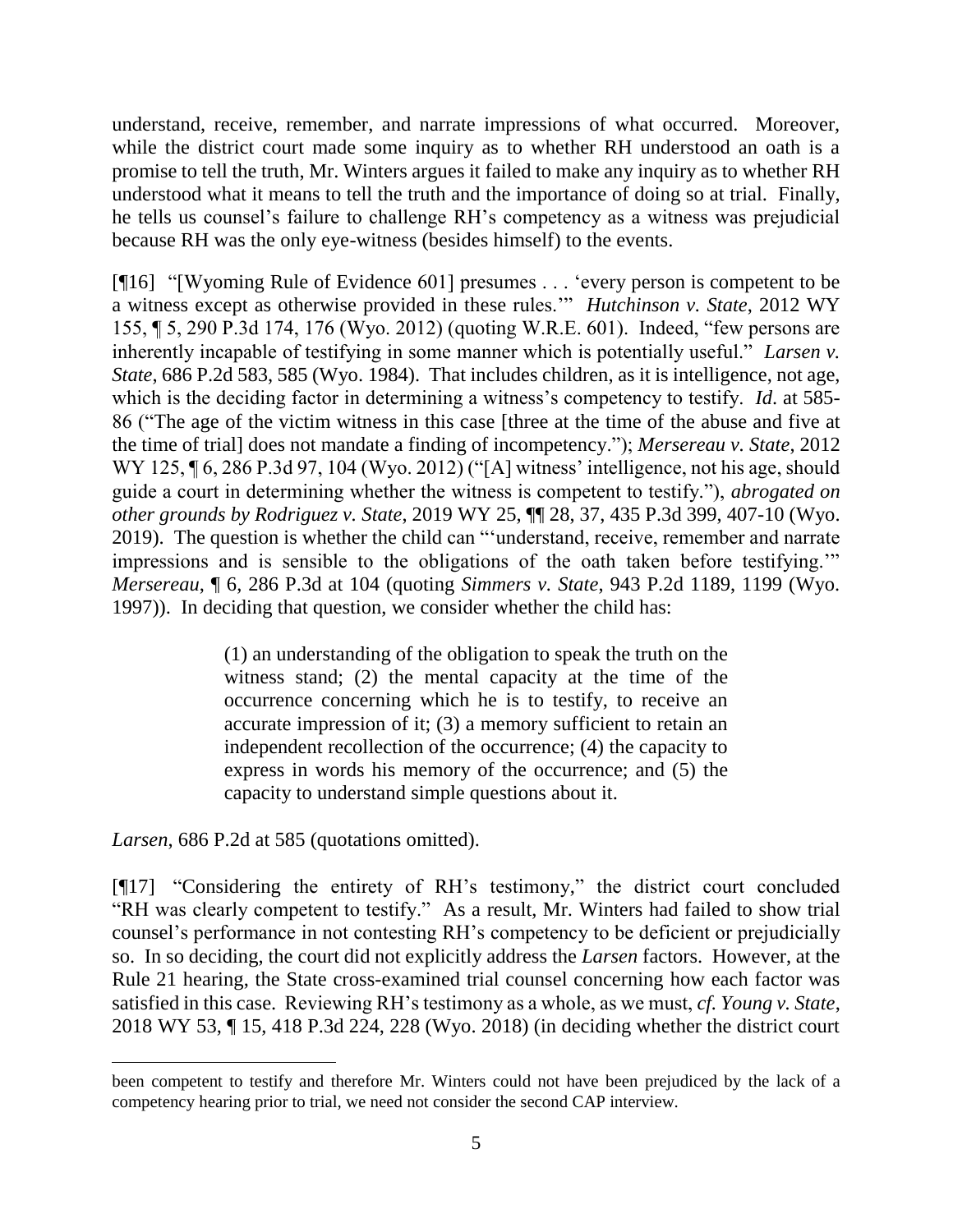understand, receive, remember, and narrate impressions of what occurred. Moreover, while the district court made some inquiry as to whether RH understood an oath is a promise to tell the truth, Mr. Winters argues it failed to make any inquiry as to whether RH understood what it means to tell the truth and the importance of doing so at trial. Finally, he tells us counsel's failure to challenge RH's competency as a witness was prejudicial because RH was the only eye-witness (besides himself) to the events.

[¶16] "[Wyoming Rule of Evidence 601] presumes . . . 'every person is competent to be a witness except as otherwise provided in these rules.'" *Hutchinson v. State*, 2012 WY 155, ¶ 5, 290 P.3d 174, 176 (Wyo. 2012) (quoting W.R.E. 601). Indeed, "few persons are inherently incapable of testifying in some manner which is potentially useful." *Larsen v. State*, 686 P.2d 583, 585 (Wyo. 1984). That includes children, as it is intelligence, not age, which is the deciding factor in determining a witness's competency to testify. *Id.* at 585-86 ("The age of the victim witness in this case [three at the time of the abuse and five at the time of trial] does not mandate a finding of incompetency."); *Mersereau v. State*, 2012 WY 125, ¶ 6, 286 P.3d 97, 104 (Wyo. 2012) ("[A] witness' intelligence, not his age, should guide a court in determining whether the witness is competent to testify."), *abrogated on other grounds by Rodriguez v. State*, 2019 WY 25, ¶¶ 28, 37, 435 P.3d 399, 407-10 (Wyo. 2019). The question is whether the child can "'understand, receive, remember and narrate impressions and is sensible to the obligations of the oath taken before testifying.'" *Mersereau*, ¶ 6, 286 P.3d at 104 (quoting *Simmers v. State*, 943 P.2d 1189, 1199 (Wyo. 1997)). In deciding that question, we consider whether the child has:

> (1) an understanding of the obligation to speak the truth on the witness stand; (2) the mental capacity at the time of the occurrence concerning which he is to testify, to receive an accurate impression of it; (3) a memory sufficient to retain an independent recollection of the occurrence; (4) the capacity to express in words his memory of the occurrence; and (5) the capacity to understand simple questions about it.

*Larsen*, 686 P.2d at 585 (quotations omitted).

[¶17] "Considering the entirety of RH's testimony," the district court concluded "RH was clearly competent to testify." As a result, Mr. Winters had failed to show trial counsel's performance in not contesting RH's competency to be deficient or prejudicially so. In so deciding, the court did not explicitly address the *Larsen* factors. However, at the Rule 21 hearing, the State cross-examined trial counsel concerning how each factor was satisfied in this case. Reviewing RH's testimony as a whole, as we must, *cf. Young v. State*, 2018 WY 53, ¶ 15, 418 P.3d 224, 228 (Wyo. 2018) (in deciding whether the district court

---

been competent to testify and therefore Mr. Winters could not have been prejudiced by the lack of a competency hearing prior to trial, we need not consider the second CAP interview.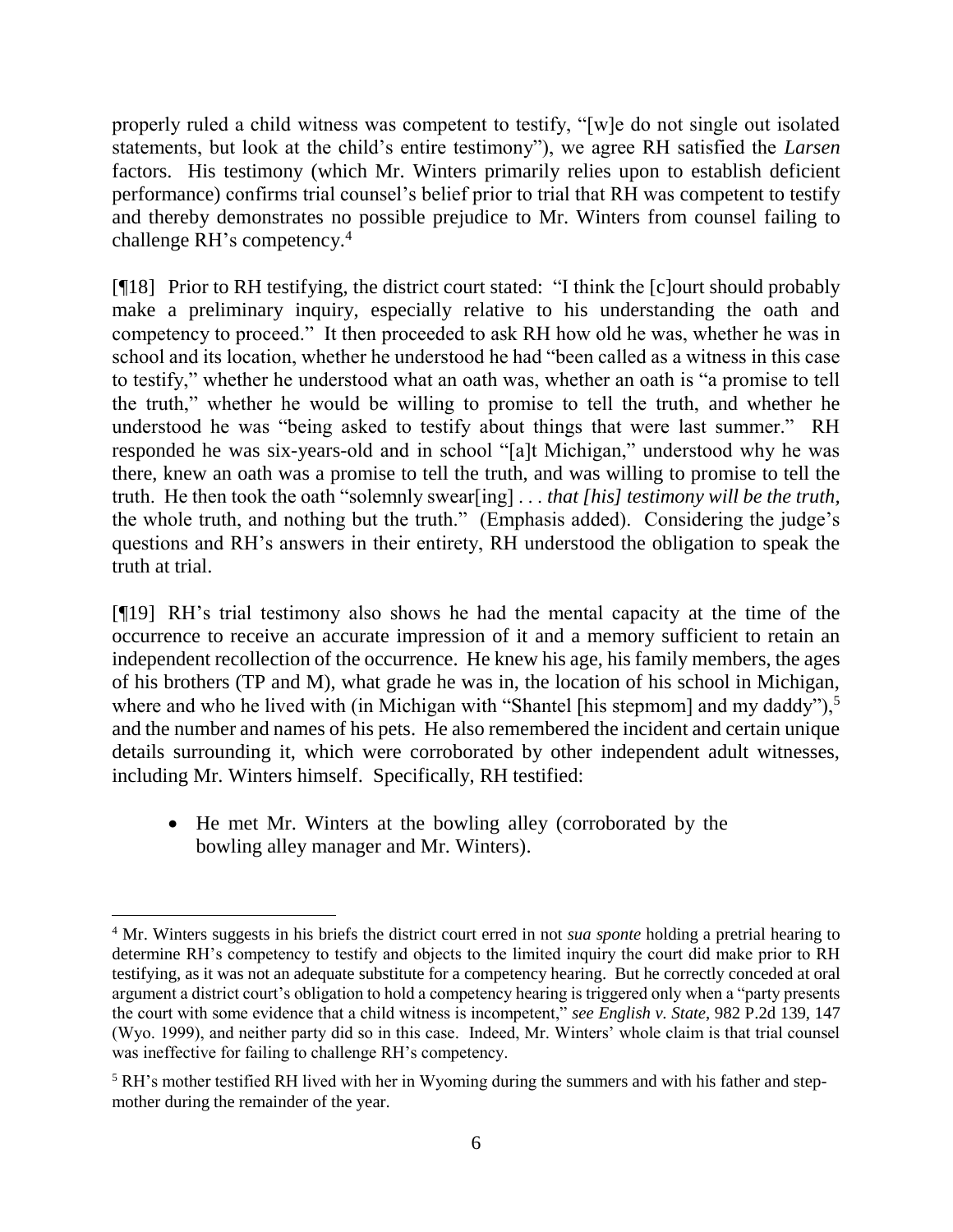properly ruled a child witness was competent to testify, "[w]e do not single out isolated statements, but look at the child's entire testimony"), we agree RH satisfied the *Larsen* factors. His testimony (which Mr. Winters primarily relies upon to establish deficient performance) confirms trial counsel's belief prior to trial that RH was competent to testify and thereby demonstrates no possible prejudice to Mr. Winters from counsel failing to challenge RH's competency.[4]

[¶18] Prior to RH testifying, the district court stated: "I think the [c]ourt should probably make a preliminary inquiry, especially relative to his understanding the oath and competency to proceed." It then proceeded to ask RH how old he was, whether he was in school and its location, whether he understood he had "been called as a witness in this case to testify," whether he understood what an oath was, whether an oath is "a promise to tell the truth," whether he would be willing to promise to tell the truth, and whether he understood he was "being asked to testify about things that were last summer." RH responded he was six-years-old and in school "[a]t Michigan," understood why he was there, knew an oath was a promise to tell the truth, and was willing to promise to tell the truth. He then took the oath "solemnly swear[ing] . . . *that [his] testimony will be the truth,* the whole truth, and nothing but the truth." (Emphasis added). Considering the judge's questions and RH's answers in their entirety, RH understood the obligation to speak the truth at trial.

[¶19] RH's trial testimony also shows he had the mental capacity at the time of the occurrence to receive an accurate impression of it and a memory sufficient to retain an independent recollection of the occurrence. He knew his age, his family members, the ages of his brothers (TP and M), what grade he was in, the location of his school in Michigan, where and who he lived with (in Michigan with "Shantel [his stepmom] and my daddy"),[5] and the number and names of his pets. He also remembered the incident and certain unique details surrounding it, which were corroborated by other independent adult witnesses, including Mr. Winters himself. Specifically, RH testified:

- He met Mr. Winters at the bowling alley (corroborated by the bowling alley manager and Mr. Winters).

---

[4] Mr. Winters suggests in his briefs the district court erred in not *sua sponte* holding a pretrial hearing to determine RH's competency to testify and objects to the limited inquiry the court did make prior to RH testifying, as it was not an adequate substitute for a competency hearing. But he correctly conceded at oral argument a district court's obligation to hold a competency hearing is triggered only when a "party presents the court with some evidence that a child witness is incompetent," *see English v. State*, 982 P.2d 139, 147 (Wyo. 1999), and neither party did so in this case. Indeed, Mr. Winters' whole claim is that trial counsel was ineffective for failing to challenge RH's competency.

[5] RH's mother testified RH lived with her in Wyoming during the summers and with his father and step-mother during the remainder of the year.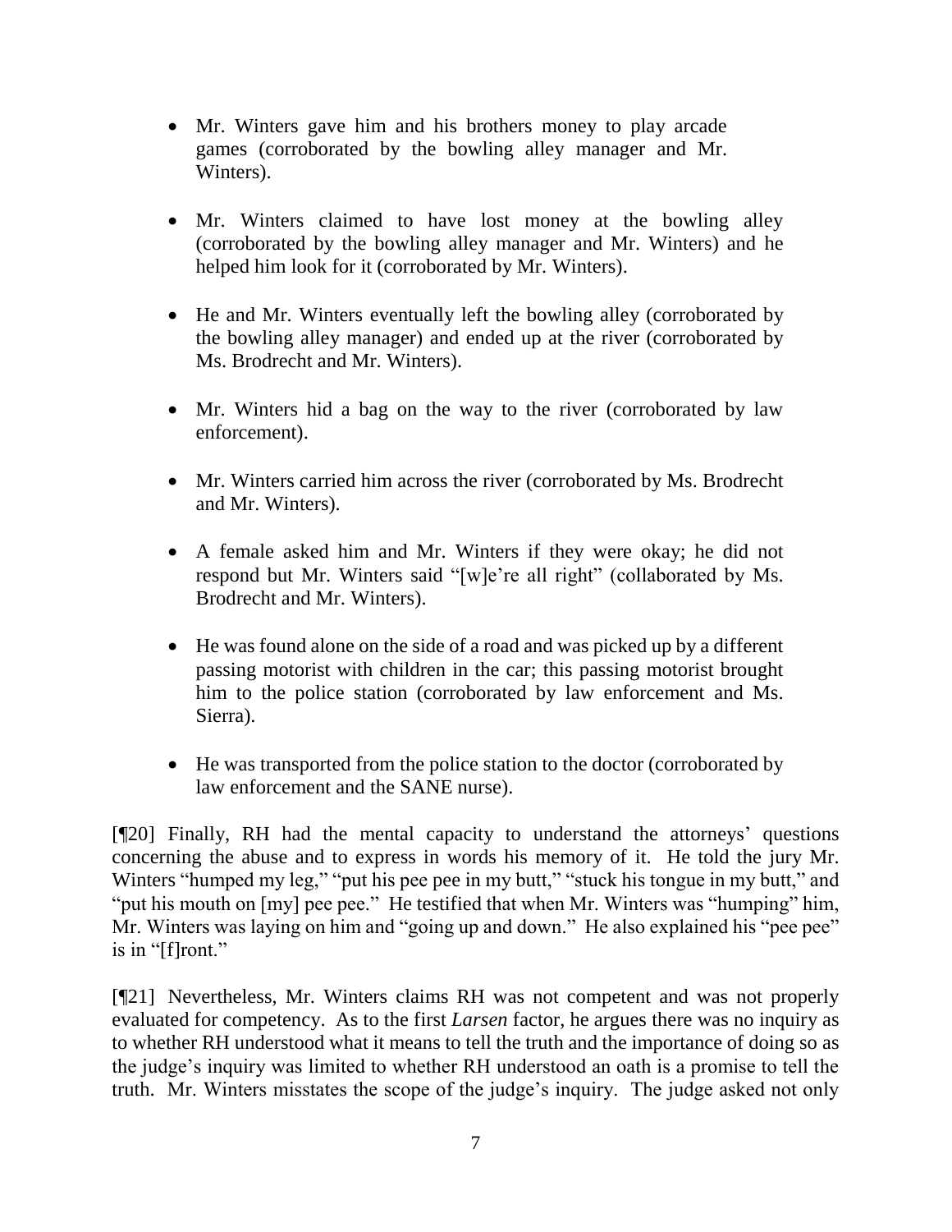- Mr. Winters gave him and his brothers money to play arcade games (corroborated by the bowling alley manager and Mr. Winters).

- Mr. Winters claimed to have lost money at the bowling alley (corroborated by the bowling alley manager and Mr. Winters) and he helped him look for it (corroborated by Mr. Winters).

- He and Mr. Winters eventually left the bowling alley (corroborated by the bowling alley manager) and ended up at the river (corroborated by Ms. Brodrecht and Mr. Winters).

- Mr. Winters hid a bag on the way to the river (corroborated by law enforcement).

- Mr. Winters carried him across the river (corroborated by Ms. Brodrecht and Mr. Winters).

- A female asked him and Mr. Winters if they were okay; he did not respond but Mr. Winters said "[w]e're all right" (collaborated by Ms. Brodrecht and Mr. Winters).

- He was found alone on the side of a road and was picked up by a different passing motorist with children in the car; this passing motorist brought him to the police station (corroborated by law enforcement and Ms. Sierra).

- He was transported from the police station to the doctor (corroborated by law enforcement and the SANE nurse).

[¶20] Finally, RH had the mental capacity to understand the attorneys' questions concerning the abuse and to express in words his memory of it. He told the jury Mr. Winters "humped my leg," "put his pee pee in my butt," "stuck his tongue in my butt," and "put his mouth on [my] pee pee." He testified that when Mr. Winters was "humping" him, Mr. Winters was laying on him and "going up and down." He also explained his "pee pee" is in "[f]ront."

[¶21] Nevertheless, Mr. Winters claims RH was not competent and was not properly evaluated for competency. As to the first *Larsen* factor, he argues there was no inquiry as to whether RH understood what it means to tell the truth and the importance of doing so as the judge's inquiry was limited to whether RH understood an oath is a promise to tell the truth. Mr. Winters misstates the scope of the judge's inquiry. The judge asked not only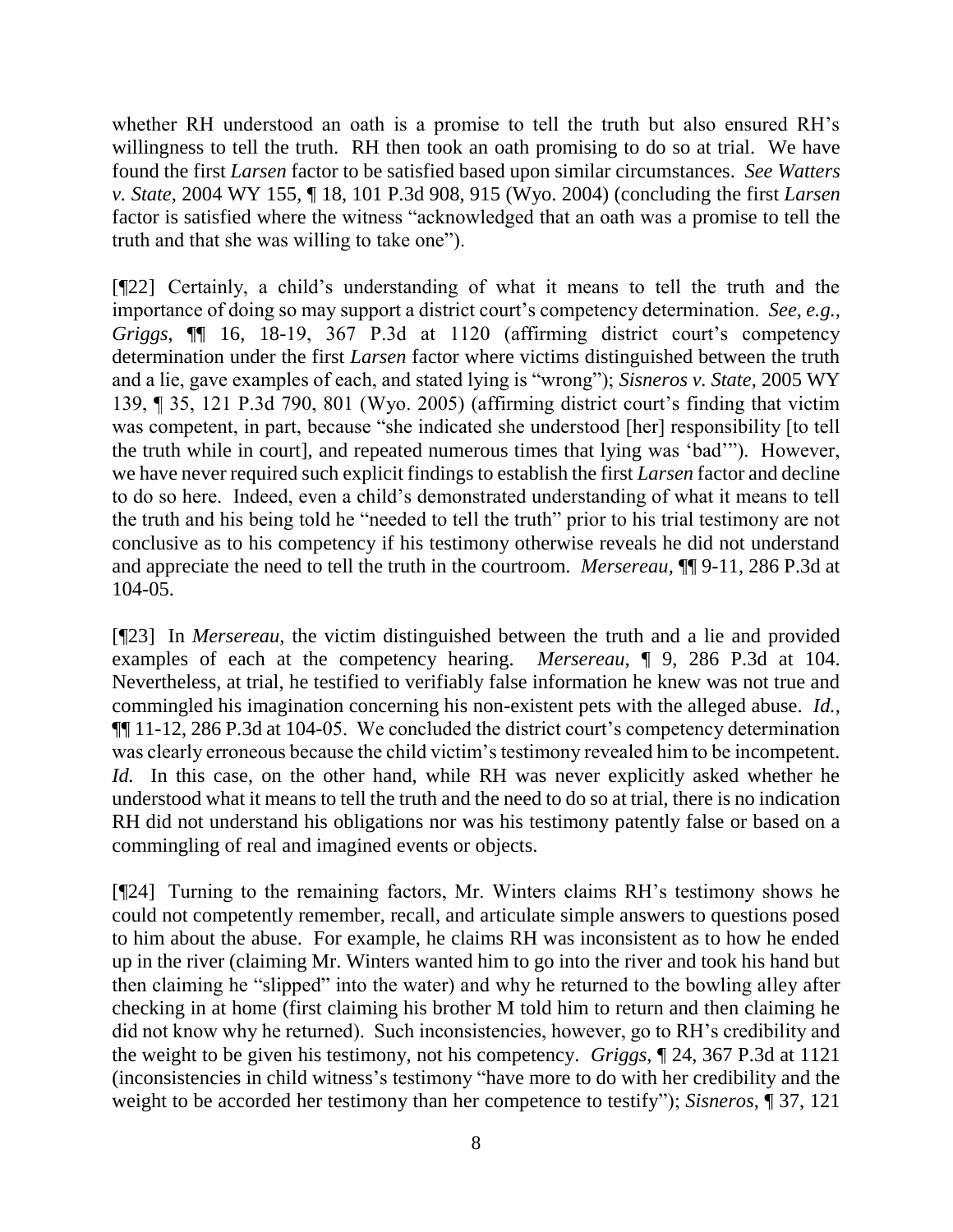whether RH understood an oath is a promise to tell the truth but also ensured RH's willingness to tell the truth. RH then took an oath promising to do so at trial. We have found the first *Larsen* factor to be satisfied based upon similar circumstances. *See Watters v. State*, 2004 WY 155, ¶ 18, 101 P.3d 908, 915 (Wyo. 2004) (concluding the first *Larsen* factor is satisfied where the witness "acknowledged that an oath was a promise to tell the truth and that she was willing to take one").

[¶22] Certainly, a child's understanding of what it means to tell the truth and the importance of doing so may support a district court's competency determination. *See, e.g., Griggs*, ¶¶ 16, 18-19, 367 P.3d at 1120 (affirming district court's competency determination under the first *Larsen* factor where victims distinguished between the truth and a lie, gave examples of each, and stated lying is "wrong"); *Sisneros v. State*, 2005 WY 139, ¶ 35, 121 P.3d 790, 801 (Wyo. 2005) (affirming district court's finding that victim was competent, in part, because "she indicated she understood [her] responsibility [to tell the truth while in court], and repeated numerous times that lying was 'bad'"). However, we have never required such explicit findings to establish the first *Larsen* factor and decline to do so here. Indeed, even a child's demonstrated understanding of what it means to tell the truth and his being told he "needed to tell the truth" prior to his trial testimony are not conclusive as to his competency if his testimony otherwise reveals he did not understand and appreciate the need to tell the truth in the courtroom. *Mersereau*, ¶¶ 9-11, 286 P.3d at 104-05.

[¶23] In *Mersereau*, the victim distinguished between the truth and a lie and provided examples of each at the competency hearing. *Mersereau*, ¶ 9, 286 P.3d at 104. Nevertheless, at trial, he testified to verifiably false information he knew was not true and commingled his imagination concerning his non-existent pets with the alleged abuse. *Id.*, ¶¶ 11-12, 286 P.3d at 104-05. We concluded the district court's competency determination was clearly erroneous because the child victim's testimony revealed him to be incompetent. *Id.* In this case, on the other hand, while RH was never explicitly asked whether he understood what it means to tell the truth and the need to do so at trial, there is no indication RH did not understand his obligations nor was his testimony patently false or based on a commingling of real and imagined events or objects.

[¶24] Turning to the remaining factors, Mr. Winters claims RH's testimony shows he could not competently remember, recall, and articulate simple answers to questions posed to him about the abuse. For example, he claims RH was inconsistent as to how he ended up in the river (claiming Mr. Winters wanted him to go into the river and took his hand but then claiming he "slipped" into the water) and why he returned to the bowling alley after checking in at home (first claiming his brother M told him to return and then claiming he did not know why he returned). Such inconsistencies, however, go to RH's credibility and the weight to be given his testimony, not his competency. *Griggs*, ¶ 24, 367 P.3d at 1121 (inconsistencies in child witness's testimony "have more to do with her credibility and the weight to be accorded her testimony than her competence to testify"); *Sisneros*, ¶ 37, 121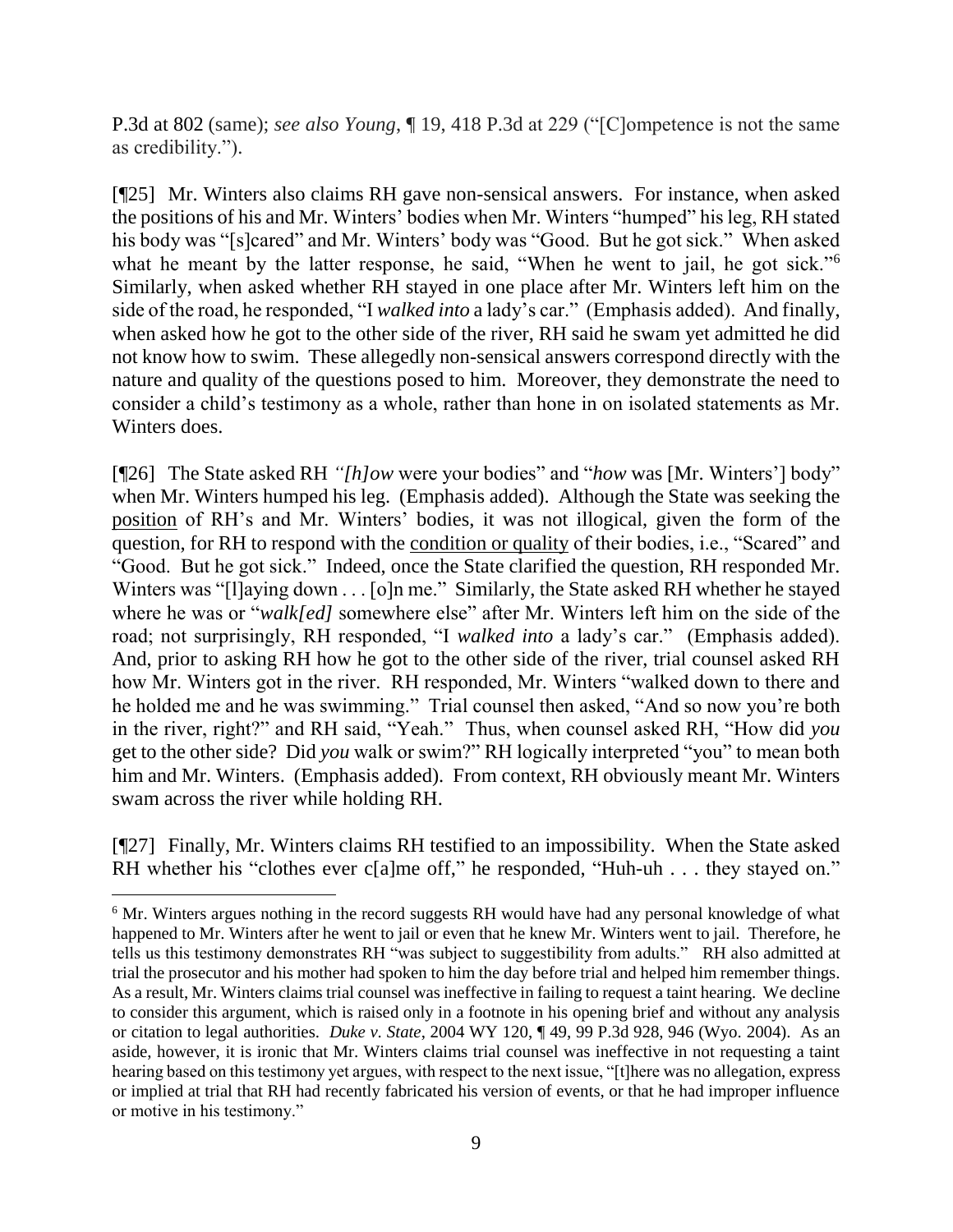P.3d at 802 (same); *see also Young*, ¶ 19, 418 P.3d at 229 ("[C]ompetence is not the same as credibility.").

[¶25] Mr. Winters also claims RH gave non-sensical answers. For instance, when asked the positions of his and Mr. Winters' bodies when Mr. Winters "humped" his leg, RH stated his body was "[s]cared" and Mr. Winters' body was "Good. But he got sick." When asked what he meant by the latter response, he said, "When he went to jail, he got sick."[6] Similarly, when asked whether RH stayed in one place after Mr. Winters left him on the side of the road, he responded, "I *walked into* a lady's car." (Emphasis added). And finally, when asked how he got to the other side of the river, RH said he swam yet admitted he did not know how to swim. These allegedly non-sensical answers correspond directly with the nature and quality of the questions posed to him. Moreover, they demonstrate the need to consider a child's testimony as a whole, rather than hone in on isolated statements as Mr. Winters does.

[¶26] The State asked RH *"[h]ow* were your bodies" and "*how* was [Mr. Winters'] body" when Mr. Winters humped his leg. (Emphasis added). Although the State was seeking the <u>position</u> of RH's and Mr. Winters' bodies, it was not illogical, given the form of the question, for RH to respond with the <u>condition or quality</u> of their bodies, i.e., "Scared" and "Good. But he got sick." Indeed, once the State clarified the question, RH responded Mr. Winters was "[l]aying down . . . [o]n me." Similarly, the State asked RH whether he stayed where he was or "*walk[ed]* somewhere else" after Mr. Winters left him on the side of the road; not surprisingly, RH responded, "I *walked into* a lady's car." (Emphasis added). And, prior to asking RH how he got to the other side of the river, trial counsel asked RH how Mr. Winters got in the river. RH responded, Mr. Winters "walked down to there and he holded me and he was swimming." Trial counsel then asked, "And so now you're both in the river, right?" and RH said, "Yeah." Thus, when counsel asked RH, "How did *you* get to the other side? Did *you* walk or swim?" RH logically interpreted "you" to mean both him and Mr. Winters. (Emphasis added). From context, RH obviously meant Mr. Winters swam across the river while holding RH.

[¶27] Finally, Mr. Winters claims RH testified to an impossibility. When the State asked RH whether his "clothes ever c[a]me off," he responded, "Huh-uh . . . they stayed on."

---

[6] Mr. Winters argues nothing in the record suggests RH would have had any personal knowledge of what happened to Mr. Winters after he went to jail or even that he knew Mr. Winters went to jail. Therefore, he tells us this testimony demonstrates RH "was subject to suggestibility from adults." RH also admitted at trial the prosecutor and his mother had spoken to him the day before trial and helped him remember things. As a result, Mr. Winters claims trial counsel was ineffective in failing to request a taint hearing. We decline to consider this argument, which is raised only in a footnote in his opening brief and without any analysis or citation to legal authorities. *Duke v. State*, 2004 WY 120, ¶ 49, 99 P.3d 928, 946 (Wyo. 2004). As an aside, however, it is ironic that Mr. Winters claims trial counsel was ineffective in not requesting a taint hearing based on this testimony yet argues, with respect to the next issue, "[t]here was no allegation, express or implied at trial that RH had recently fabricated his version of events, or that he had improper influence or motive in his testimony."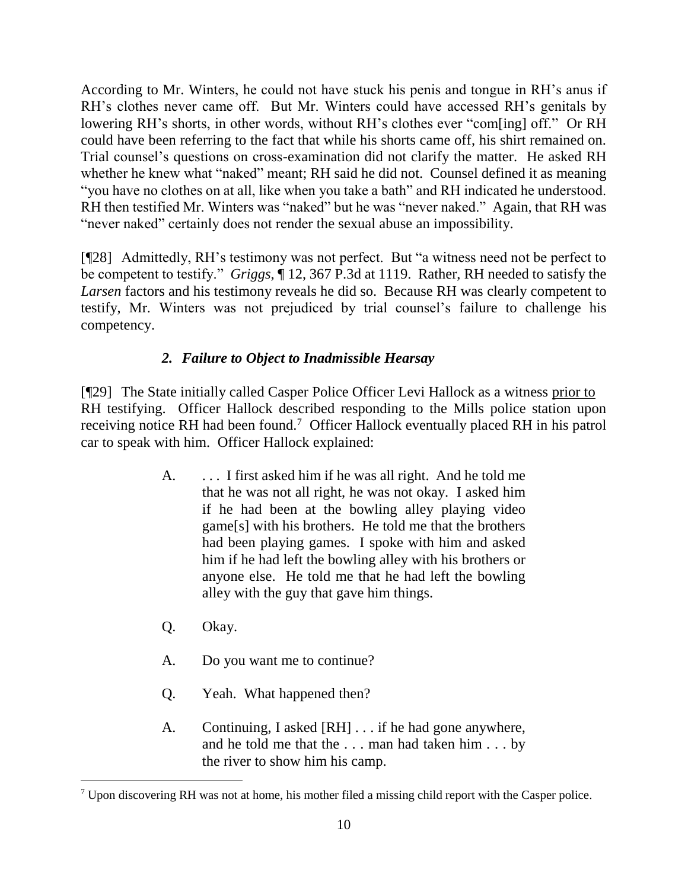According to Mr. Winters, he could not have stuck his penis and tongue in RH's anus if RH's clothes never came off. But Mr. Winters could have accessed RH's genitals by lowering RH's shorts, in other words, without RH's clothes ever "com[ing] off." Or RH could have been referring to the fact that while his shorts came off, his shirt remained on. Trial counsel's questions on cross-examination did not clarify the matter. He asked RH whether he knew what "naked" meant; RH said he did not. Counsel defined it as meaning "you have no clothes on at all, like when you take a bath" and RH indicated he understood. RH then testified Mr. Winters was "naked" but he was "never naked." Again, that RH was "never naked" certainly does not render the sexual abuse an impossibility.

[¶28] Admittedly, RH's testimony was not perfect. But "a witness need not be perfect to be competent to testify." *Griggs*, ¶ 12, 367 P.3d at 1119. Rather, RH needed to satisfy the *Larsen* factors and his testimony reveals he did so. Because RH was clearly competent to testify, Mr. Winters was not prejudiced by trial counsel's failure to challenge his competency.

### *2. Failure to Object to Inadmissible Hearsay*

[¶29] The State initially called Casper Police Officer Levi Hallock as a witness <u>prior to</u> RH testifying. Officer Hallock described responding to the Mills police station upon receiving notice RH had been found.[7] Officer Hallock eventually placed RH in his patrol car to speak with him. Officer Hallock explained:

> A. . . . I first asked him if he was all right. And he told me that he was not all right, he was not okay. I asked him if he had been at the bowling alley playing video game[s] with his brothers. He told me that the brothers had been playing games. I spoke with him and asked him if he had left the bowling alley with his brothers or anyone else. He told me that he had left the bowling alley with the guy that gave him things.
>
> Q. Okay.
>
> A. Do you want me to continue?
>
> Q. Yeah. What happened then?
>
> A. Continuing, I asked [RH] . . . if he had gone anywhere, and he told me that the . . . man had taken him . . . by the river to show him his camp.

[7] Upon discovering RH was not at home, his mother filed a missing child report with the Casper police.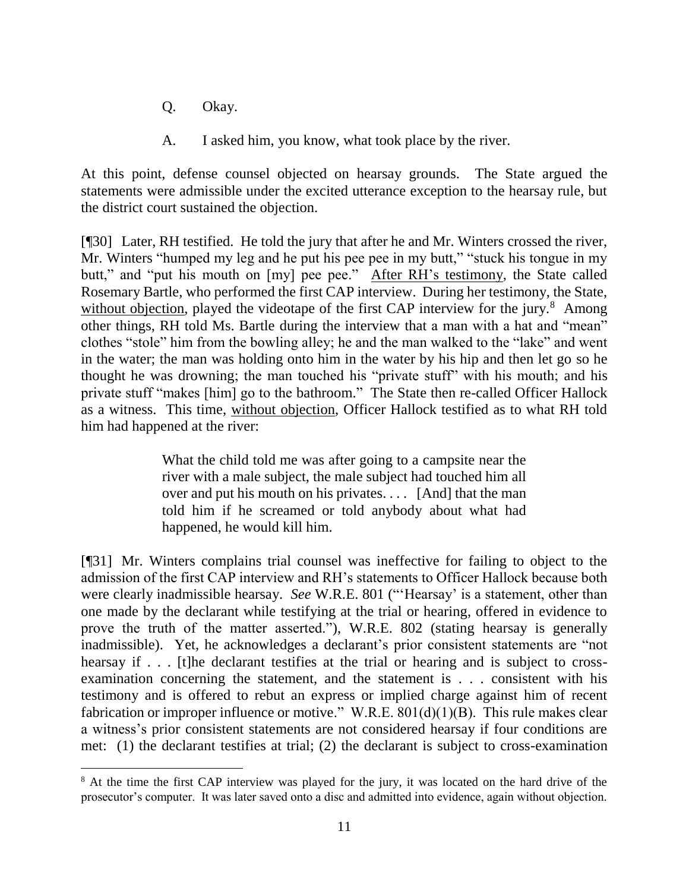Q. Okay.

A. I asked him, you know, what took place by the river.

At this point, defense counsel objected on hearsay grounds. The State argued the statements were admissible under the excited utterance exception to the hearsay rule, but the district court sustained the objection.

[¶30] Later, RH testified. He told the jury that after he and Mr. Winters crossed the river, Mr. Winters "humped my leg and he put his pee pee in my butt," "stuck his tongue in my butt," and "put his mouth on [my] pee pee." <u>After RH's testimony</u>, the State called Rosemary Bartle, who performed the first CAP interview. During her testimony, the State, <u>without objection</u>, played the videotape of the first CAP interview for the jury.[8] Among other things, RH told Ms. Bartle during the interview that a man with a hat and "mean" clothes "stole" him from the bowling alley; he and the man walked to the "lake" and went in the water; the man was holding onto him in the water by his hip and then let go so he thought he was drowning; the man touched his "private stuff" with his mouth; and his private stuff "makes [him] go to the bathroom." The State then re-called Officer Hallock as a witness. This time, <u>without objection</u>, Officer Hallock testified as to what RH told him had happened at the river:

> What the child told me was after going to a campsite near the river with a male subject, the male subject had touched him all over and put his mouth on his privates. . . . [And] that the man told him if he screamed or told anybody about what had happened, he would kill him.

[¶31] Mr. Winters complains trial counsel was ineffective for failing to object to the admission of the first CAP interview and RH's statements to Officer Hallock because both were clearly inadmissible hearsay. *See* W.R.E. 801 ("'Hearsay' is a statement, other than one made by the declarant while testifying at the trial or hearing, offered in evidence to prove the truth of the matter asserted."), W.R.E. 802 (stating hearsay is generally inadmissible). Yet, he acknowledges a declarant's prior consistent statements are "not hearsay if . . . [t]he declarant testifies at the trial or hearing and is subject to cross-examination concerning the statement, and the statement is . . . consistent with his testimony and is offered to rebut an express or implied charge against him of recent fabrication or improper influence or motive." W.R.E. 801(d)(1)(B). This rule makes clear a witness's prior consistent statements are not considered hearsay if four conditions are met: (1) the declarant testifies at trial; (2) the declarant is subject to cross-examination

---

[8] At the time the first CAP interview was played for the jury, it was located on the hard drive of the prosecutor's computer. It was later saved onto a disc and admitted into evidence, again without objection.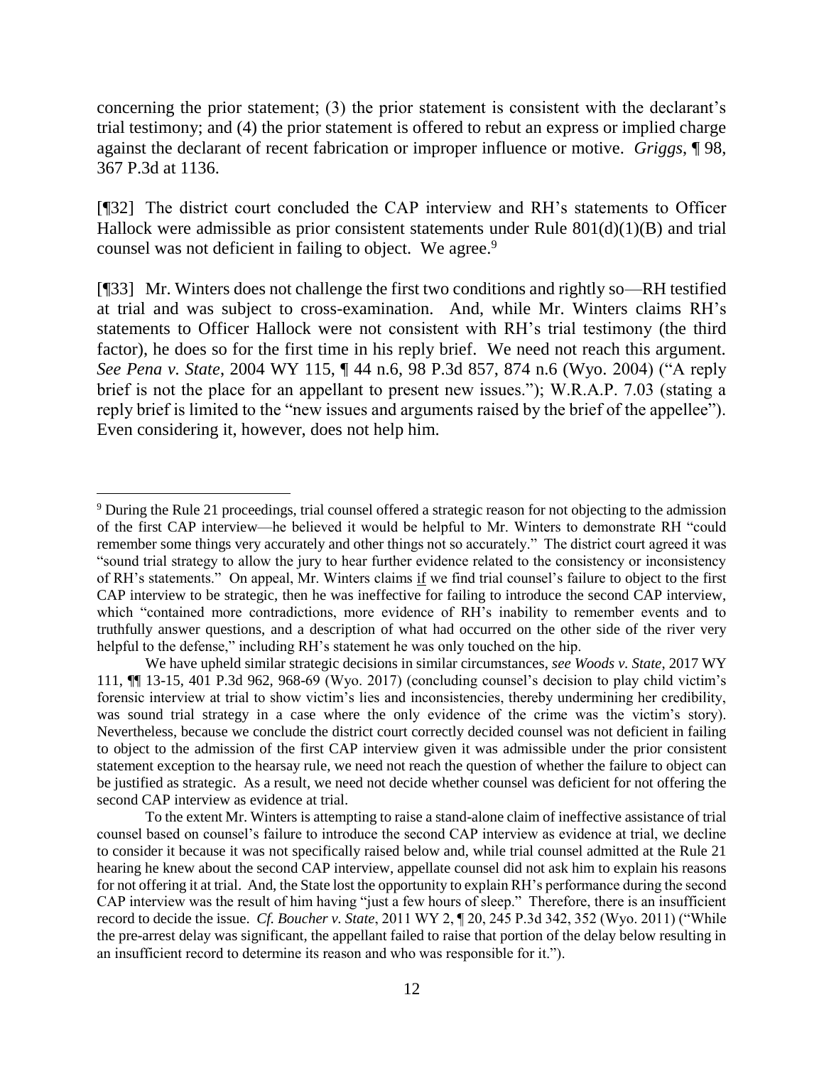concerning the prior statement; (3) the prior statement is consistent with the declarant's trial testimony; and (4) the prior statement is offered to rebut an express or implied charge against the declarant of recent fabrication or improper influence or motive. *Griggs*, ¶ 98, 367 P.3d at 1136.

[¶32] The district court concluded the CAP interview and RH's statements to Officer Hallock were admissible as prior consistent statements under Rule 801(d)(1)(B) and trial counsel was not deficient in failing to object. We agree.[9]

[¶33] Mr. Winters does not challenge the first two conditions and rightly so—RH testified at trial and was subject to cross-examination. And, while Mr. Winters claims RH's statements to Officer Hallock were not consistent with RH's trial testimony (the third factor), he does so for the first time in his reply brief. We need not reach this argument. *See Pena v. State*, 2004 WY 115, ¶ 44 n.6, 98 P.3d 857, 874 n.6 (Wyo. 2004) ("A reply brief is not the place for an appellant to present new issues."); W.R.A.P. 7.03 (stating a reply brief is limited to the "new issues and arguments raised by the brief of the appellee"). Even considering it, however, does not help him.

---

[9] During the Rule 21 proceedings, trial counsel offered a strategic reason for not objecting to the admission of the first CAP interview—he believed it would be helpful to Mr. Winters to demonstrate RH "could remember some things very accurately and other things not so accurately." The district court agreed it was "sound trial strategy to allow the jury to hear further evidence related to the consistency or inconsistency of RH's statements." On appeal, Mr. Winters claims <u>if</u> we find trial counsel's failure to object to the first CAP interview to be strategic, then he was ineffective for failing to introduce the second CAP interview, which "contained more contradictions, more evidence of RH's inability to remember events and to truthfully answer questions, and a description of what had occurred on the other side of the river very helpful to the defense," including RH's statement he was only touched on the hip.

We have upheld similar strategic decisions in similar circumstances, *see Woods v. State*, 2017 WY 111, ¶¶ 13-15, 401 P.3d 962, 968-69 (Wyo. 2017) (concluding counsel's decision to play child victim's forensic interview at trial to show victim's lies and inconsistencies, thereby undermining her credibility, was sound trial strategy in a case where the only evidence of the crime was the victim's story). Nevertheless, because we conclude the district court correctly decided counsel was not deficient in failing to object to the admission of the first CAP interview given it was admissible under the prior consistent statement exception to the hearsay rule, we need not reach the question of whether the failure to object can be justified as strategic. As a result, we need not decide whether counsel was deficient for not offering the second CAP interview as evidence at trial.

To the extent Mr. Winters is attempting to raise a stand-alone claim of ineffective assistance of trial counsel based on counsel's failure to introduce the second CAP interview as evidence at trial, we decline to consider it because it was not specifically raised below and, while trial counsel admitted at the Rule 21 hearing he knew about the second CAP interview, appellate counsel did not ask him to explain his reasons for not offering it at trial. And, the State lost the opportunity to explain RH's performance during the second CAP interview was the result of him having "just a few hours of sleep." Therefore, there is an insufficient record to decide the issue. *Cf. Boucher v. State*, 2011 WY 2, ¶ 20, 245 P.3d 342, 352 (Wyo. 2011) ("While the pre-arrest delay was significant, the appellant failed to raise that portion of the delay below resulting in an insufficient record to determine its reason and who was responsible for it.").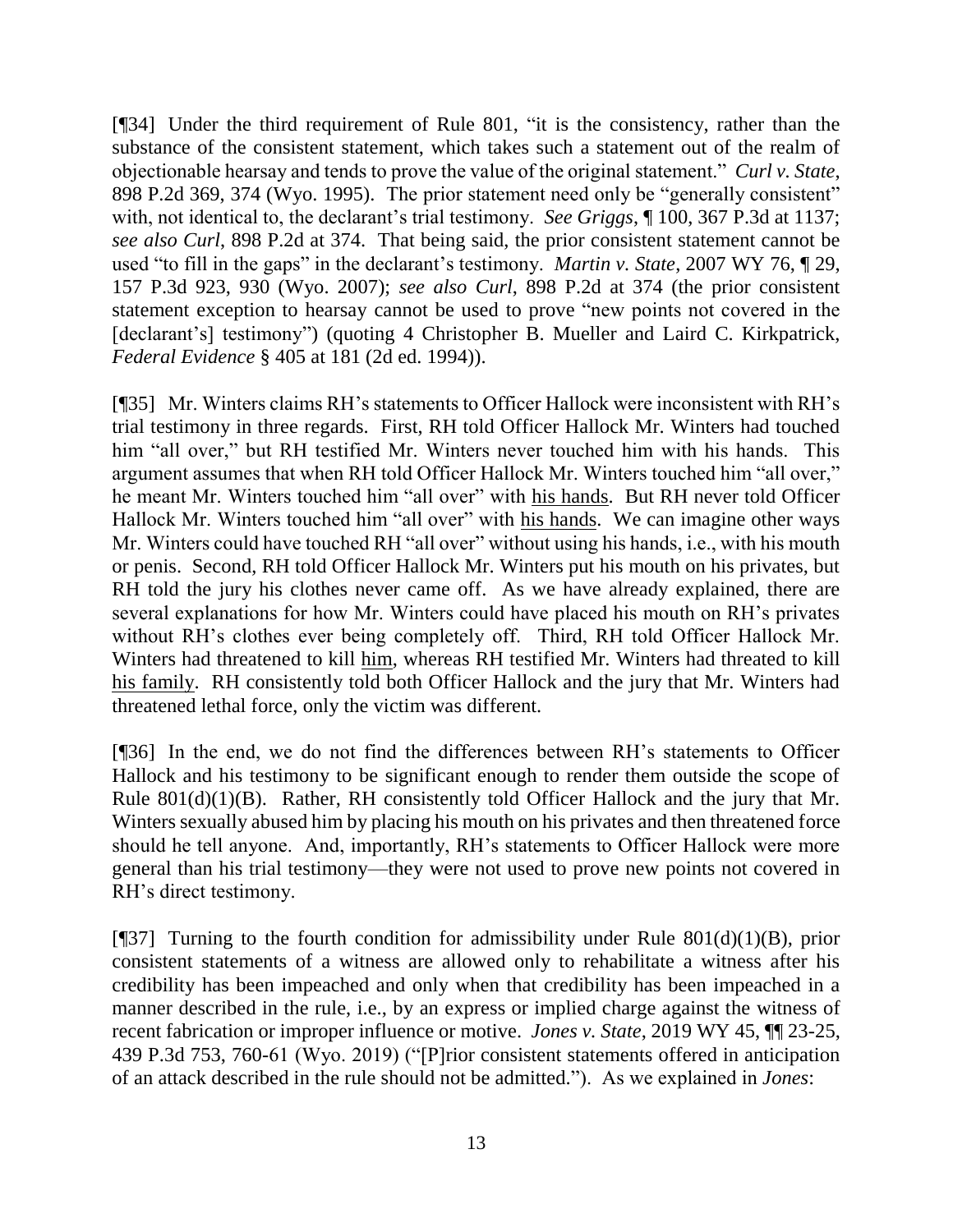[¶34] Under the third requirement of Rule 801, "it is the consistency, rather than the substance of the consistent statement, which takes such a statement out of the realm of objectionable hearsay and tends to prove the value of the original statement." *Curl v. State*, 898 P.2d 369, 374 (Wyo. 1995). The prior statement need only be "generally consistent" with, not identical to, the declarant's trial testimony. *See Griggs*, ¶ 100, 367 P.3d at 1137; *see also Curl*, 898 P.2d at 374. That being said, the prior consistent statement cannot be used "to fill in the gaps" in the declarant's testimony. *Martin v. State*, 2007 WY 76, ¶ 29, 157 P.3d 923, 930 (Wyo. 2007); *see also Curl*, 898 P.2d at 374 (the prior consistent statement exception to hearsay cannot be used to prove "new points not covered in the [declarant's] testimony") (quoting 4 Christopher B. Mueller and Laird C. Kirkpatrick, *Federal Evidence* § 405 at 181 (2d ed. 1994)).

[¶35] Mr. Winters claims RH's statements to Officer Hallock were inconsistent with RH's trial testimony in three regards. First, RH told Officer Hallock Mr. Winters had touched him "all over," but RH testified Mr. Winters never touched him with his hands. This argument assumes that when RH told Officer Hallock Mr. Winters touched him "all over," he meant Mr. Winters touched him "all over" with <u>his hands</u>. But RH never told Officer Hallock Mr. Winters touched him "all over" with <u>his hands</u>. We can imagine other ways Mr. Winters could have touched RH "all over" without using his hands, i.e., with his mouth or penis. Second, RH told Officer Hallock Mr. Winters put his mouth on his privates, but RH told the jury his clothes never came off. As we have already explained, there are several explanations for how Mr. Winters could have placed his mouth on RH's privates without RH's clothes ever being completely off. Third, RH told Officer Hallock Mr. Winters had threatened to kill <u>him</u>, whereas RH testified Mr. Winters had threated to kill <u>his family</u>. RH consistently told both Officer Hallock and the jury that Mr. Winters had threatened lethal force, only the victim was different.

[¶36] In the end, we do not find the differences between RH's statements to Officer Hallock and his testimony to be significant enough to render them outside the scope of Rule 801(d)(1)(B). Rather, RH consistently told Officer Hallock and the jury that Mr. Winters sexually abused him by placing his mouth on his privates and then threatened force should he tell anyone. And, importantly, RH's statements to Officer Hallock were more general than his trial testimony—they were not used to prove new points not covered in RH's direct testimony.

[¶37] Turning to the fourth condition for admissibility under Rule 801(d)(1)(B), prior consistent statements of a witness are allowed only to rehabilitate a witness after his credibility has been impeached and only when that credibility has been impeached in a manner described in the rule, i.e., by an express or implied charge against the witness of recent fabrication or improper influence or motive. *Jones v. State*, 2019 WY 45, ¶¶ 23-25, 439 P.3d 753, 760-61 (Wyo. 2019) ("[P]rior consistent statements offered in anticipation of an attack described in the rule should not be admitted."). As we explained in *Jones*: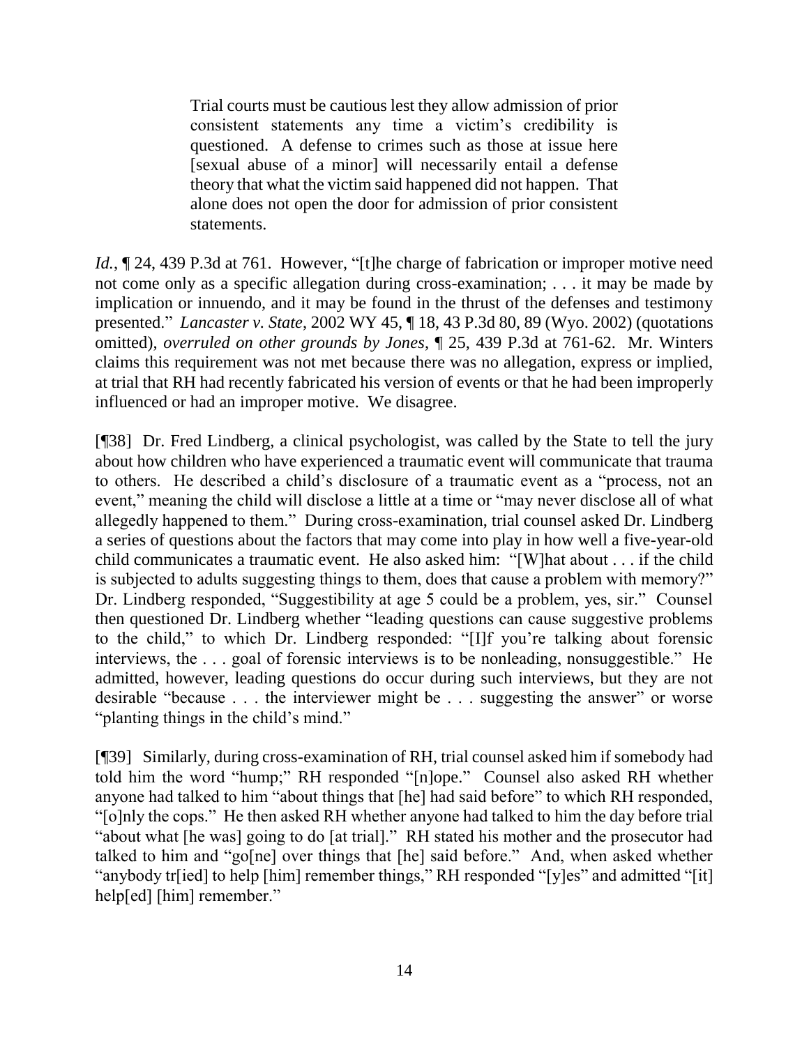> Trial courts must be cautious lest they allow admission of prior consistent statements any time a victim's credibility is questioned. A defense to crimes such as those at issue here [sexual abuse of a minor] will necessarily entail a defense theory that what the victim said happened did not happen. That alone does not open the door for admission of prior consistent statements.

*Id.*, ¶ 24, 439 P.3d at 761. However, "[t]he charge of fabrication or improper motive need not come only as a specific allegation during cross-examination; . . . it may be made by implication or innuendo, and it may be found in the thrust of the defenses and testimony presented." *Lancaster v. State*, 2002 WY 45, ¶ 18, 43 P.3d 80, 89 (Wyo. 2002) (quotations omitted), *overruled on other grounds by Jones*, ¶ 25, 439 P.3d at 761-62. Mr. Winters claims this requirement was not met because there was no allegation, express or implied, at trial that RH had recently fabricated his version of events or that he had been improperly influenced or had an improper motive. We disagree.

[¶38] Dr. Fred Lindberg, a clinical psychologist, was called by the State to tell the jury about how children who have experienced a traumatic event will communicate that trauma to others. He described a child's disclosure of a traumatic event as a "process, not an event," meaning the child will disclose a little at a time or "may never disclose all of what allegedly happened to them." During cross-examination, trial counsel asked Dr. Lindberg a series of questions about the factors that may come into play in how well a five-year-old child communicates a traumatic event. He also asked him: "[W]hat about . . . if the child is subjected to adults suggesting things to them, does that cause a problem with memory?" Dr. Lindberg responded, "Suggestibility at age 5 could be a problem, yes, sir." Counsel then questioned Dr. Lindberg whether "leading questions can cause suggestive problems to the child," to which Dr. Lindberg responded: "[I]f you're talking about forensic interviews, the . . . goal of forensic interviews is to be nonleading, nonsuggestible." He admitted, however, leading questions do occur during such interviews, but they are not desirable "because . . . the interviewer might be . . . suggesting the answer" or worse "planting things in the child's mind."

[¶39] Similarly, during cross-examination of RH, trial counsel asked him if somebody had told him the word "hump;" RH responded "[n]ope." Counsel also asked RH whether anyone had talked to him "about things that [he] had said before" to which RH responded, "[o]nly the cops." He then asked RH whether anyone had talked to him the day before trial "about what [he was] going to do [at trial]." RH stated his mother and the prosecutor had talked to him and "go[ne] over things that [he] said before." And, when asked whether "anybody tr[ied] to help [him] remember things," RH responded "[y]es" and admitted "[it] help[ed] [him] remember."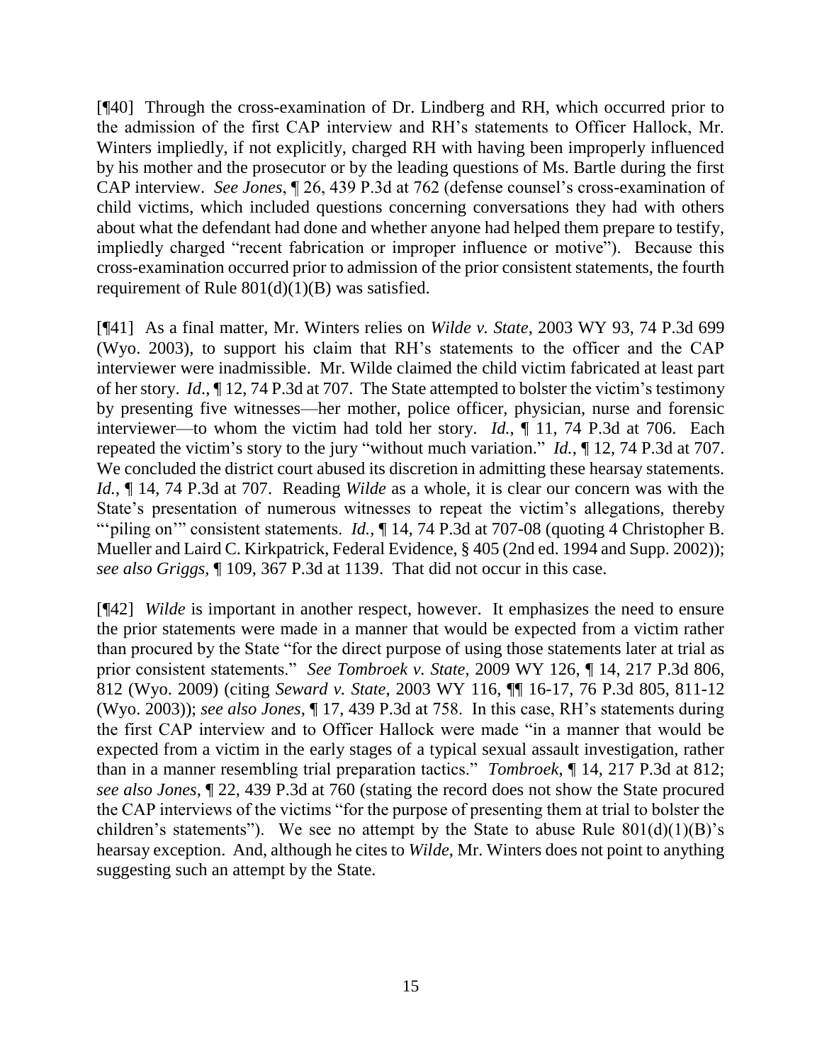[¶40] Through the cross-examination of Dr. Lindberg and RH, which occurred prior to the admission of the first CAP interview and RH's statements to Officer Hallock, Mr. Winters impliedly, if not explicitly, charged RH with having been improperly influenced by his mother and the prosecutor or by the leading questions of Ms. Bartle during the first CAP interview. *See Jones*, ¶ 26, 439 P.3d at 762 (defense counsel's cross-examination of child victims, which included questions concerning conversations they had with others about what the defendant had done and whether anyone had helped them prepare to testify, impliedly charged "recent fabrication or improper influence or motive"). Because this cross-examination occurred prior to admission of the prior consistent statements, the fourth requirement of Rule 801(d)(1)(B) was satisfied.

[¶41] As a final matter, Mr. Winters relies on *Wilde v. State*, 2003 WY 93, 74 P.3d 699 (Wyo. 2003), to support his claim that RH's statements to the officer and the CAP interviewer were inadmissible. Mr. Wilde claimed the child victim fabricated at least part of her story. *Id*., ¶ 12, 74 P.3d at 707. The State attempted to bolster the victim's testimony by presenting five witnesses—her mother, police officer, physician, nurse and forensic interviewer—to whom the victim had told her story. *Id.*, ¶ 11, 74 P.3d at 706. Each repeated the victim's story to the jury "without much variation." *Id.*, ¶ 12, 74 P.3d at 707. We concluded the district court abused its discretion in admitting these hearsay statements. *Id.*, ¶ 14, 74 P.3d at 707. Reading *Wilde* as a whole, it is clear our concern was with the State's presentation of numerous witnesses to repeat the victim's allegations, thereby "'piling on'" consistent statements. *Id.*, ¶ 14, 74 P.3d at 707-08 (quoting 4 Christopher B. Mueller and Laird C. Kirkpatrick, Federal Evidence, § 405 (2nd ed. 1994 and Supp. 2002)); *see also Griggs*, ¶ 109, 367 P.3d at 1139. That did not occur in this case.

[¶42] *Wilde* is important in another respect, however. It emphasizes the need to ensure the prior statements were made in a manner that would be expected from a victim rather than procured by the State "for the direct purpose of using those statements later at trial as prior consistent statements." *See Tombroek v. State*, 2009 WY 126, ¶ 14, 217 P.3d 806, 812 (Wyo. 2009) (citing *Seward v. State*, 2003 WY 116, ¶¶ 16-17, 76 P.3d 805, 811-12 (Wyo. 2003)); *see also Jones*, ¶ 17, 439 P.3d at 758. In this case, RH's statements during the first CAP interview and to Officer Hallock were made "in a manner that would be expected from a victim in the early stages of a typical sexual assault investigation, rather than in a manner resembling trial preparation tactics." *Tombroek*, ¶ 14, 217 P.3d at 812; *see also Jones*, ¶ 22, 439 P.3d at 760 (stating the record does not show the State procured the CAP interviews of the victims "for the purpose of presenting them at trial to bolster the children's statements"). We see no attempt by the State to abuse Rule 801(d)(1)(B)'s hearsay exception. And, although he cites to *Wilde*, Mr. Winters does not point to anything suggesting such an attempt by the State.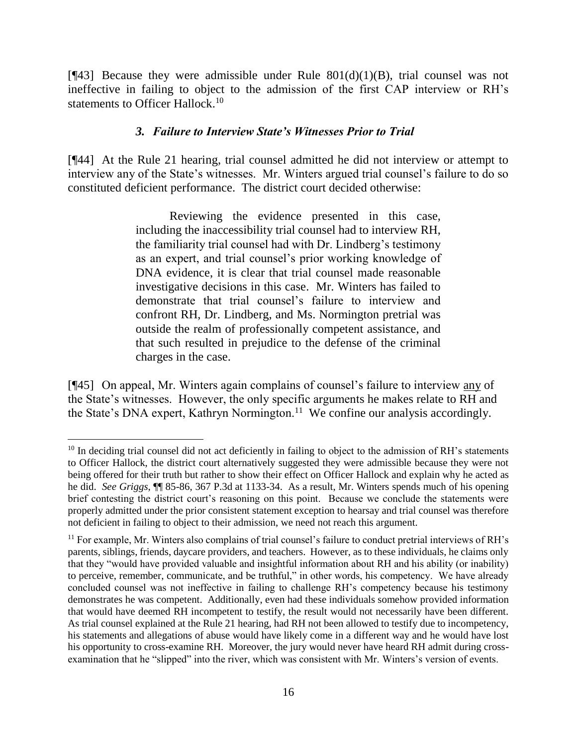[¶43] Because they were admissible under Rule 801(d)(1)(B), trial counsel was not ineffective in failing to object to the admission of the first CAP interview or RH's statements to Officer Hallock.[10]

### *3. Failure to Interview State's Witnesses Prior to Trial*

[¶44] At the Rule 21 hearing, trial counsel admitted he did not interview or attempt to interview any of the State's witnesses. Mr. Winters argued trial counsel's failure to do so constituted deficient performance. The district court decided otherwise:

> Reviewing the evidence presented in this case, including the inaccessibility trial counsel had to interview RH, the familiarity trial counsel had with Dr. Lindberg's testimony as an expert, and trial counsel's prior working knowledge of DNA evidence, it is clear that trial counsel made reasonable investigative decisions in this case. Mr. Winters has failed to demonstrate that trial counsel's failure to interview and confront RH, Dr. Lindberg, and Ms. Normington pretrial was outside the realm of professionally competent assistance, and that such resulted in prejudice to the defense of the criminal charges in the case.

[¶45] On appeal, Mr. Winters again complains of counsel's failure to interview any of the State's witnesses. However, the only specific arguments he makes relate to RH and the State's DNA expert, Kathryn Normington.[11] We confine our analysis accordingly.

---

[10] In deciding trial counsel did not act deficiently in failing to object to the admission of RH's statements to Officer Hallock, the district court alternatively suggested they were admissible because they were not being offered for their truth but rather to show their effect on Officer Hallock and explain why he acted as he did. *See Griggs*, ¶¶ 85-86, 367 P.3d at 1133-34. As a result, Mr. Winters spends much of his opening brief contesting the district court's reasoning on this point. Because we conclude the statements were properly admitted under the prior consistent statement exception to hearsay and trial counsel was therefore not deficient in failing to object to their admission, we need not reach this argument.

[11] For example, Mr. Winters also complains of trial counsel's failure to conduct pretrial interviews of RH's parents, siblings, friends, daycare providers, and teachers. However, as to these individuals, he claims only that they "would have provided valuable and insightful information about RH and his ability (or inability) to perceive, remember, communicate, and be truthful," in other words, his competency. We have already concluded counsel was not ineffective in failing to challenge RH's competency because his testimony demonstrates he was competent. Additionally, even had these individuals somehow provided information that would have deemed RH incompetent to testify, the result would not necessarily have been different. As trial counsel explained at the Rule 21 hearing, had RH not been allowed to testify due to incompetency, his statements and allegations of abuse would have likely come in a different way and he would have lost his opportunity to cross-examine RH. Moreover, the jury would never have heard RH admit during cross-examination that he "slipped" into the river, which was consistent with Mr. Winters's version of events.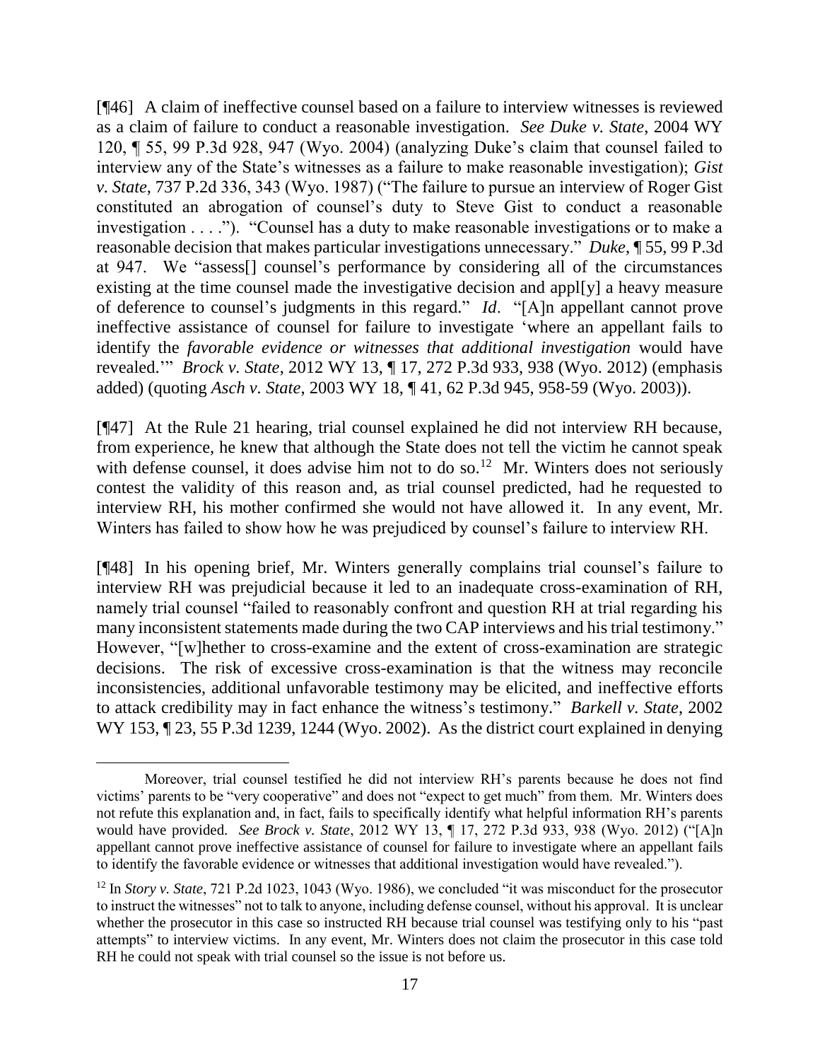[¶46] A claim of ineffective counsel based on a failure to interview witnesses is reviewed as a claim of failure to conduct a reasonable investigation. *See Duke v. State*, 2004 WY 120, ¶ 55, 99 P.3d 928, 947 (Wyo. 2004) (analyzing Duke's claim that counsel failed to interview any of the State's witnesses as a failure to make reasonable investigation); *Gist v. State*, 737 P.2d 336, 343 (Wyo. 1987) ("The failure to pursue an interview of Roger Gist constituted an abrogation of counsel's duty to Steve Gist to conduct a reasonable investigation . . . ."). "Counsel has a duty to make reasonable investigations or to make a reasonable decision that makes particular investigations unnecessary." *Duke*, ¶ 55, 99 P.3d at 947. We "assess[] counsel's performance by considering all of the circumstances existing at the time counsel made the investigative decision and appl[y] a heavy measure of deference to counsel's judgments in this regard." *Id*. "[A]n appellant cannot prove ineffective assistance of counsel for failure to investigate 'where an appellant fails to identify the *favorable evidence or witnesses that additional investigation* would have revealed.'" *Brock v. State*, 2012 WY 13, ¶ 17, 272 P.3d 933, 938 (Wyo. 2012) (emphasis added) (quoting *Asch v. State*, 2003 WY 18, ¶ 41, 62 P.3d 945, 958-59 (Wyo. 2003)).

[¶47] At the Rule 21 hearing, trial counsel explained he did not interview RH because, from experience, he knew that although the State does not tell the victim he cannot speak with defense counsel, it does advise him not to do so.[12] Mr. Winters does not seriously contest the validity of this reason and, as trial counsel predicted, had he requested to interview RH, his mother confirmed she would not have allowed it. In any event, Mr. Winters has failed to show how he was prejudiced by counsel's failure to interview RH.

[¶48] In his opening brief, Mr. Winters generally complains trial counsel's failure to interview RH was prejudicial because it led to an inadequate cross-examination of RH, namely trial counsel "failed to reasonably confront and question RH at trial regarding his many inconsistent statements made during the two CAP interviews and his trial testimony." However, "[w]hether to cross-examine and the extent of cross-examination are strategic decisions. The risk of excessive cross-examination is that the witness may reconcile inconsistencies, additional unfavorable testimony may be elicited, and ineffective efforts to attack credibility may in fact enhance the witness's testimony." *Barkell v. State*, 2002 WY 153, ¶ 23, 55 P.3d 1239, 1244 (Wyo. 2002). As the district court explained in denying

---

Moreover, trial counsel testified he did not interview RH's parents because he does not find victims' parents to be "very cooperative" and does not "expect to get much" from them. Mr. Winters does not refute this explanation and, in fact, fails to specifically identify what helpful information RH's parents would have provided. *See Brock v. State*, 2012 WY 13, ¶ 17, 272 P.3d 933, 938 (Wyo. 2012) ("[A]n appellant cannot prove ineffective assistance of counsel for failure to investigate where an appellant fails to identify the favorable evidence or witnesses that additional investigation would have revealed.").

[12] In *Story v. State*, 721 P.2d 1023, 1043 (Wyo. 1986), we concluded "it was misconduct for the prosecutor to instruct the witnesses" not to talk to anyone, including defense counsel, without his approval. It is unclear whether the prosecutor in this case so instructed RH because trial counsel was testifying only to his "past attempts" to interview victims. In any event, Mr. Winters does not claim the prosecutor in this case told RH he could not speak with trial counsel so the issue is not before us.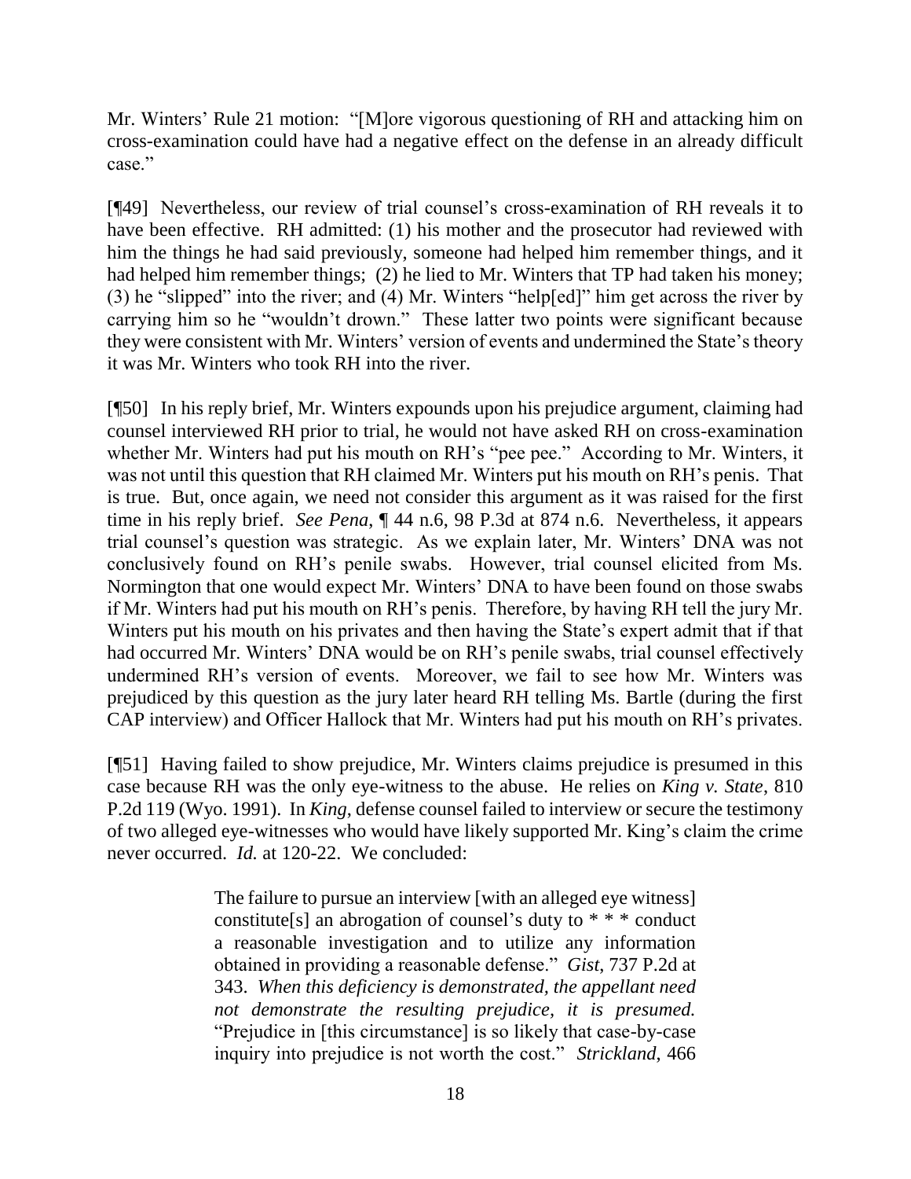Mr. Winters' Rule 21 motion: "[M]ore vigorous questioning of RH and attacking him on cross-examination could have had a negative effect on the defense in an already difficult case."

[¶49] Nevertheless, our review of trial counsel's cross-examination of RH reveals it to have been effective. RH admitted: (1) his mother and the prosecutor had reviewed with him the things he had said previously, someone had helped him remember things, and it had helped him remember things; (2) he lied to Mr. Winters that TP had taken his money; (3) he "slipped" into the river; and (4) Mr. Winters "help[ed]" him get across the river by carrying him so he "wouldn't drown." These latter two points were significant because they were consistent with Mr. Winters' version of events and undermined the State's theory it was Mr. Winters who took RH into the river.

[¶50] In his reply brief, Mr. Winters expounds upon his prejudice argument, claiming had counsel interviewed RH prior to trial, he would not have asked RH on cross-examination whether Mr. Winters had put his mouth on RH's "pee pee." According to Mr. Winters, it was not until this question that RH claimed Mr. Winters put his mouth on RH's penis. That is true. But, once again, we need not consider this argument as it was raised for the first time in his reply brief. *See Pena*, ¶ 44 n.6, 98 P.3d at 874 n.6. Nevertheless, it appears trial counsel's question was strategic. As we explain later, Mr. Winters' DNA was not conclusively found on RH's penile swabs. However, trial counsel elicited from Ms. Normington that one would expect Mr. Winters' DNA to have been found on those swabs if Mr. Winters had put his mouth on RH's penis. Therefore, by having RH tell the jury Mr. Winters put his mouth on his privates and then having the State's expert admit that if that had occurred Mr. Winters' DNA would be on RH's penile swabs, trial counsel effectively undermined RH's version of events. Moreover, we fail to see how Mr. Winters was prejudiced by this question as the jury later heard RH telling Ms. Bartle (during the first CAP interview) and Officer Hallock that Mr. Winters had put his mouth on RH's privates.

[¶51] Having failed to show prejudice, Mr. Winters claims prejudice is presumed in this case because RH was the only eye-witness to the abuse. He relies on *King v. State*, 810 P.2d 119 (Wyo. 1991). In *King*, defense counsel failed to interview or secure the testimony of two alleged eye-witnesses who would have likely supported Mr. King's claim the crime never occurred. *Id.* at 120-22. We concluded:

> The failure to pursue an interview [with an alleged eye witness] constitute[s] an abrogation of counsel's duty to * * * conduct a reasonable investigation and to utilize any information obtained in providing a reasonable defense." *Gist*, 737 P.2d at 343. *When this deficiency is demonstrated, the appellant need not demonstrate the resulting prejudice, it is presumed.* "Prejudice in [this circumstance] is so likely that case-by-case inquiry into prejudice is not worth the cost." *Strickland*, 466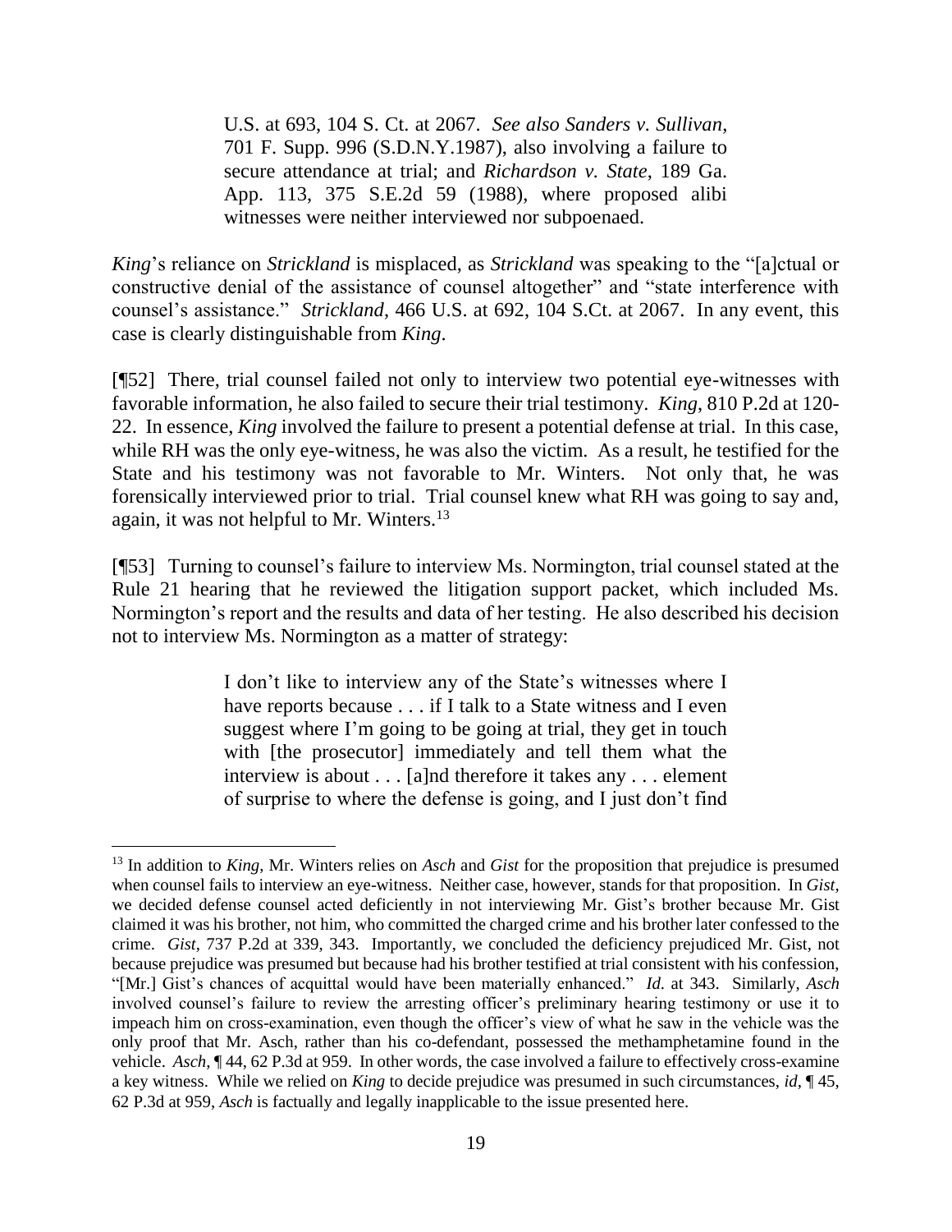> U.S. at 693, 104 S. Ct. at 2067. *See also Sanders v. Sullivan*, 701 F. Supp. 996 (S.D.N.Y.1987), also involving a failure to secure attendance at trial; and *Richardson v. State*, 189 Ga. App. 113, 375 S.E.2d 59 (1988), where proposed alibi witnesses were neither interviewed nor subpoenaed.

*King*'s reliance on *Strickland* is misplaced, as *Strickland* was speaking to the "[a]ctual or constructive denial of the assistance of counsel altogether" and "state interference with counsel's assistance." *Strickland*, 466 U.S. at 692, 104 S.Ct. at 2067. In any event, this case is clearly distinguishable from *King*.

[¶52] There, trial counsel failed not only to interview two potential eye-witnesses with favorable information, he also failed to secure their trial testimony. *King*, 810 P.2d at 120-22. In essence, *King* involved the failure to present a potential defense at trial. In this case, while RH was the only eye-witness, he was also the victim. As a result, he testified for the State and his testimony was not favorable to Mr. Winters. Not only that, he was forensically interviewed prior to trial. Trial counsel knew what RH was going to say and, again, it was not helpful to Mr. Winters.[13]

[¶53] Turning to counsel's failure to interview Ms. Normington, trial counsel stated at the Rule 21 hearing that he reviewed the litigation support packet, which included Ms. Normington's report and the results and data of her testing. He also described his decision not to interview Ms. Normington as a matter of strategy:

> I don't like to interview any of the State's witnesses where I have reports because . . . if I talk to a State witness and I even suggest where I'm going to be going at trial, they get in touch with [the prosecutor] immediately and tell them what the interview is about . . . [a]nd therefore it takes any . . . element of surprise to where the defense is going, and I just don't find

---

[13] In addition to *King*, Mr. Winters relies on *Asch* and *Gist* for the proposition that prejudice is presumed when counsel fails to interview an eye-witness. Neither case, however, stands for that proposition. In *Gist*, we decided defense counsel acted deficiently in not interviewing Mr. Gist's brother because Mr. Gist claimed it was his brother, not him, who committed the charged crime and his brother later confessed to the crime. *Gist*, 737 P.2d at 339, 343. Importantly, we concluded the deficiency prejudiced Mr. Gist, not because prejudice was presumed but because had his brother testified at trial consistent with his confession, "[Mr.] Gist's chances of acquittal would have been materially enhanced." *Id.* at 343. Similarly, *Asch* involved counsel's failure to review the arresting officer's preliminary hearing testimony or use it to impeach him on cross-examination, even though the officer's view of what he saw in the vehicle was the only proof that Mr. Asch, rather than his co-defendant, possessed the methamphetamine found in the vehicle. *Asch*, ¶ 44, 62 P.3d at 959. In other words, the case involved a failure to effectively cross-examine a key witness. While we relied on *King* to decide prejudice was presumed in such circumstances, *id*, ¶ 45, 62 P.3d at 959, *Asch* is factually and legally inapplicable to the issue presented here.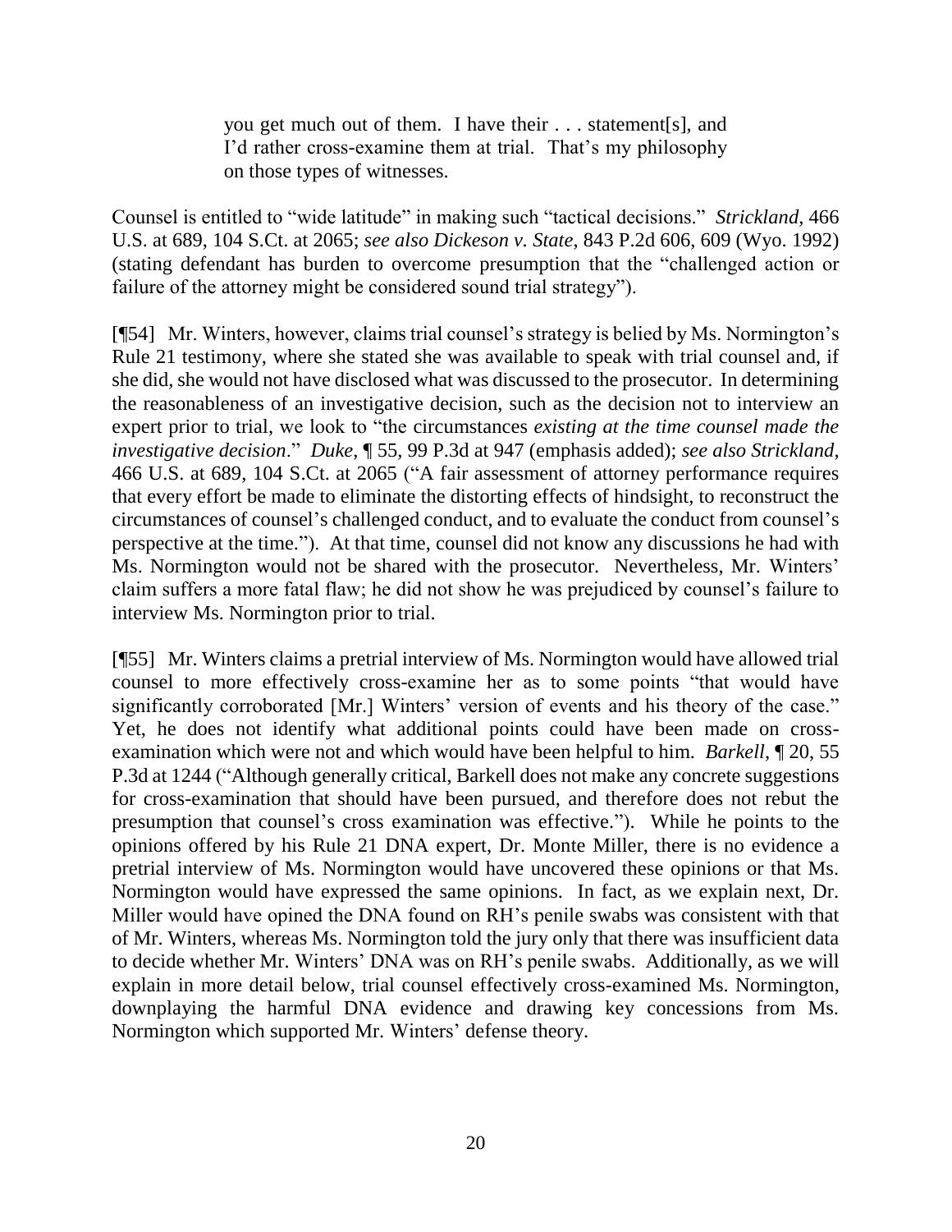> you get much out of them. I have their . . . statement[s], and I'd rather cross-examine them at trial. That's my philosophy on those types of witnesses.

Counsel is entitled to "wide latitude" in making such "tactical decisions." *Strickland*, 466 U.S. at 689, 104 S.Ct. at 2065; *see also Dickeson v. State*, 843 P.2d 606, 609 (Wyo. 1992) (stating defendant has burden to overcome presumption that the "challenged action or failure of the attorney might be considered sound trial strategy").

[¶54] Mr. Winters, however, claims trial counsel's strategy is belied by Ms. Normington's Rule 21 testimony, where she stated she was available to speak with trial counsel and, if she did, she would not have disclosed what was discussed to the prosecutor. In determining the reasonableness of an investigative decision, such as the decision not to interview an expert prior to trial, we look to "the circumstances *existing at the time counsel made the investigative decision*." *Duke*, ¶ 55, 99 P.3d at 947 (emphasis added); *see also Strickland*, 466 U.S. at 689, 104 S.Ct. at 2065 ("A fair assessment of attorney performance requires that every effort be made to eliminate the distorting effects of hindsight, to reconstruct the circumstances of counsel's challenged conduct, and to evaluate the conduct from counsel's perspective at the time."). At that time, counsel did not know any discussions he had with Ms. Normington would not be shared with the prosecutor. Nevertheless, Mr. Winters' claim suffers a more fatal flaw; he did not show he was prejudiced by counsel's failure to interview Ms. Normington prior to trial.

[¶55] Mr. Winters claims a pretrial interview of Ms. Normington would have allowed trial counsel to more effectively cross-examine her as to some points "that would have significantly corroborated [Mr.] Winters' version of events and his theory of the case." Yet, he does not identify what additional points could have been made on cross-examination which were not and which would have been helpful to him. *Barkell*, ¶ 20, 55 P.3d at 1244 ("Although generally critical, Barkell does not make any concrete suggestions for cross-examination that should have been pursued, and therefore does not rebut the presumption that counsel's cross examination was effective."). While he points to the opinions offered by his Rule 21 DNA expert, Dr. Monte Miller, there is no evidence a pretrial interview of Ms. Normington would have uncovered these opinions or that Ms. Normington would have expressed the same opinions. In fact, as we explain next, Dr. Miller would have opined the DNA found on RH's penile swabs was consistent with that of Mr. Winters, whereas Ms. Normington told the jury only that there was insufficient data to decide whether Mr. Winters' DNA was on RH's penile swabs. Additionally, as we will explain in more detail below, trial counsel effectively cross-examined Ms. Normington, downplaying the harmful DNA evidence and drawing key concessions from Ms. Normington which supported Mr. Winters' defense theory.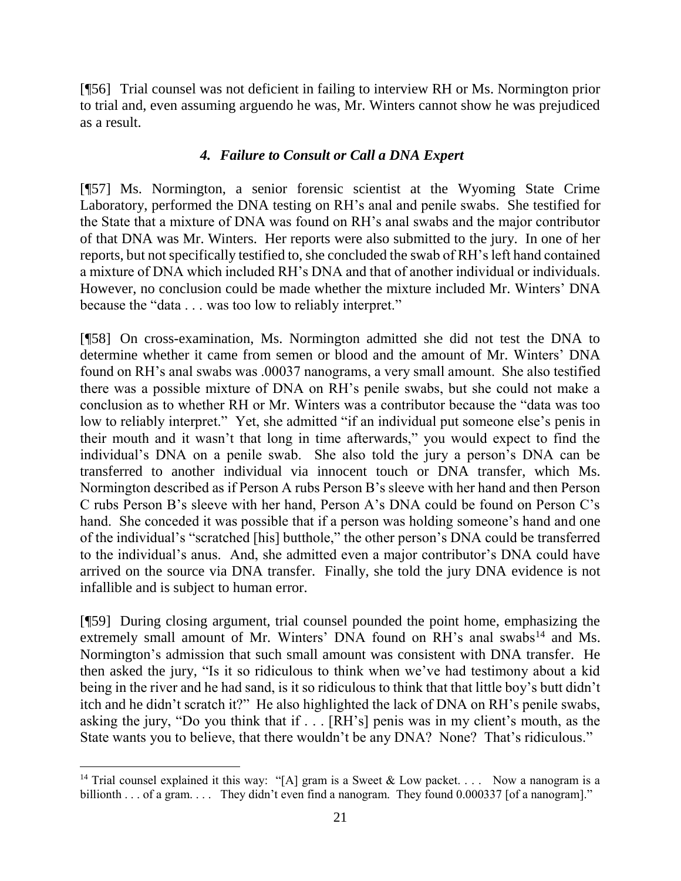[¶56] Trial counsel was not deficient in failing to interview RH or Ms. Normington prior to trial and, even assuming arguendo he was, Mr. Winters cannot show he was prejudiced as a result.

### *4. Failure to Consult or Call a DNA Expert*

[¶57] Ms. Normington, a senior forensic scientist at the Wyoming State Crime Laboratory, performed the DNA testing on RH's anal and penile swabs. She testified for the State that a mixture of DNA was found on RH's anal swabs and the major contributor of that DNA was Mr. Winters. Her reports were also submitted to the jury. In one of her reports, but not specifically testified to, she concluded the swab of RH's left hand contained a mixture of DNA which included RH's DNA and that of another individual or individuals. However, no conclusion could be made whether the mixture included Mr. Winters' DNA because the "data . . . was too low to reliably interpret."

[¶58] On cross-examination, Ms. Normington admitted she did not test the DNA to determine whether it came from semen or blood and the amount of Mr. Winters' DNA found on RH's anal swabs was .00037 nanograms, a very small amount. She also testified there was a possible mixture of DNA on RH's penile swabs, but she could not make a conclusion as to whether RH or Mr. Winters was a contributor because the "data was too low to reliably interpret." Yet, she admitted "if an individual put someone else's penis in their mouth and it wasn't that long in time afterwards," you would expect to find the individual's DNA on a penile swab. She also told the jury a person's DNA can be transferred to another individual via innocent touch or DNA transfer, which Ms. Normington described as if Person A rubs Person B's sleeve with her hand and then Person C rubs Person B's sleeve with her hand, Person A's DNA could be found on Person C's hand. She conceded it was possible that if a person was holding someone's hand and one of the individual's "scratched [his] butthole," the other person's DNA could be transferred to the individual's anus. And, she admitted even a major contributor's DNA could have arrived on the source via DNA transfer. Finally, she told the jury DNA evidence is not infallible and is subject to human error.

[¶59] During closing argument, trial counsel pounded the point home, emphasizing the extremely small amount of Mr. Winters' DNA found on RH's anal swabs[14] and Ms. Normington's admission that such small amount was consistent with DNA transfer. He then asked the jury, "Is it so ridiculous to think when we've had testimony about a kid being in the river and he had sand, is it so ridiculous to think that that little boy's butt didn't itch and he didn't scratch it?" He also highlighted the lack of DNA on RH's penile swabs, asking the jury, "Do you think that if . . . [RH's] penis was in my client's mouth, as the State wants you to believe, that there wouldn't be any DNA? None? That's ridiculous."

---

[14] Trial counsel explained it this way: "[A] gram is a Sweet & Low packet. . . . Now a nanogram is a billionth . . . of a gram. . . . They didn't even find a nanogram. They found 0.000337 [of a nanogram]."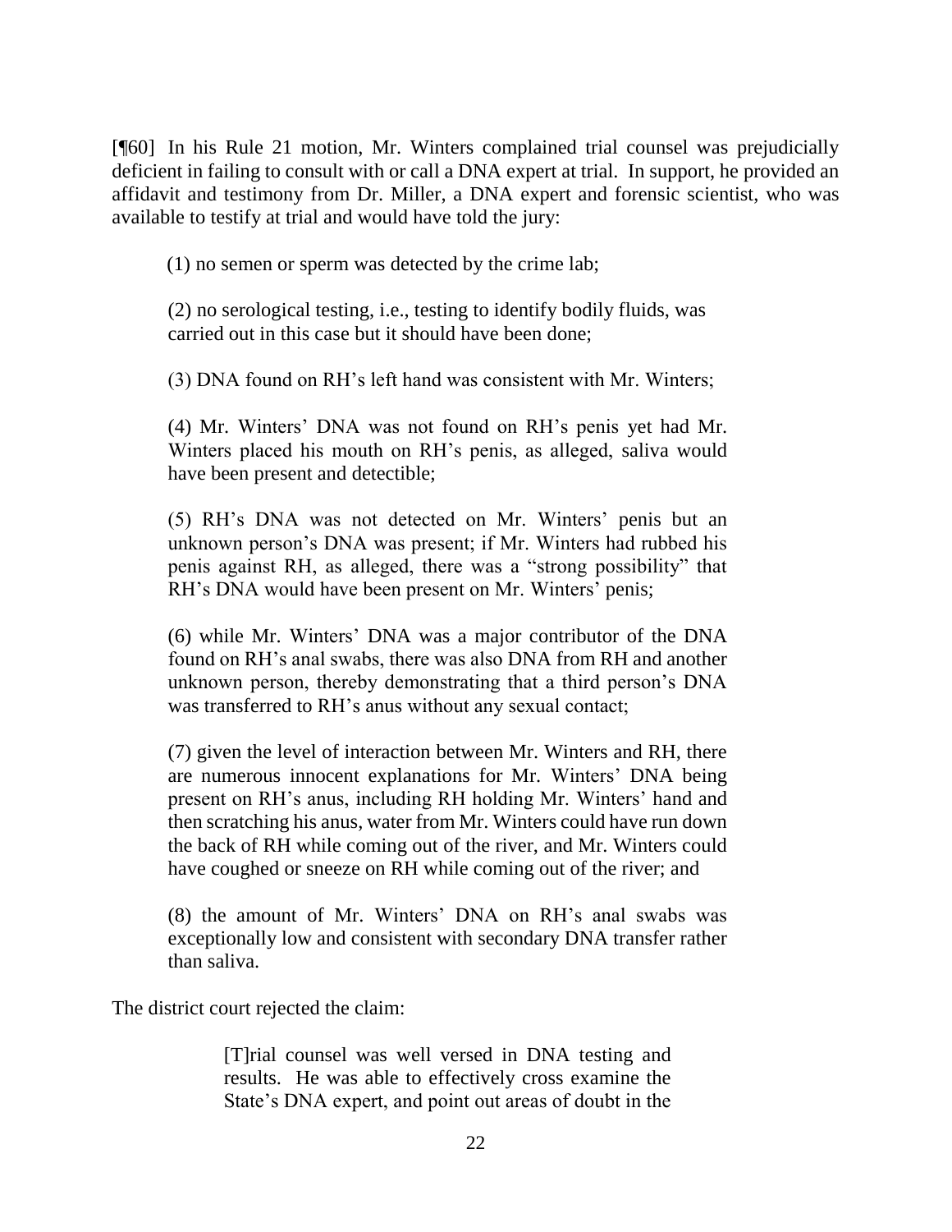[¶60] In his Rule 21 motion, Mr. Winters complained trial counsel was prejudicially deficient in failing to consult with or call a DNA expert at trial. In support, he provided an affidavit and testimony from Dr. Miller, a DNA expert and forensic scientist, who was available to testify at trial and would have told the jury:

> (1) no semen or sperm was detected by the crime lab;
>
> (2) no serological testing, i.e., testing to identify bodily fluids, was carried out in this case but it should have been done;
>
> (3) DNA found on RH's left hand was consistent with Mr. Winters;
>
> (4) Mr. Winters' DNA was not found on RH's penis yet had Mr. Winters placed his mouth on RH's penis, as alleged, saliva would have been present and detectible;
>
> (5) RH's DNA was not detected on Mr. Winters' penis but an unknown person's DNA was present; if Mr. Winters had rubbed his penis against RH, as alleged, there was a "strong possibility" that RH's DNA would have been present on Mr. Winters' penis;
>
> (6) while Mr. Winters' DNA was a major contributor of the DNA found on RH's anal swabs, there was also DNA from RH and another unknown person, thereby demonstrating that a third person's DNA was transferred to RH's anus without any sexual contact;
>
> (7) given the level of interaction between Mr. Winters and RH, there are numerous innocent explanations for Mr. Winters' DNA being present on RH's anus, including RH holding Mr. Winters' hand and then scratching his anus, water from Mr. Winters could have run down the back of RH while coming out of the river, and Mr. Winters could have coughed or sneeze on RH while coming out of the river; and
>
> (8) the amount of Mr. Winters' DNA on RH's anal swabs was exceptionally low and consistent with secondary DNA transfer rather than saliva.

The district court rejected the claim:

> [T]rial counsel was well versed in DNA testing and results. He was able to effectively cross examine the State's DNA expert, and point out areas of doubt in the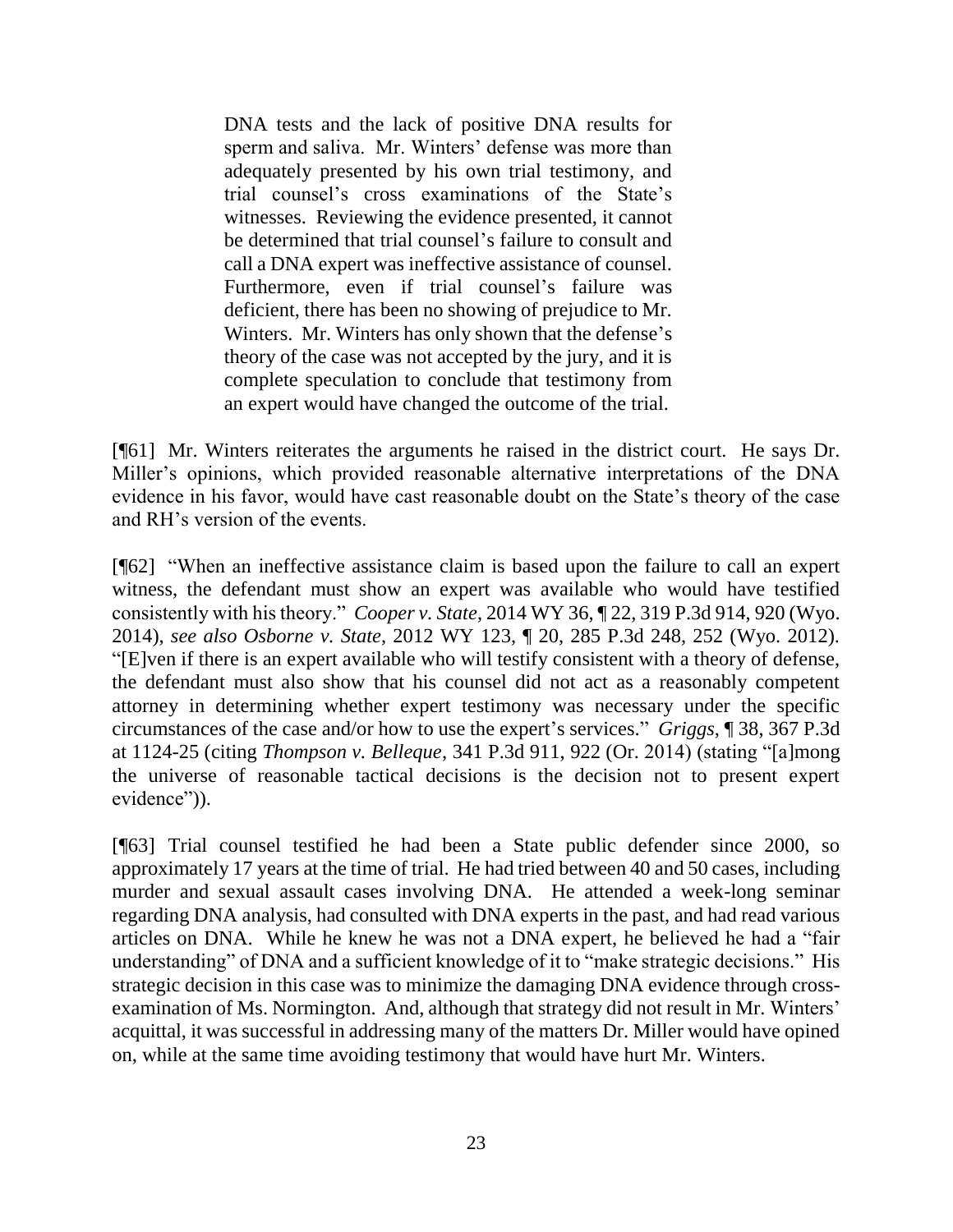> DNA tests and the lack of positive DNA results for sperm and saliva. Mr. Winters' defense was more than adequately presented by his own trial testimony, and trial counsel's cross examinations of the State's witnesses. Reviewing the evidence presented, it cannot be determined that trial counsel's failure to consult and call a DNA expert was ineffective assistance of counsel. Furthermore, even if trial counsel's failure was deficient, there has been no showing of prejudice to Mr. Winters. Mr. Winters has only shown that the defense's theory of the case was not accepted by the jury, and it is complete speculation to conclude that testimony from an expert would have changed the outcome of the trial.

[¶61] Mr. Winters reiterates the arguments he raised in the district court. He says Dr. Miller's opinions, which provided reasonable alternative interpretations of the DNA evidence in his favor, would have cast reasonable doubt on the State's theory of the case and RH's version of the events.

[¶62] "When an ineffective assistance claim is based upon the failure to call an expert witness, the defendant must show an expert was available who would have testified consistently with his theory." *Cooper v. State*, 2014 WY 36, ¶ 22, 319 P.3d 914, 920 (Wyo. 2014), *see also Osborne v. State*, 2012 WY 123, ¶ 20, 285 P.3d 248, 252 (Wyo. 2012). "[E]ven if there is an expert available who will testify consistent with a theory of defense, the defendant must also show that his counsel did not act as a reasonably competent attorney in determining whether expert testimony was necessary under the specific circumstances of the case and/or how to use the expert's services." *Griggs*, ¶ 38, 367 P.3d at 1124-25 (citing *Thompson v. Belleque*, 341 P.3d 911, 922 (Or. 2014) (stating "[a]mong the universe of reasonable tactical decisions is the decision not to present expert evidence")).

[¶63] Trial counsel testified he had been a State public defender since 2000, so approximately 17 years at the time of trial. He had tried between 40 and 50 cases, including murder and sexual assault cases involving DNA. He attended a week-long seminar regarding DNA analysis, had consulted with DNA experts in the past, and had read various articles on DNA. While he knew he was not a DNA expert, he believed he had a "fair understanding" of DNA and a sufficient knowledge of it to "make strategic decisions." His strategic decision in this case was to minimize the damaging DNA evidence through cross-examination of Ms. Normington. And, although that strategy did not result in Mr. Winters' acquittal, it was successful in addressing many of the matters Dr. Miller would have opined on, while at the same time avoiding testimony that would have hurt Mr. Winters.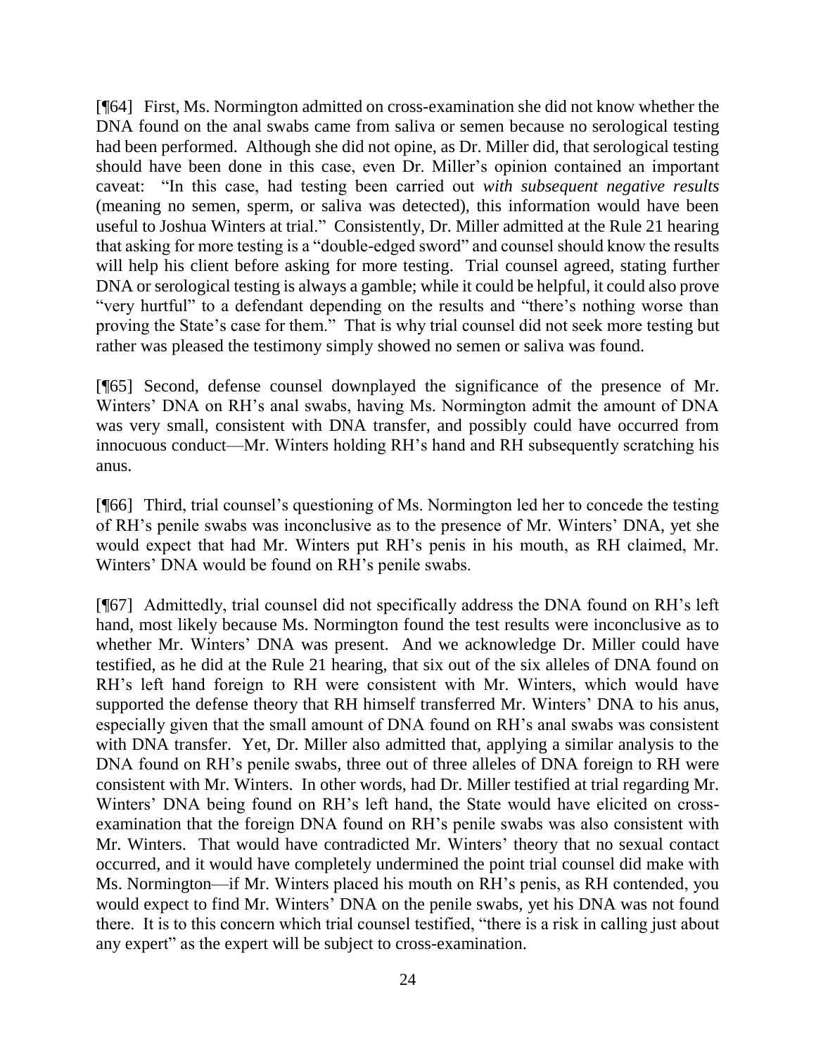[¶64] First, Ms. Normington admitted on cross-examination she did not know whether the DNA found on the anal swabs came from saliva or semen because no serological testing had been performed. Although she did not opine, as Dr. Miller did, that serological testing should have been done in this case, even Dr. Miller's opinion contained an important caveat: "In this case, had testing been carried out *with subsequent negative results* (meaning no semen, sperm, or saliva was detected), this information would have been useful to Joshua Winters at trial." Consistently, Dr. Miller admitted at the Rule 21 hearing that asking for more testing is a "double-edged sword" and counsel should know the results will help his client before asking for more testing. Trial counsel agreed, stating further DNA or serological testing is always a gamble; while it could be helpful, it could also prove "very hurtful" to a defendant depending on the results and "there's nothing worse than proving the State's case for them." That is why trial counsel did not seek more testing but rather was pleased the testimony simply showed no semen or saliva was found.

[¶65] Second, defense counsel downplayed the significance of the presence of Mr. Winters' DNA on RH's anal swabs, having Ms. Normington admit the amount of DNA was very small, consistent with DNA transfer, and possibly could have occurred from innocuous conduct—Mr. Winters holding RH's hand and RH subsequently scratching his anus.

[¶66] Third, trial counsel's questioning of Ms. Normington led her to concede the testing of RH's penile swabs was inconclusive as to the presence of Mr. Winters' DNA, yet she would expect that had Mr. Winters put RH's penis in his mouth, as RH claimed, Mr. Winters' DNA would be found on RH's penile swabs.

[¶67] Admittedly, trial counsel did not specifically address the DNA found on RH's left hand, most likely because Ms. Normington found the test results were inconclusive as to whether Mr. Winters' DNA was present. And we acknowledge Dr. Miller could have testified, as he did at the Rule 21 hearing, that six out of the six alleles of DNA found on RH's left hand foreign to RH were consistent with Mr. Winters, which would have supported the defense theory that RH himself transferred Mr. Winters' DNA to his anus, especially given that the small amount of DNA found on RH's anal swabs was consistent with DNA transfer. Yet, Dr. Miller also admitted that, applying a similar analysis to the DNA found on RH's penile swabs, three out of three alleles of DNA foreign to RH were consistent with Mr. Winters. In other words, had Dr. Miller testified at trial regarding Mr. Winters' DNA being found on RH's left hand, the State would have elicited on cross-examination that the foreign DNA found on RH's penile swabs was also consistent with Mr. Winters. That would have contradicted Mr. Winters' theory that no sexual contact occurred, and it would have completely undermined the point trial counsel did make with Ms. Normington—if Mr. Winters placed his mouth on RH's penis, as RH contended, you would expect to find Mr. Winters' DNA on the penile swabs, yet his DNA was not found there. It is to this concern which trial counsel testified, "there is a risk in calling just about any expert" as the expert will be subject to cross-examination.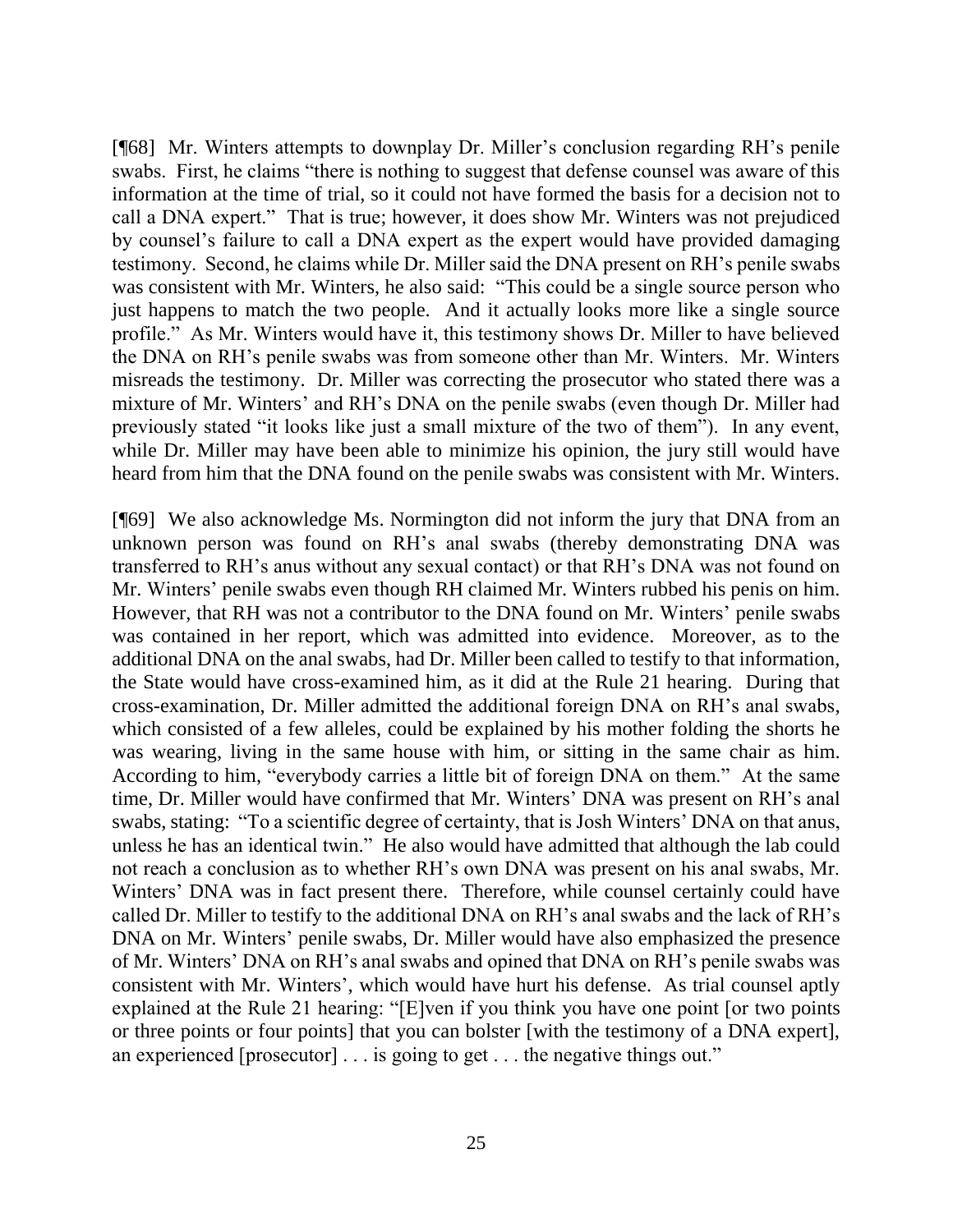[¶68] Mr. Winters attempts to downplay Dr. Miller's conclusion regarding RH's penile swabs. First, he claims "there is nothing to suggest that defense counsel was aware of this information at the time of trial, so it could not have formed the basis for a decision not to call a DNA expert." That is true; however, it does show Mr. Winters was not prejudiced by counsel's failure to call a DNA expert as the expert would have provided damaging testimony. Second, he claims while Dr. Miller said the DNA present on RH's penile swabs was consistent with Mr. Winters, he also said: "This could be a single source person who just happens to match the two people. And it actually looks more like a single source profile." As Mr. Winters would have it, this testimony shows Dr. Miller to have believed the DNA on RH's penile swabs was from someone other than Mr. Winters. Mr. Winters misreads the testimony. Dr. Miller was correcting the prosecutor who stated there was a mixture of Mr. Winters' and RH's DNA on the penile swabs (even though Dr. Miller had previously stated "it looks like just a small mixture of the two of them"). In any event, while Dr. Miller may have been able to minimize his opinion, the jury still would have heard from him that the DNA found on the penile swabs was consistent with Mr. Winters.

[¶69] We also acknowledge Ms. Normington did not inform the jury that DNA from an unknown person was found on RH's anal swabs (thereby demonstrating DNA was transferred to RH's anus without any sexual contact) or that RH's DNA was not found on Mr. Winters' penile swabs even though RH claimed Mr. Winters rubbed his penis on him. However, that RH was not a contributor to the DNA found on Mr. Winters' penile swabs was contained in her report, which was admitted into evidence. Moreover, as to the additional DNA on the anal swabs, had Dr. Miller been called to testify to that information, the State would have cross-examined him, as it did at the Rule 21 hearing. During that cross-examination, Dr. Miller admitted the additional foreign DNA on RH's anal swabs, which consisted of a few alleles, could be explained by his mother folding the shorts he was wearing, living in the same house with him, or sitting in the same chair as him. According to him, "everybody carries a little bit of foreign DNA on them." At the same time, Dr. Miller would have confirmed that Mr. Winters' DNA was present on RH's anal swabs, stating: "To a scientific degree of certainty, that is Josh Winters' DNA on that anus, unless he has an identical twin." He also would have admitted that although the lab could not reach a conclusion as to whether RH's own DNA was present on his anal swabs, Mr. Winters' DNA was in fact present there. Therefore, while counsel certainly could have called Dr. Miller to testify to the additional DNA on RH's anal swabs and the lack of RH's DNA on Mr. Winters' penile swabs, Dr. Miller would have also emphasized the presence of Mr. Winters' DNA on RH's anal swabs and opined that DNA on RH's penile swabs was consistent with Mr. Winters', which would have hurt his defense. As trial counsel aptly explained at the Rule 21 hearing: "[E]ven if you think you have one point [or two points or three points or four points] that you can bolster [with the testimony of a DNA expert], an experienced [prosecutor] . . . is going to get . . . the negative things out."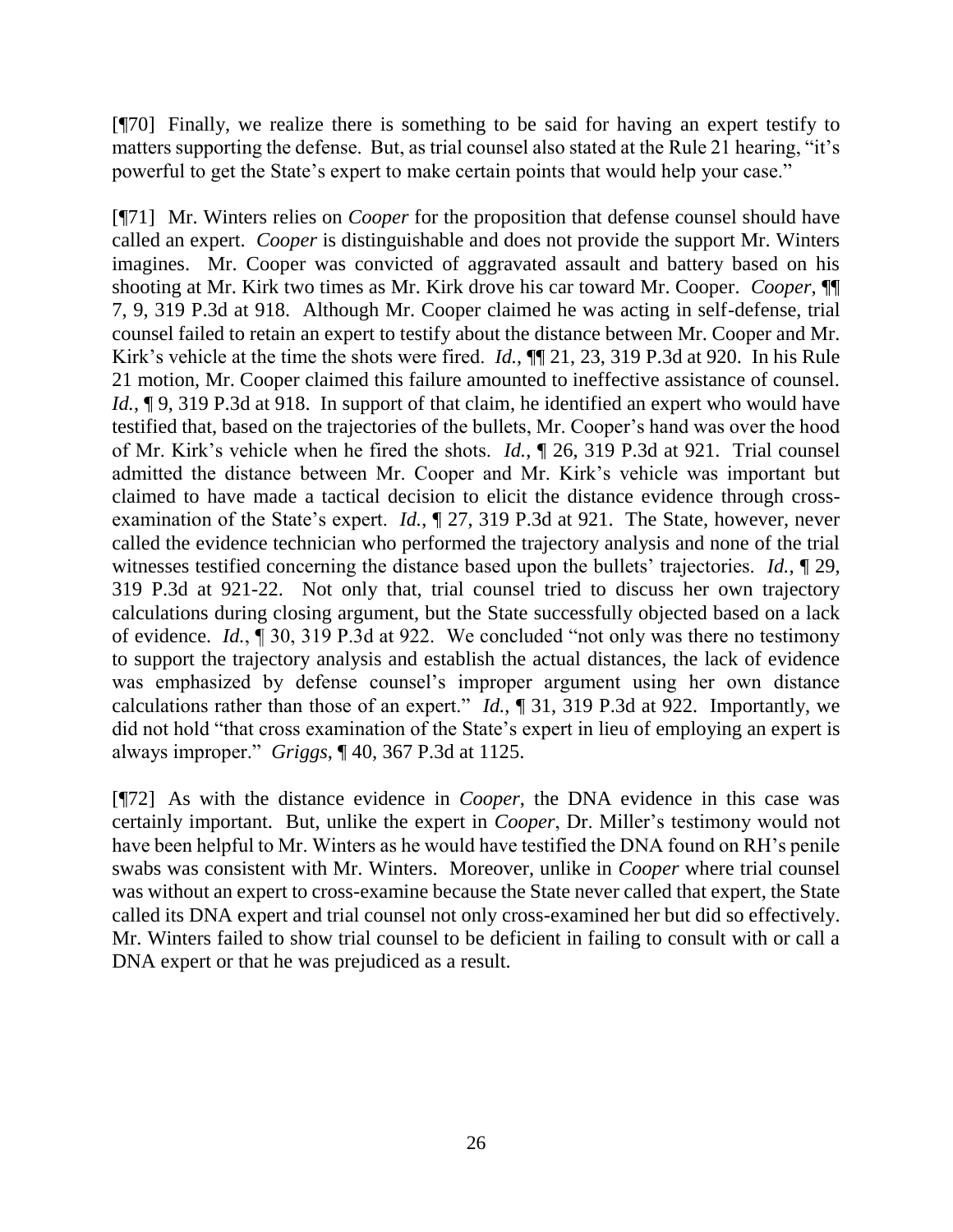[¶70] Finally, we realize there is something to be said for having an expert testify to matters supporting the defense. But, as trial counsel also stated at the Rule 21 hearing, "it's powerful to get the State's expert to make certain points that would help your case."

[¶71] Mr. Winters relies on *Cooper* for the proposition that defense counsel should have called an expert. *Cooper* is distinguishable and does not provide the support Mr. Winters imagines. Mr. Cooper was convicted of aggravated assault and battery based on his shooting at Mr. Kirk two times as Mr. Kirk drove his car toward Mr. Cooper. *Cooper*, ¶¶ 7, 9, 319 P.3d at 918. Although Mr. Cooper claimed he was acting in self-defense, trial counsel failed to retain an expert to testify about the distance between Mr. Cooper and Mr. Kirk's vehicle at the time the shots were fired. *Id.*, ¶¶ 21, 23, 319 P.3d at 920. In his Rule 21 motion, Mr. Cooper claimed this failure amounted to ineffective assistance of counsel. *Id.*, ¶ 9, 319 P.3d at 918. In support of that claim, he identified an expert who would have testified that, based on the trajectories of the bullets, Mr. Cooper's hand was over the hood of Mr. Kirk's vehicle when he fired the shots. *Id.*, ¶ 26, 319 P.3d at 921. Trial counsel admitted the distance between Mr. Cooper and Mr. Kirk's vehicle was important but claimed to have made a tactical decision to elicit the distance evidence through cross-examination of the State's expert. *Id.*, ¶ 27, 319 P.3d at 921. The State, however, never called the evidence technician who performed the trajectory analysis and none of the trial witnesses testified concerning the distance based upon the bullets' trajectories. *Id.*, ¶ 29, 319 P.3d at 921-22. Not only that, trial counsel tried to discuss her own trajectory calculations during closing argument, but the State successfully objected based on a lack of evidence. *Id.*, ¶ 30, 319 P.3d at 922. We concluded "not only was there no testimony to support the trajectory analysis and establish the actual distances, the lack of evidence was emphasized by defense counsel's improper argument using her own distance calculations rather than those of an expert." *Id.*, ¶ 31, 319 P.3d at 922. Importantly, we did not hold "that cross examination of the State's expert in lieu of employing an expert is always improper." *Griggs*, ¶ 40, 367 P.3d at 1125.

[¶72] As with the distance evidence in *Cooper*, the DNA evidence in this case was certainly important. But, unlike the expert in *Cooper*, Dr. Miller's testimony would not have been helpful to Mr. Winters as he would have testified the DNA found on RH's penile swabs was consistent with Mr. Winters. Moreover, unlike in *Cooper* where trial counsel was without an expert to cross-examine because the State never called that expert, the State called its DNA expert and trial counsel not only cross-examined her but did so effectively. Mr. Winters failed to show trial counsel to be deficient in failing to consult with or call a DNA expert or that he was prejudiced as a result.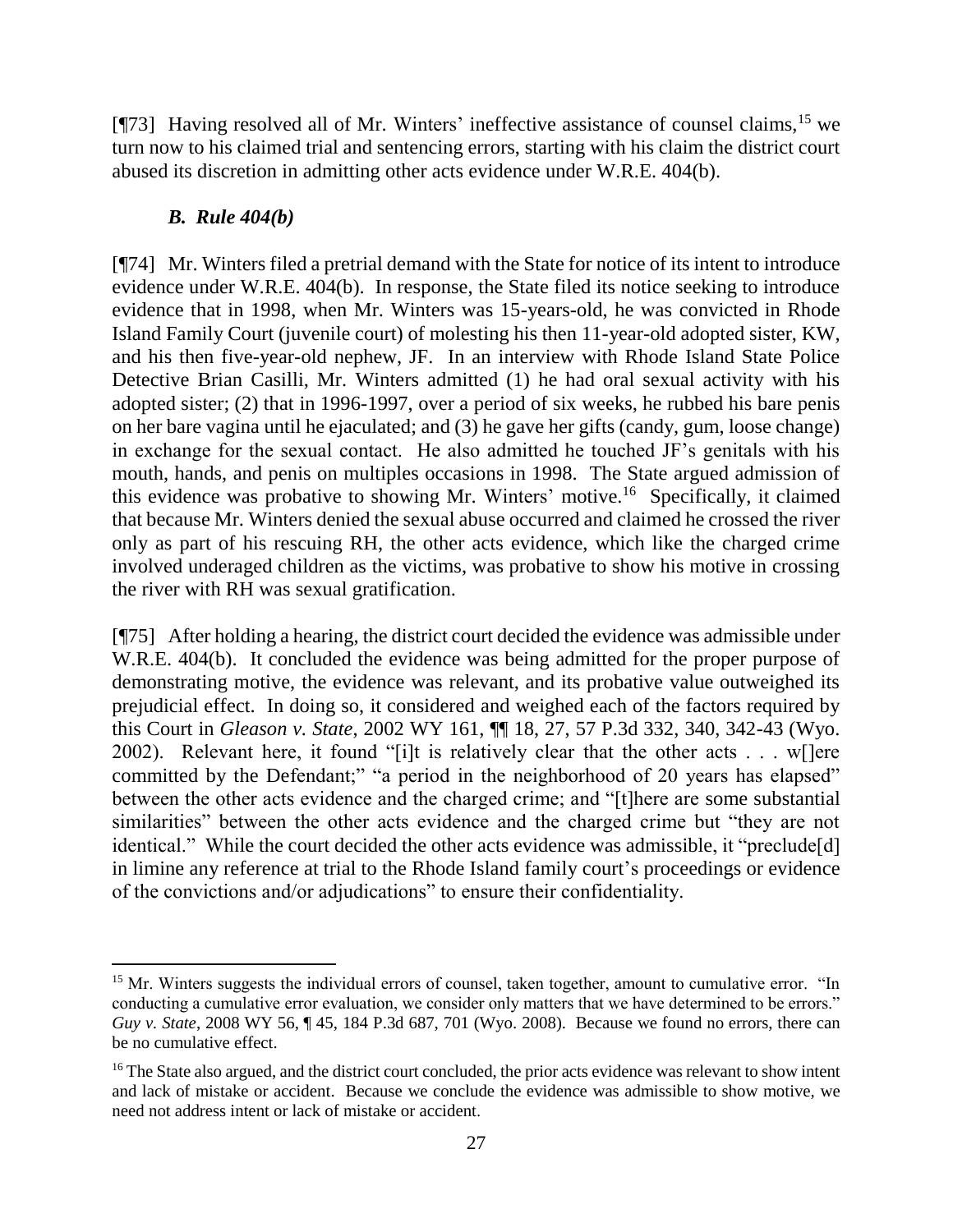[¶73] Having resolved all of Mr. Winters' ineffective assistance of counsel claims,[15] we turn now to his claimed trial and sentencing errors, starting with his claim the district court abused its discretion in admitting other acts evidence under W.R.E. 404(b).

### *B. Rule 404(b)*

[¶74] Mr. Winters filed a pretrial demand with the State for notice of its intent to introduce evidence under W.R.E. 404(b). In response, the State filed its notice seeking to introduce evidence that in 1998, when Mr. Winters was 15-years-old, he was convicted in Rhode Island Family Court (juvenile court) of molesting his then 11-year-old adopted sister, KW, and his then five-year-old nephew, JF. In an interview with Rhode Island State Police Detective Brian Casilli, Mr. Winters admitted (1) he had oral sexual activity with his adopted sister; (2) that in 1996-1997, over a period of six weeks, he rubbed his bare penis on her bare vagina until he ejaculated; and (3) he gave her gifts (candy, gum, loose change) in exchange for the sexual contact. He also admitted he touched JF's genitals with his mouth, hands, and penis on multiples occasions in 1998. The State argued admission of this evidence was probative to showing Mr. Winters' motive.[16] Specifically, it claimed that because Mr. Winters denied the sexual abuse occurred and claimed he crossed the river only as part of his rescuing RH, the other acts evidence, which like the charged crime involved underaged children as the victims, was probative to show his motive in crossing the river with RH was sexual gratification.

[¶75] After holding a hearing, the district court decided the evidence was admissible under W.R.E. 404(b). It concluded the evidence was being admitted for the proper purpose of demonstrating motive, the evidence was relevant, and its probative value outweighed its prejudicial effect. In doing so, it considered and weighed each of the factors required by this Court in *Gleason v. State*, 2002 WY 161, ¶¶ 18, 27, 57 P.3d 332, 340, 342-43 (Wyo. 2002). Relevant here, it found "[i]t is relatively clear that the other acts . . . w[]ere committed by the Defendant;" "a period in the neighborhood of 20 years has elapsed" between the other acts evidence and the charged crime; and "[t]here are some substantial similarities" between the other acts evidence and the charged crime but "they are not identical." While the court decided the other acts evidence was admissible, it "preclude[d] in limine any reference at trial to the Rhode Island family court's proceedings or evidence of the convictions and/or adjudications" to ensure their confidentiality.

---

[15] Mr. Winters suggests the individual errors of counsel, taken together, amount to cumulative error. "In conducting a cumulative error evaluation, we consider only matters that we have determined to be errors." *Guy v. State*, 2008 WY 56, ¶ 45, 184 P.3d 687, 701 (Wyo. 2008). Because we found no errors, there can be no cumulative effect.

[16] The State also argued, and the district court concluded, the prior acts evidence was relevant to show intent and lack of mistake or accident. Because we conclude the evidence was admissible to show motive, we need not address intent or lack of mistake or accident.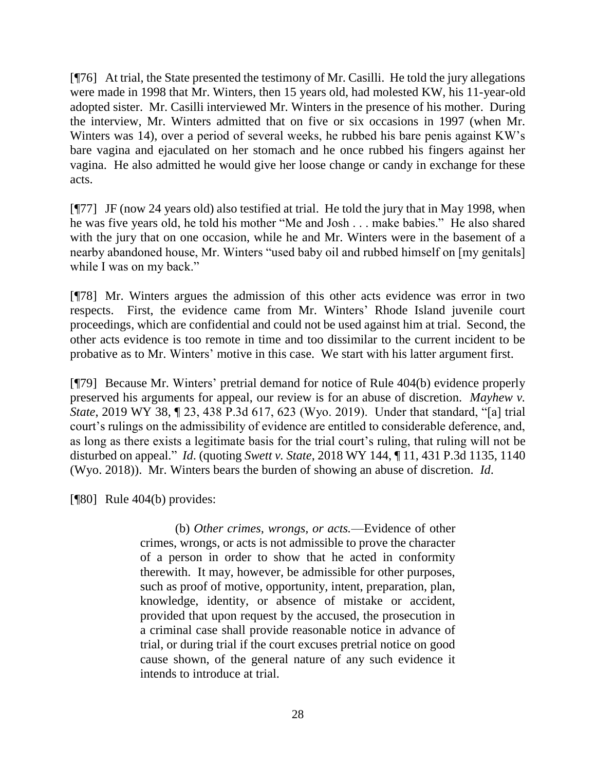[¶76] At trial, the State presented the testimony of Mr. Casilli. He told the jury allegations were made in 1998 that Mr. Winters, then 15 years old, had molested KW, his 11-year-old adopted sister. Mr. Casilli interviewed Mr. Winters in the presence of his mother. During the interview, Mr. Winters admitted that on five or six occasions in 1997 (when Mr. Winters was 14), over a period of several weeks, he rubbed his bare penis against KW's bare vagina and ejaculated on her stomach and he once rubbed his fingers against her vagina. He also admitted he would give her loose change or candy in exchange for these acts.

[¶77] JF (now 24 years old) also testified at trial. He told the jury that in May 1998, when he was five years old, he told his mother "Me and Josh . . . make babies." He also shared with the jury that on one occasion, while he and Mr. Winters were in the basement of a nearby abandoned house, Mr. Winters "used baby oil and rubbed himself on [my genitals] while I was on my back."

[¶78] Mr. Winters argues the admission of this other acts evidence was error in two respects. First, the evidence came from Mr. Winters' Rhode Island juvenile court proceedings, which are confidential and could not be used against him at trial. Second, the other acts evidence is too remote in time and too dissimilar to the current incident to be probative as to Mr. Winters' motive in this case. We start with his latter argument first.

[¶79] Because Mr. Winters' pretrial demand for notice of Rule 404(b) evidence properly preserved his arguments for appeal, our review is for an abuse of discretion. *Mayhew v. State*, 2019 WY 38, ¶ 23, 438 P.3d 617, 623 (Wyo. 2019). Under that standard, "[a] trial court's rulings on the admissibility of evidence are entitled to considerable deference, and, as long as there exists a legitimate basis for the trial court's ruling, that ruling will not be disturbed on appeal." *Id*. (quoting *Swett v. State*, 2018 WY 144, ¶ 11, 431 P.3d 1135, 1140 (Wyo. 2018)). Mr. Winters bears the burden of showing an abuse of discretion. *Id*.

[¶80] Rule 404(b) provides:

> (b) *Other crimes, wrongs, or acts.*—Evidence of other crimes, wrongs, or acts is not admissible to prove the character of a person in order to show that he acted in conformity therewith. It may, however, be admissible for other purposes, such as proof of motive, opportunity, intent, preparation, plan, knowledge, identity, or absence of mistake or accident, provided that upon request by the accused, the prosecution in a criminal case shall provide reasonable notice in advance of trial, or during trial if the court excuses pretrial notice on good cause shown, of the general nature of any such evidence it intends to introduce at trial.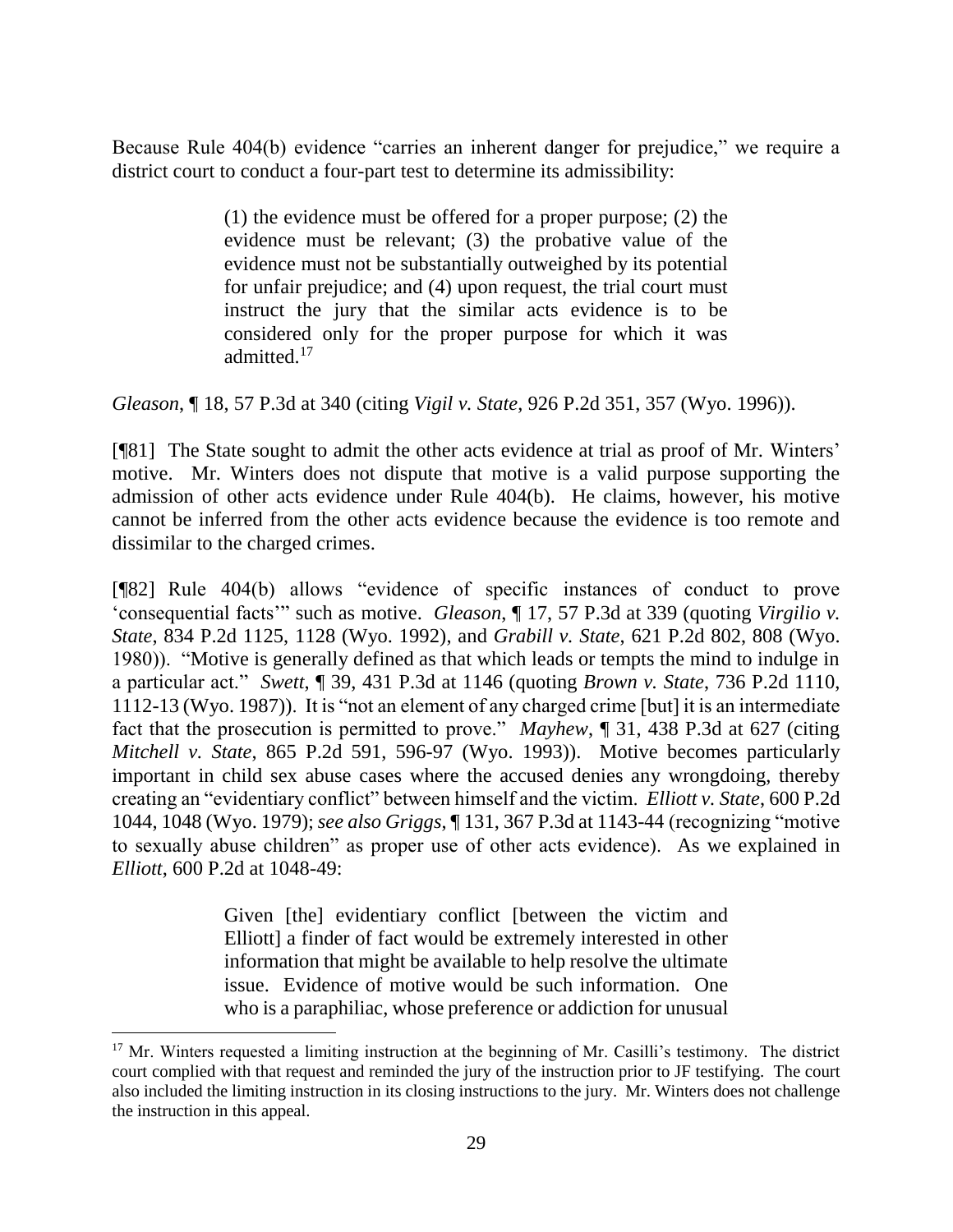Because Rule 404(b) evidence "carries an inherent danger for prejudice," we require a district court to conduct a four-part test to determine its admissibility:

> (1) the evidence must be offered for a proper purpose; (2) the evidence must be relevant; (3) the probative value of the evidence must not be substantially outweighed by its potential for unfair prejudice; and (4) upon request, the trial court must instruct the jury that the similar acts evidence is to be considered only for the proper purpose for which it was admitted.[17]

*Gleason*, ¶ 18, 57 P.3d at 340 (citing *Vigil v. State*, 926 P.2d 351, 357 (Wyo. 1996)).

[¶81] The State sought to admit the other acts evidence at trial as proof of Mr. Winters' motive. Mr. Winters does not dispute that motive is a valid purpose supporting the admission of other acts evidence under Rule 404(b). He claims, however, his motive cannot be inferred from the other acts evidence because the evidence is too remote and dissimilar to the charged crimes.

[¶82] Rule 404(b) allows "evidence of specific instances of conduct to prove 'consequential facts'" such as motive. *Gleason*, ¶ 17, 57 P.3d at 339 (quoting *Virgilio v. State*, 834 P.2d 1125, 1128 (Wyo. 1992), and *Grabill v. State*, 621 P.2d 802, 808 (Wyo. 1980)). "Motive is generally defined as that which leads or tempts the mind to indulge in a particular act." *Swett*, ¶ 39, 431 P.3d at 1146 (quoting *Brown v. State*, 736 P.2d 1110, 1112-13 (Wyo. 1987)). It is "not an element of any charged crime [but] it is an intermediate fact that the prosecution is permitted to prove." *Mayhew*, ¶ 31, 438 P.3d at 627 (citing *Mitchell v. State*, 865 P.2d 591, 596-97 (Wyo. 1993)). Motive becomes particularly important in child sex abuse cases where the accused denies any wrongdoing, thereby creating an "evidentiary conflict" between himself and the victim. *Elliott v. State*, 600 P.2d 1044, 1048 (Wyo. 1979); *see also Griggs*, ¶ 131, 367 P.3d at 1143-44 (recognizing "motive to sexually abuse children" as proper use of other acts evidence). As we explained in *Elliott*, 600 P.2d at 1048-49:

> Given [the] evidentiary conflict [between the victim and Elliott] a finder of fact would be extremely interested in other information that might be available to help resolve the ultimate issue. Evidence of motive would be such information. One who is a paraphiliac, whose preference or addiction for unusual

---

[17] Mr. Winters requested a limiting instruction at the beginning of Mr. Casilli's testimony. The district court complied with that request and reminded the jury of the instruction prior to JF testifying. The court also included the limiting instruction in its closing instructions to the jury. Mr. Winters does not challenge the instruction in this appeal.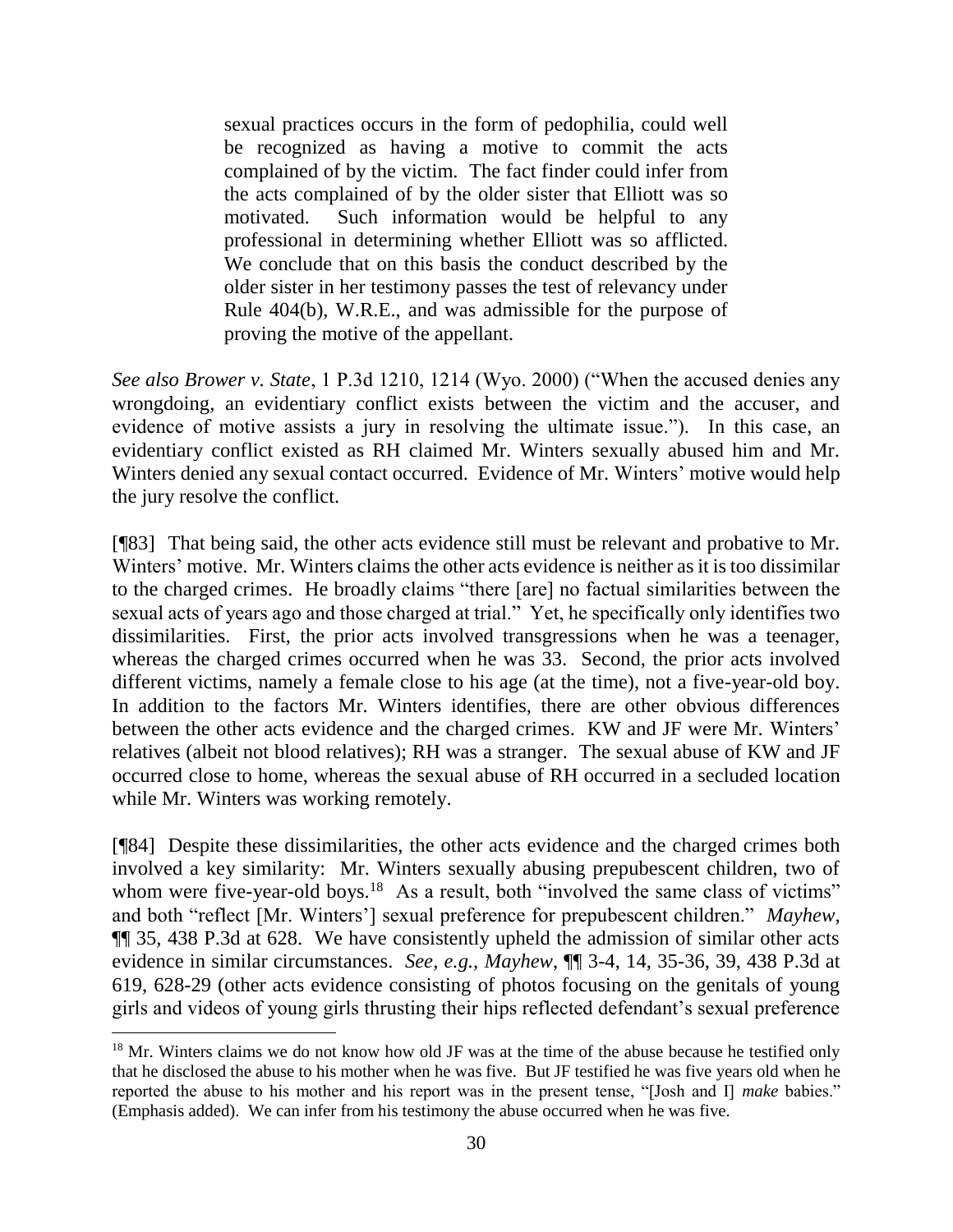> sexual practices occurs in the form of pedophilia, could well be recognized as having a motive to commit the acts complained of by the victim. The fact finder could infer from the acts complained of by the older sister that Elliott was so motivated. Such information would be helpful to any professional in determining whether Elliott was so afflicted. We conclude that on this basis the conduct described by the older sister in her testimony passes the test of relevancy under Rule 404(b), W.R.E., and was admissible for the purpose of proving the motive of the appellant.

*See also Brower v. State*, 1 P.3d 1210, 1214 (Wyo. 2000) ("When the accused denies any wrongdoing, an evidentiary conflict exists between the victim and the accuser, and evidence of motive assists a jury in resolving the ultimate issue."). In this case, an evidentiary conflict existed as RH claimed Mr. Winters sexually abused him and Mr. Winters denied any sexual contact occurred. Evidence of Mr. Winters' motive would help the jury resolve the conflict.

[¶83] That being said, the other acts evidence still must be relevant and probative to Mr. Winters' motive. Mr. Winters claims the other acts evidence is neither as it is too dissimilar to the charged crimes. He broadly claims "there [are] no factual similarities between the sexual acts of years ago and those charged at trial." Yet, he specifically only identifies two dissimilarities. First, the prior acts involved transgressions when he was a teenager, whereas the charged crimes occurred when he was 33. Second, the prior acts involved different victims, namely a female close to his age (at the time), not a five-year-old boy. In addition to the factors Mr. Winters identifies, there are other obvious differences between the other acts evidence and the charged crimes. KW and JF were Mr. Winters' relatives (albeit not blood relatives); RH was a stranger. The sexual abuse of KW and JF occurred close to home, whereas the sexual abuse of RH occurred in a secluded location while Mr. Winters was working remotely.

[¶84] Despite these dissimilarities, the other acts evidence and the charged crimes both involved a key similarity: Mr. Winters sexually abusing prepubescent children, two of whom were five-year-old boys.[18] As a result, both "involved the same class of victims" and both "reflect [Mr. Winters'] sexual preference for prepubescent children." *Mayhew*, ¶¶ 35, 438 P.3d at 628. We have consistently upheld the admission of similar other acts evidence in similar circumstances. *See, e.g., Mayhew*, ¶¶ 3-4, 14, 35-36, 39, 438 P.3d at 619, 628-29 (other acts evidence consisting of photos focusing on the genitals of young girls and videos of young girls thrusting their hips reflected defendant's sexual preference

---

[18] Mr. Winters claims we do not know how old JF was at the time of the abuse because he testified only that he disclosed the abuse to his mother when he was five. But JF testified he was five years old when he reported the abuse to his mother and his report was in the present tense, "[Josh and I] *make* babies." (Emphasis added). We can infer from his testimony the abuse occurred when he was five.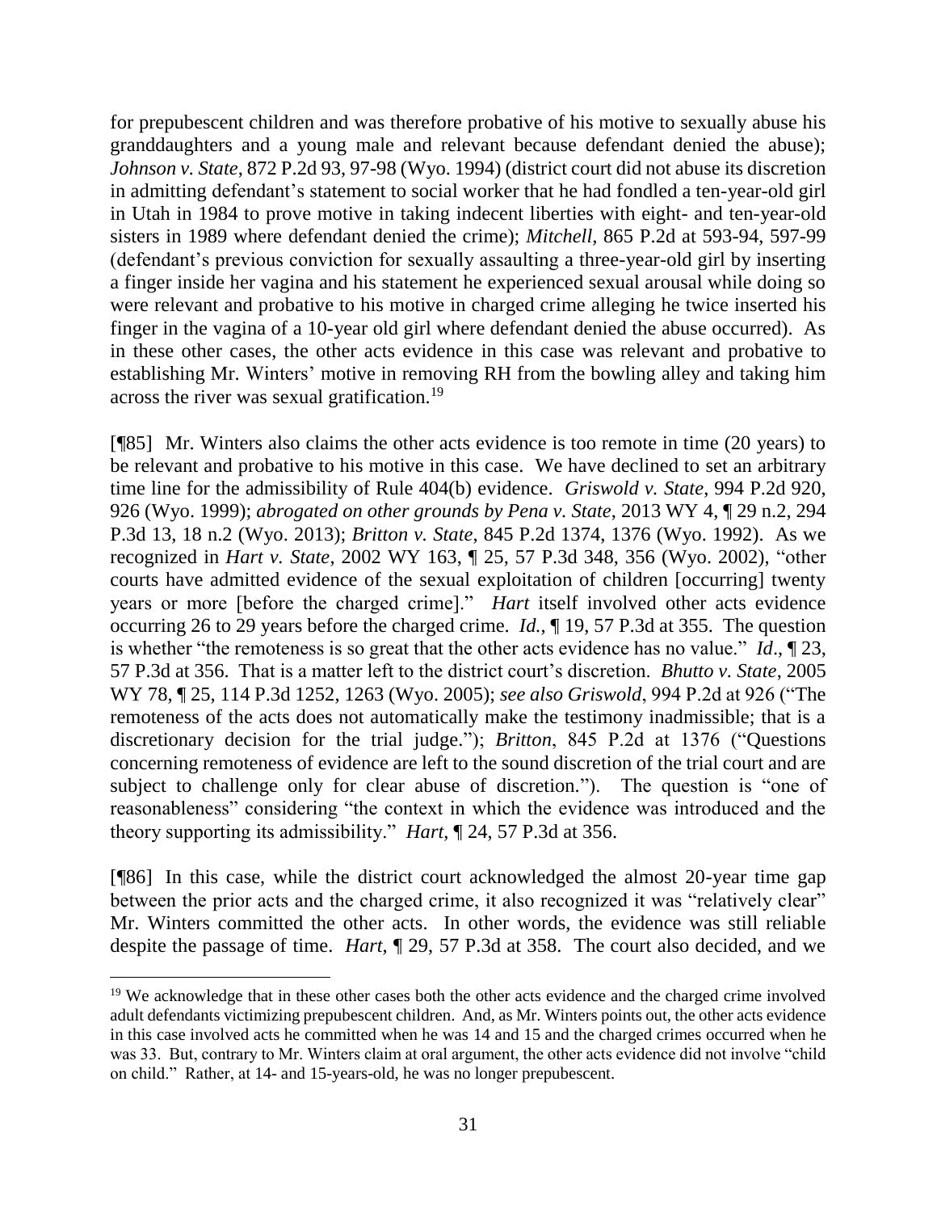for prepubescent children and was therefore probative of his motive to sexually abuse his granddaughters and a young male and relevant because defendant denied the abuse); *Johnson v. State*, 872 P.2d 93, 97-98 (Wyo. 1994) (district court did not abuse its discretion in admitting defendant's statement to social worker that he had fondled a ten-year-old girl in Utah in 1984 to prove motive in taking indecent liberties with eight- and ten-year-old sisters in 1989 where defendant denied the crime); *Mitchell*, 865 P.2d at 593-94, 597-99 (defendant's previous conviction for sexually assaulting a three-year-old girl by inserting a finger inside her vagina and his statement he experienced sexual arousal while doing so were relevant and probative to his motive in charged crime alleging he twice inserted his finger in the vagina of a 10-year old girl where defendant denied the abuse occurred). As in these other cases, the other acts evidence in this case was relevant and probative to establishing Mr. Winters' motive in removing RH from the bowling alley and taking him across the river was sexual gratification.[19]

[¶85] Mr. Winters also claims the other acts evidence is too remote in time (20 years) to be relevant and probative to his motive in this case. We have declined to set an arbitrary time line for the admissibility of Rule 404(b) evidence. *Griswold v. State*, 994 P.2d 920, 926 (Wyo. 1999); *abrogated on other grounds by Pena v. State*, 2013 WY 4, ¶ 29 n.2, 294 P.3d 13, 18 n.2 (Wyo. 2013); *Britton v. State*, 845 P.2d 1374, 1376 (Wyo. 1992). As we recognized in *Hart v. State*, 2002 WY 163, ¶ 25, 57 P.3d 348, 356 (Wyo. 2002), "other courts have admitted evidence of the sexual exploitation of children [occurring] twenty years or more [before the charged crime]." *Hart* itself involved other acts evidence occurring 26 to 29 years before the charged crime. *Id.*, ¶ 19, 57 P.3d at 355. The question is whether "the remoteness is so great that the other acts evidence has no value." *Id*., ¶ 23, 57 P.3d at 356. That is a matter left to the district court's discretion. *Bhutto v. State*, 2005 WY 78, ¶ 25, 114 P.3d 1252, 1263 (Wyo. 2005); *see also Griswold*, 994 P.2d at 926 ("The remoteness of the acts does not automatically make the testimony inadmissible; that is a discretionary decision for the trial judge."); *Britton*, 845 P.2d at 1376 ("Questions concerning remoteness of evidence are left to the sound discretion of the trial court and are subject to challenge only for clear abuse of discretion."). The question is "one of reasonableness" considering "the context in which the evidence was introduced and the theory supporting its admissibility." *Hart*, ¶ 24, 57 P.3d at 356.

[¶86] In this case, while the district court acknowledged the almost 20-year time gap between the prior acts and the charged crime, it also recognized it was "relatively clear" Mr. Winters committed the other acts. In other words, the evidence was still reliable despite the passage of time. *Hart*, ¶ 29, 57 P.3d at 358. The court also decided, and we

---

[19] We acknowledge that in these other cases both the other acts evidence and the charged crime involved adult defendants victimizing prepubescent children. And, as Mr. Winters points out, the other acts evidence in this case involved acts he committed when he was 14 and 15 and the charged crimes occurred when he was 33. But, contrary to Mr. Winters claim at oral argument, the other acts evidence did not involve "child on child." Rather, at 14- and 15-years-old, he was no longer prepubescent.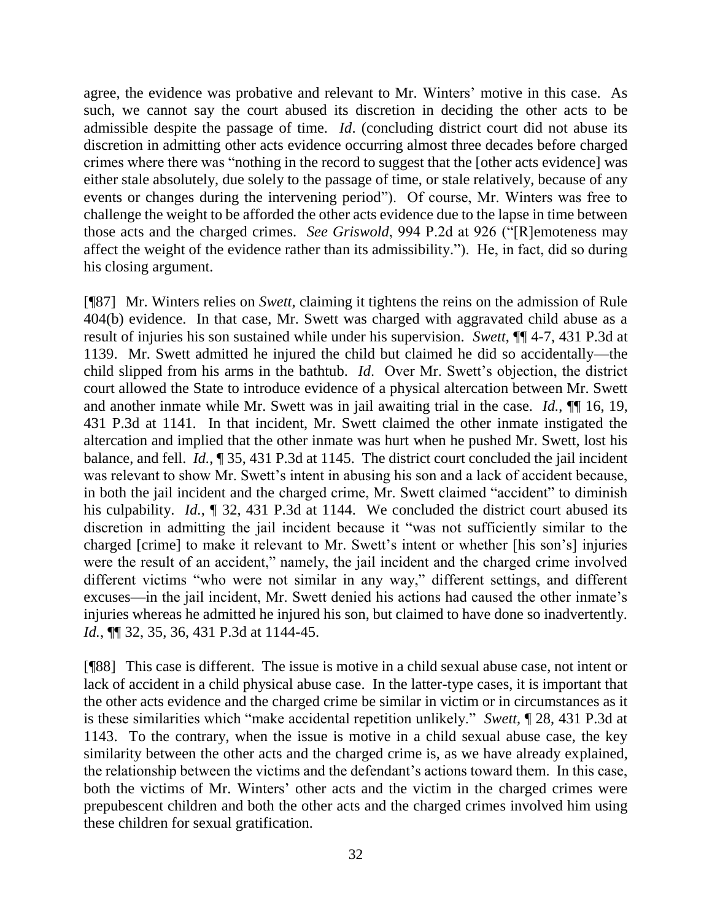agree, the evidence was probative and relevant to Mr. Winters' motive in this case. As such, we cannot say the court abused its discretion in deciding the other acts to be admissible despite the passage of time. *Id*. (concluding district court did not abuse its discretion in admitting other acts evidence occurring almost three decades before charged crimes where there was "nothing in the record to suggest that the [other acts evidence] was either stale absolutely, due solely to the passage of time, or stale relatively, because of any events or changes during the intervening period"). Of course, Mr. Winters was free to challenge the weight to be afforded the other acts evidence due to the lapse in time between those acts and the charged crimes. *See Griswold*, 994 P.2d at 926 ("[R]emoteness may affect the weight of the evidence rather than its admissibility."). He, in fact, did so during his closing argument.

[¶87] Mr. Winters relies on *Swett*, claiming it tightens the reins on the admission of Rule 404(b) evidence. In that case, Mr. Swett was charged with aggravated child abuse as a result of injuries his son sustained while under his supervision. *Swett*, ¶¶ 4-7, 431 P.3d at 1139. Mr. Swett admitted he injured the child but claimed he did so accidentally—the child slipped from his arms in the bathtub. *Id*. Over Mr. Swett's objection, the district court allowed the State to introduce evidence of a physical altercation between Mr. Swett and another inmate while Mr. Swett was in jail awaiting trial in the case. *Id.*, ¶¶ 16, 19, 431 P.3d at 1141. In that incident, Mr. Swett claimed the other inmate instigated the altercation and implied that the other inmate was hurt when he pushed Mr. Swett, lost his balance, and fell. *Id.*, ¶ 35, 431 P.3d at 1145. The district court concluded the jail incident was relevant to show Mr. Swett's intent in abusing his son and a lack of accident because, in both the jail incident and the charged crime, Mr. Swett claimed "accident" to diminish his culpability. *Id.*, ¶ 32, 431 P.3d at 1144. We concluded the district court abused its discretion in admitting the jail incident because it "was not sufficiently similar to the charged [crime] to make it relevant to Mr. Swett's intent or whether [his son's] injuries were the result of an accident," namely, the jail incident and the charged crime involved different victims "who were not similar in any way," different settings, and different excuses—in the jail incident, Mr. Swett denied his actions had caused the other inmate's injuries whereas he admitted he injured his son, but claimed to have done so inadvertently. *Id.*, ¶¶ 32, 35, 36, 431 P.3d at 1144-45.

[¶88] This case is different. The issue is motive in a child sexual abuse case, not intent or lack of accident in a child physical abuse case. In the latter-type cases, it is important that the other acts evidence and the charged crime be similar in victim or in circumstances as it is these similarities which "make accidental repetition unlikely." *Swett*, ¶ 28, 431 P.3d at 1143. To the contrary, when the issue is motive in a child sexual abuse case, the key similarity between the other acts and the charged crime is, as we have already explained, the relationship between the victims and the defendant's actions toward them. In this case, both the victims of Mr. Winters' other acts and the victim in the charged crimes were prepubescent children and both the other acts and the charged crimes involved him using these children for sexual gratification.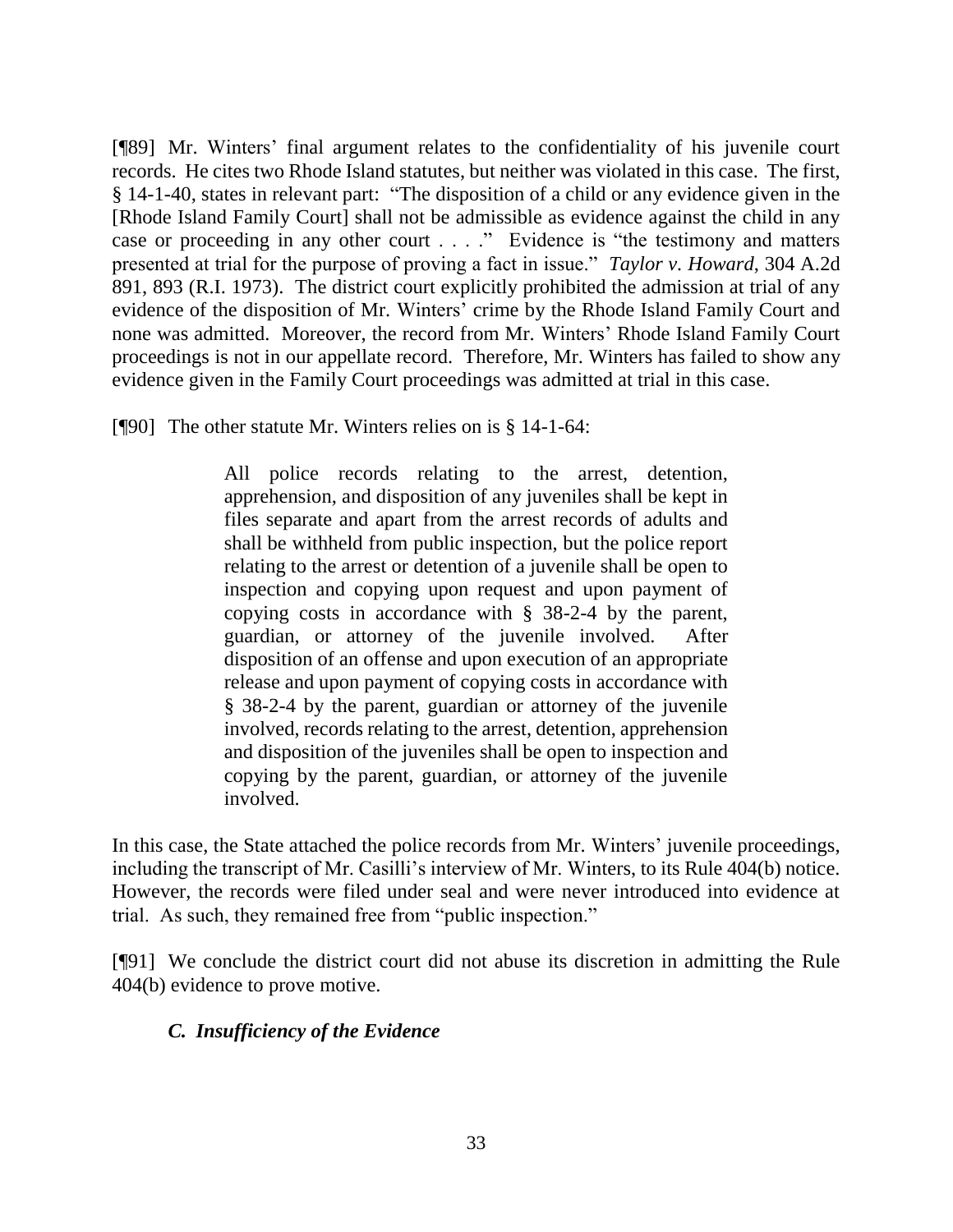[¶89] Mr. Winters' final argument relates to the confidentiality of his juvenile court records. He cites two Rhode Island statutes, but neither was violated in this case. The first, § 14-1-40, states in relevant part: "The disposition of a child or any evidence given in the [Rhode Island Family Court] shall not be admissible as evidence against the child in any case or proceeding in any other court . . . ." Evidence is "the testimony and matters presented at trial for the purpose of proving a fact in issue." *Taylor v. Howard*, 304 A.2d 891, 893 (R.I. 1973). The district court explicitly prohibited the admission at trial of any evidence of the disposition of Mr. Winters' crime by the Rhode Island Family Court and none was admitted. Moreover, the record from Mr. Winters' Rhode Island Family Court proceedings is not in our appellate record. Therefore, Mr. Winters has failed to show any evidence given in the Family Court proceedings was admitted at trial in this case.

[¶90] The other statute Mr. Winters relies on is § 14-1-64:

> All police records relating to the arrest, detention, apprehension, and disposition of any juveniles shall be kept in files separate and apart from the arrest records of adults and shall be withheld from public inspection, but the police report relating to the arrest or detention of a juvenile shall be open to inspection and copying upon request and upon payment of copying costs in accordance with § 38-2-4 by the parent, guardian, or attorney of the juvenile involved. After disposition of an offense and upon execution of an appropriate release and upon payment of copying costs in accordance with § 38-2-4 by the parent, guardian or attorney of the juvenile involved, records relating to the arrest, detention, apprehension and disposition of the juveniles shall be open to inspection and copying by the parent, guardian, or attorney of the juvenile involved.

In this case, the State attached the police records from Mr. Winters' juvenile proceedings, including the transcript of Mr. Casilli's interview of Mr. Winters, to its Rule 404(b) notice. However, the records were filed under seal and were never introduced into evidence at trial. As such, they remained free from "public inspection."

[¶91] We conclude the district court did not abuse its discretion in admitting the Rule 404(b) evidence to prove motive.

### *C. Insufficiency of the Evidence*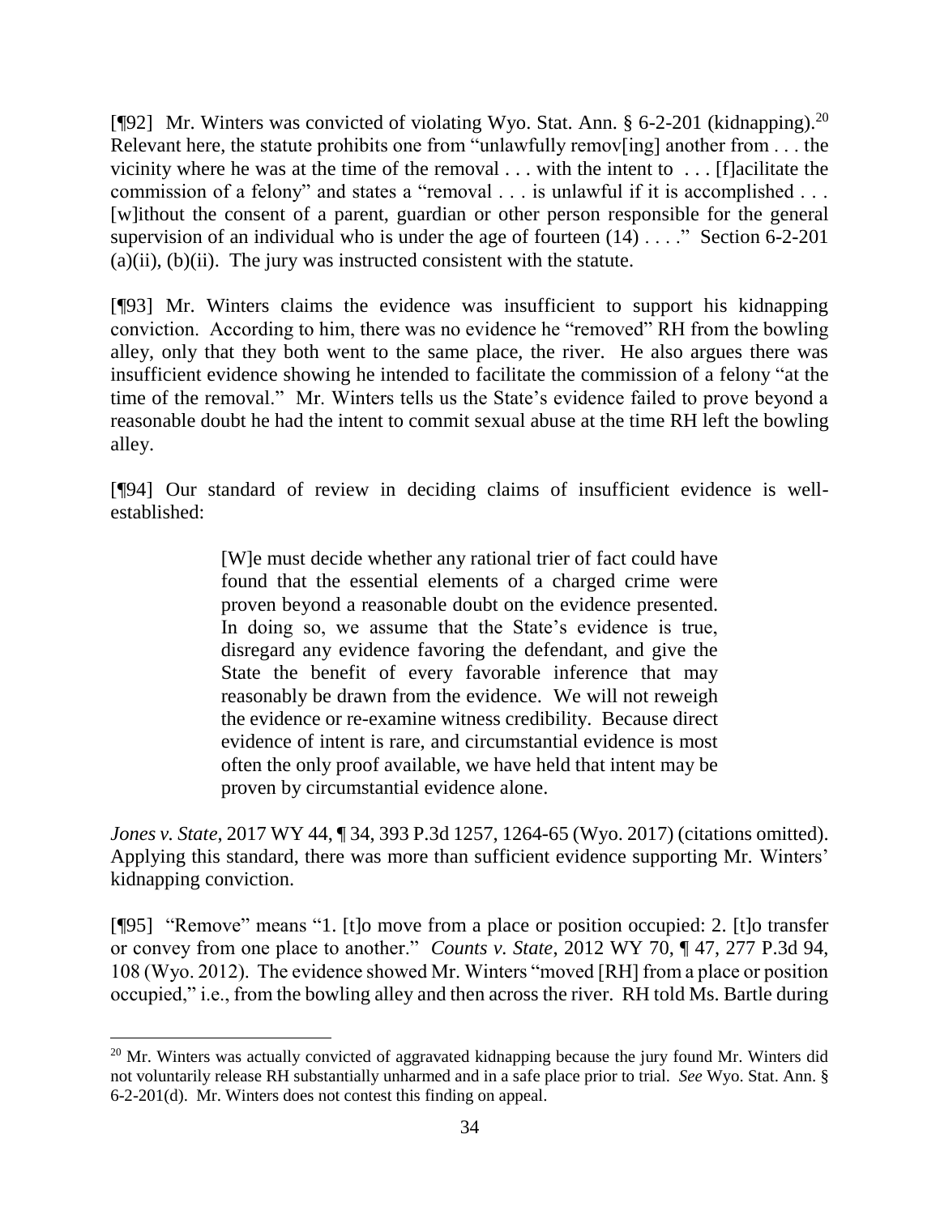[¶92] Mr. Winters was convicted of violating Wyo. Stat. Ann. § 6-2-201 (kidnapping).[20] Relevant here, the statute prohibits one from "unlawfully remov[ing] another from . . . the vicinity where he was at the time of the removal . . . with the intent to . . . [f]acilitate the commission of a felony" and states a "removal . . . is unlawful if it is accomplished . . . [w]ithout the consent of a parent, guardian or other person responsible for the general supervision of an individual who is under the age of fourteen (14) . . . ." Section 6-2-201 (a)(ii), (b)(ii). The jury was instructed consistent with the statute.

[¶93] Mr. Winters claims the evidence was insufficient to support his kidnapping conviction. According to him, there was no evidence he "removed" RH from the bowling alley, only that they both went to the same place, the river. He also argues there was insufficient evidence showing he intended to facilitate the commission of a felony "at the time of the removal." Mr. Winters tells us the State's evidence failed to prove beyond a reasonable doubt he had the intent to commit sexual abuse at the time RH left the bowling alley.

[¶94] Our standard of review in deciding claims of insufficient evidence is well-established:

> [W]e must decide whether any rational trier of fact could have found that the essential elements of a charged crime were proven beyond a reasonable doubt on the evidence presented. In doing so, we assume that the State's evidence is true, disregard any evidence favoring the defendant, and give the State the benefit of every favorable inference that may reasonably be drawn from the evidence. We will not reweigh the evidence or re-examine witness credibility. Because direct evidence of intent is rare, and circumstantial evidence is most often the only proof available, we have held that intent may be proven by circumstantial evidence alone.

*Jones v. State*, 2017 WY 44, ¶ 34, 393 P.3d 1257, 1264-65 (Wyo. 2017) (citations omitted). Applying this standard, there was more than sufficient evidence supporting Mr. Winters' kidnapping conviction.

[¶95] "Remove" means "1. [t]o move from a place or position occupied: 2. [t]o transfer or convey from one place to another." *Counts v. State*, 2012 WY 70, ¶ 47, 277 P.3d 94, 108 (Wyo. 2012). The evidence showed Mr. Winters "moved [RH] from a place or position occupied," i.e., from the bowling alley and then across the river. RH told Ms. Bartle during

---

[20] Mr. Winters was actually convicted of aggravated kidnapping because the jury found Mr. Winters did not voluntarily release RH substantially unharmed and in a safe place prior to trial. *See* Wyo. Stat. Ann. § 6-2-201(d). Mr. Winters does not contest this finding on appeal.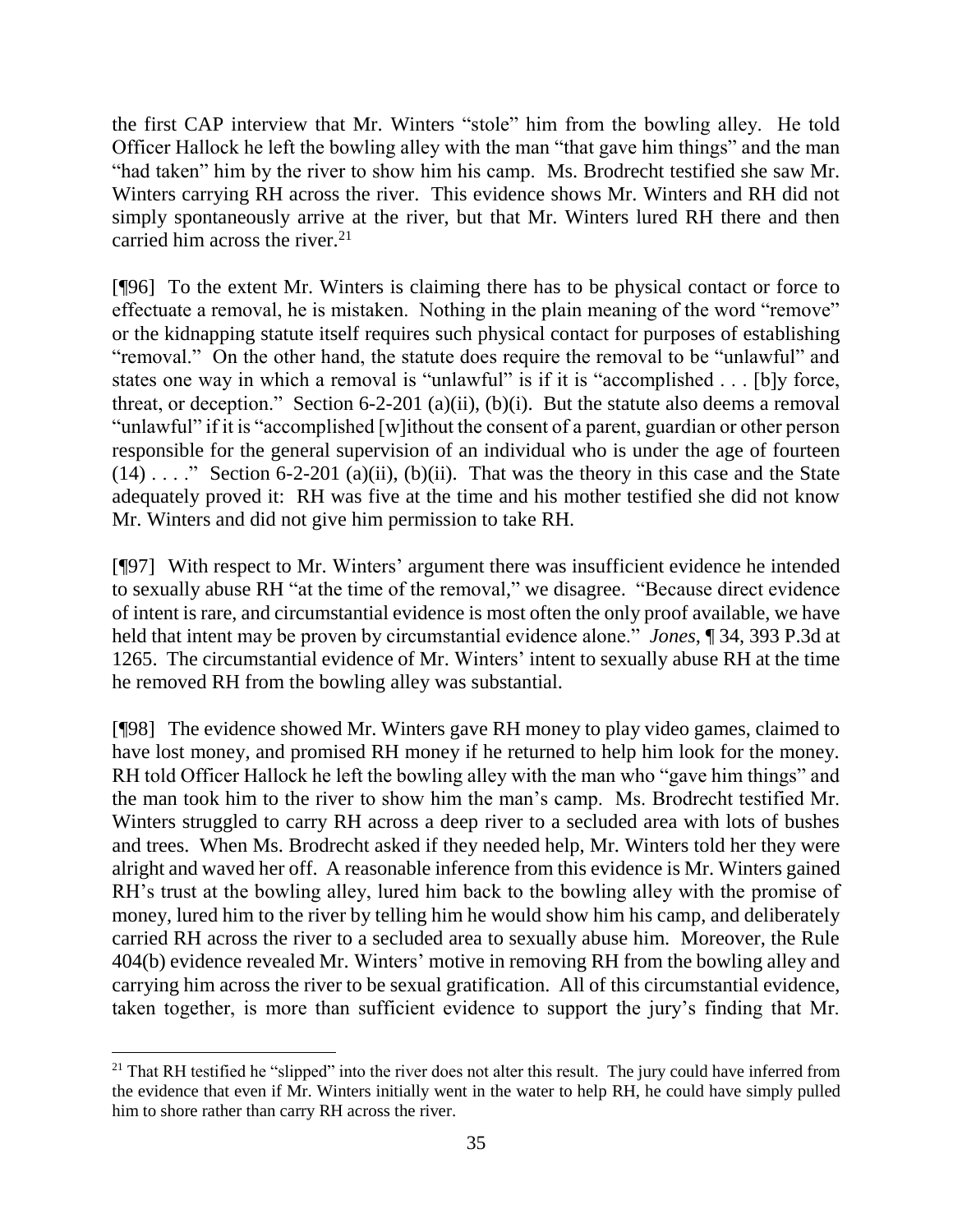the first CAP interview that Mr. Winters "stole" him from the bowling alley. He told Officer Hallock he left the bowling alley with the man "that gave him things" and the man "had taken" him by the river to show him his camp. Ms. Brodrecht testified she saw Mr. Winters carrying RH across the river. This evidence shows Mr. Winters and RH did not simply spontaneously arrive at the river, but that Mr. Winters lured RH there and then carried him across the river.[21]

[¶96] To the extent Mr. Winters is claiming there has to be physical contact or force to effectuate a removal, he is mistaken. Nothing in the plain meaning of the word "remove" or the kidnapping statute itself requires such physical contact for purposes of establishing "removal." On the other hand, the statute does require the removal to be "unlawful" and states one way in which a removal is "unlawful" is if it is "accomplished . . . [b]y force, threat, or deception." Section 6-2-201 (a)(ii), (b)(i). But the statute also deems a removal "unlawful" if it is "accomplished [w]ithout the consent of a parent, guardian or other person responsible for the general supervision of an individual who is under the age of fourteen (14) . . . ." Section 6-2-201 (a)(ii), (b)(ii). That was the theory in this case and the State adequately proved it: RH was five at the time and his mother testified she did not know Mr. Winters and did not give him permission to take RH.

[¶97] With respect to Mr. Winters' argument there was insufficient evidence he intended to sexually abuse RH "at the time of the removal," we disagree. "Because direct evidence of intent is rare, and circumstantial evidence is most often the only proof available, we have held that intent may be proven by circumstantial evidence alone." *Jones*, ¶ 34, 393 P.3d at 1265. The circumstantial evidence of Mr. Winters' intent to sexually abuse RH at the time he removed RH from the bowling alley was substantial.

[¶98] The evidence showed Mr. Winters gave RH money to play video games, claimed to have lost money, and promised RH money if he returned to help him look for the money. RH told Officer Hallock he left the bowling alley with the man who "gave him things" and the man took him to the river to show him the man's camp. Ms. Brodrecht testified Mr. Winters struggled to carry RH across a deep river to a secluded area with lots of bushes and trees. When Ms. Brodrecht asked if they needed help, Mr. Winters told her they were alright and waved her off. A reasonable inference from this evidence is Mr. Winters gained RH's trust at the bowling alley, lured him back to the bowling alley with the promise of money, lured him to the river by telling him he would show him his camp, and deliberately carried RH across the river to a secluded area to sexually abuse him. Moreover, the Rule 404(b) evidence revealed Mr. Winters' motive in removing RH from the bowling alley and carrying him across the river to be sexual gratification. All of this circumstantial evidence, taken together, is more than sufficient evidence to support the jury's finding that Mr.

---

[21] That RH testified he "slipped" into the river does not alter this result. The jury could have inferred from the evidence that even if Mr. Winters initially went in the water to help RH, he could have simply pulled him to shore rather than carry RH across the river.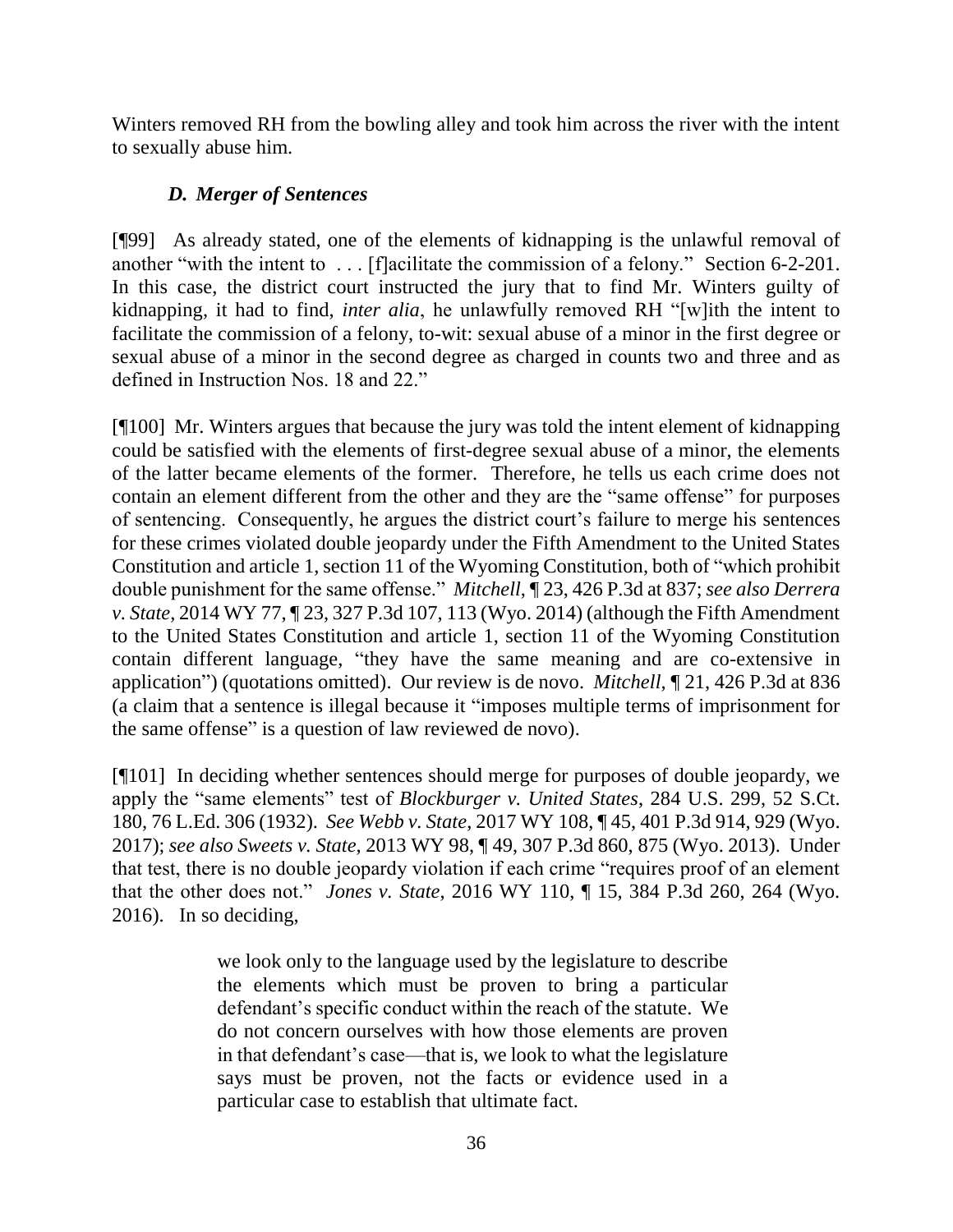Winters removed RH from the bowling alley and took him across the river with the intent to sexually abuse him.

### *D. Merger of Sentences*

[¶99] As already stated, one of the elements of kidnapping is the unlawful removal of another "with the intent to . . . [f]acilitate the commission of a felony." Section 6-2-201. In this case, the district court instructed the jury that to find Mr. Winters guilty of kidnapping, it had to find, *inter alia*, he unlawfully removed RH "[w]ith the intent to facilitate the commission of a felony, to-wit: sexual abuse of a minor in the first degree or sexual abuse of a minor in the second degree as charged in counts two and three and as defined in Instruction Nos. 18 and 22."

[¶100] Mr. Winters argues that because the jury was told the intent element of kidnapping could be satisfied with the elements of first-degree sexual abuse of a minor, the elements of the latter became elements of the former. Therefore, he tells us each crime does not contain an element different from the other and they are the "same offense" for purposes of sentencing. Consequently, he argues the district court's failure to merge his sentences for these crimes violated double jeopardy under the Fifth Amendment to the United States Constitution and article 1, section 11 of the Wyoming Constitution, both of "which prohibit double punishment for the same offense." *Mitchell*, ¶ 23, 426 P.3d at 837; *see also Derrera v. State*, 2014 WY 77, ¶ 23, 327 P.3d 107, 113 (Wyo. 2014) (although the Fifth Amendment to the United States Constitution and article 1, section 11 of the Wyoming Constitution contain different language, "they have the same meaning and are co-extensive in application") (quotations omitted). Our review is de novo. *Mitchell*, ¶ 21, 426 P.3d at 836 (a claim that a sentence is illegal because it "imposes multiple terms of imprisonment for the same offense" is a question of law reviewed de novo).

[¶101] In deciding whether sentences should merge for purposes of double jeopardy, we apply the "same elements" test of *Blockburger v. United States*, 284 U.S. 299, 52 S.Ct. 180, 76 L.Ed. 306 (1932). *See Webb v. State*, 2017 WY 108, ¶ 45, 401 P.3d 914, 929 (Wyo. 2017); *see also Sweets v. State*, 2013 WY 98, ¶ 49, 307 P.3d 860, 875 (Wyo. 2013). Under that test, there is no double jeopardy violation if each crime "requires proof of an element that the other does not." *Jones v. State*, 2016 WY 110, ¶ 15, 384 P.3d 260, 264 (Wyo. 2016). In so deciding,

> we look only to the language used by the legislature to describe the elements which must be proven to bring a particular defendant's specific conduct within the reach of the statute. We do not concern ourselves with how those elements are proven in that defendant's case—that is, we look to what the legislature says must be proven, not the facts or evidence used in a particular case to establish that ultimate fact.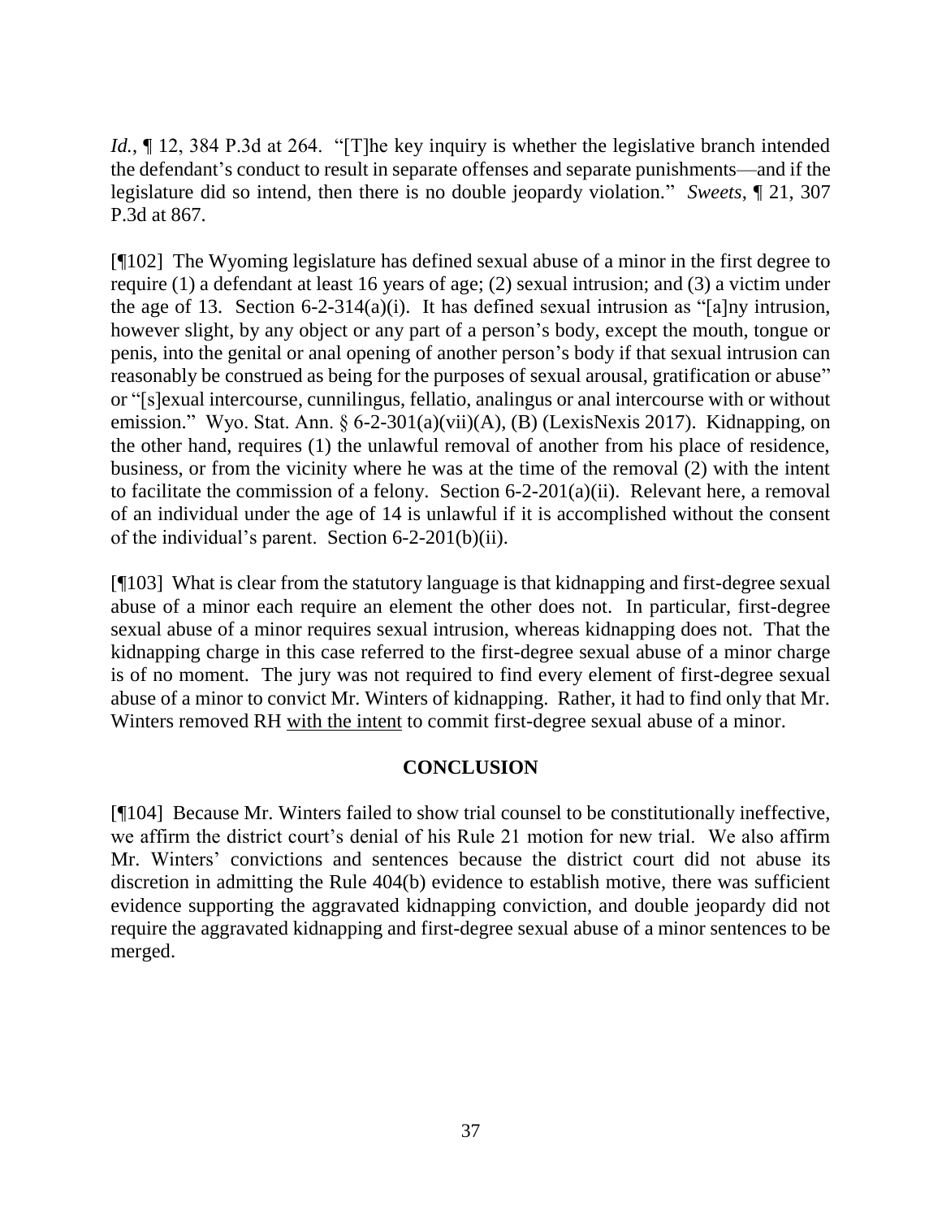*Id.*, ¶ 12, 384 P.3d at 264. "[T]he key inquiry is whether the legislative branch intended the defendant's conduct to result in separate offenses and separate punishments—and if the legislature did so intend, then there is no double jeopardy violation." *Sweets*, ¶ 21, 307 P.3d at 867.

[¶102] The Wyoming legislature has defined sexual abuse of a minor in the first degree to require (1) a defendant at least 16 years of age; (2) sexual intrusion; and (3) a victim under the age of 13. Section 6-2-314(a)(i). It has defined sexual intrusion as "[a]ny intrusion, however slight, by any object or any part of a person's body, except the mouth, tongue or penis, into the genital or anal opening of another person's body if that sexual intrusion can reasonably be construed as being for the purposes of sexual arousal, gratification or abuse" or "[s]exual intercourse, cunnilingus, fellatio, analingus or anal intercourse with or without emission." Wyo. Stat. Ann. § 6-2-301(a)(vii)(A), (B) (LexisNexis 2017). Kidnapping, on the other hand, requires (1) the unlawful removal of another from his place of residence, business, or from the vicinity where he was at the time of the removal (2) with the intent to facilitate the commission of a felony. Section 6-2-201(a)(ii). Relevant here, a removal of an individual under the age of 14 is unlawful if it is accomplished without the consent of the individual's parent. Section 6-2-201(b)(ii).

[¶103] What is clear from the statutory language is that kidnapping and first-degree sexual abuse of a minor each require an element the other does not. In particular, first-degree sexual abuse of a minor requires sexual intrusion, whereas kidnapping does not. That the kidnapping charge in this case referred to the first-degree sexual abuse of a minor charge is of no moment. The jury was not required to find every element of first-degree sexual abuse of a minor to convict Mr. Winters of kidnapping. Rather, it had to find only that Mr. Winters removed RH with the intent to commit first-degree sexual abuse of a minor.

## CONCLUSION

[¶104] Because Mr. Winters failed to show trial counsel to be constitutionally ineffective, we affirm the district court's denial of his Rule 21 motion for new trial. We also affirm Mr. Winters' convictions and sentences because the district court did not abuse its discretion in admitting the Rule 404(b) evidence to establish motive, there was sufficient evidence supporting the aggravated kidnapping conviction, and double jeopardy did not require the aggravated kidnapping and first-degree sexual abuse of a minor sentences to be merged.